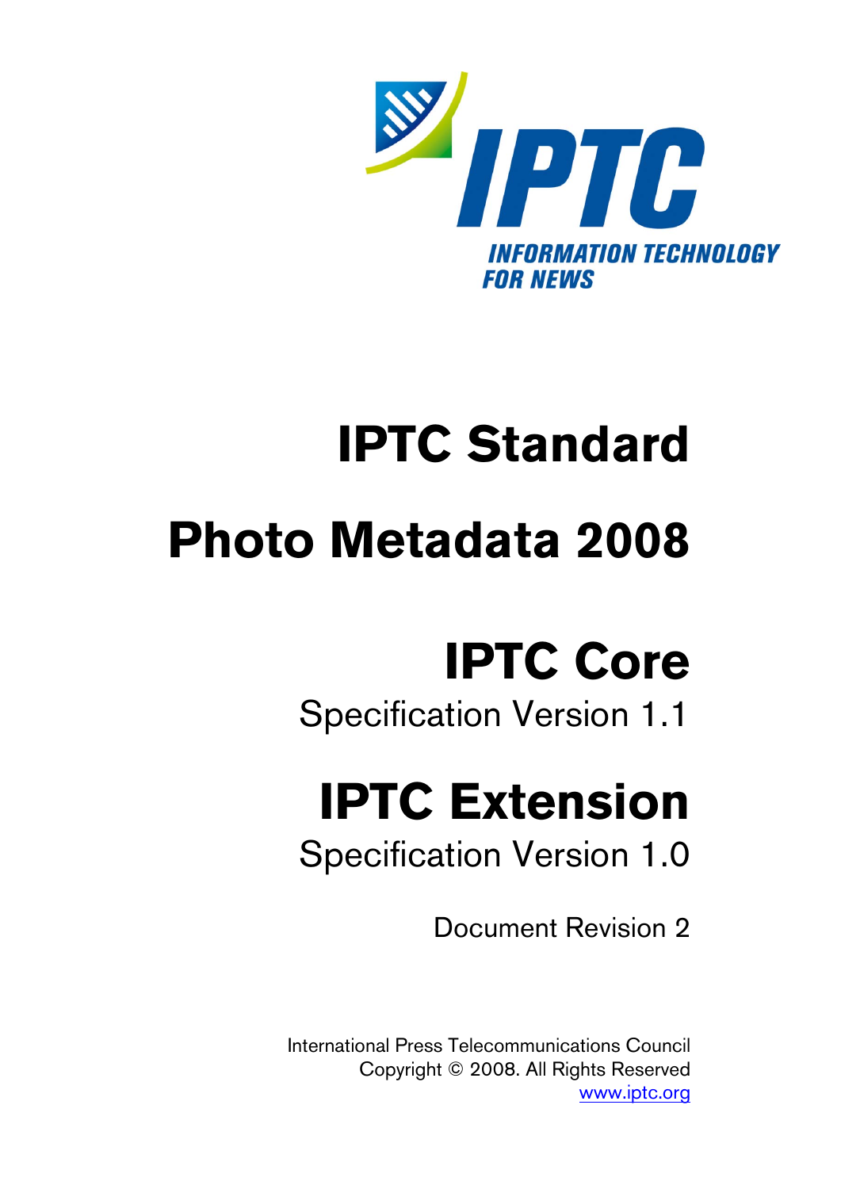IPTC

INFORMATION TECHNOLOGY FOR NEWS

# IPTC Standard

# Photo Metadata 2008

# IPTC Core

Specification Version 1.1

# IPTC Extension

Specification Version 1.0

Document Revision 2

International Press Telecommunications Council
Copyright © 2008. All Rights Reserved
www.iptc.org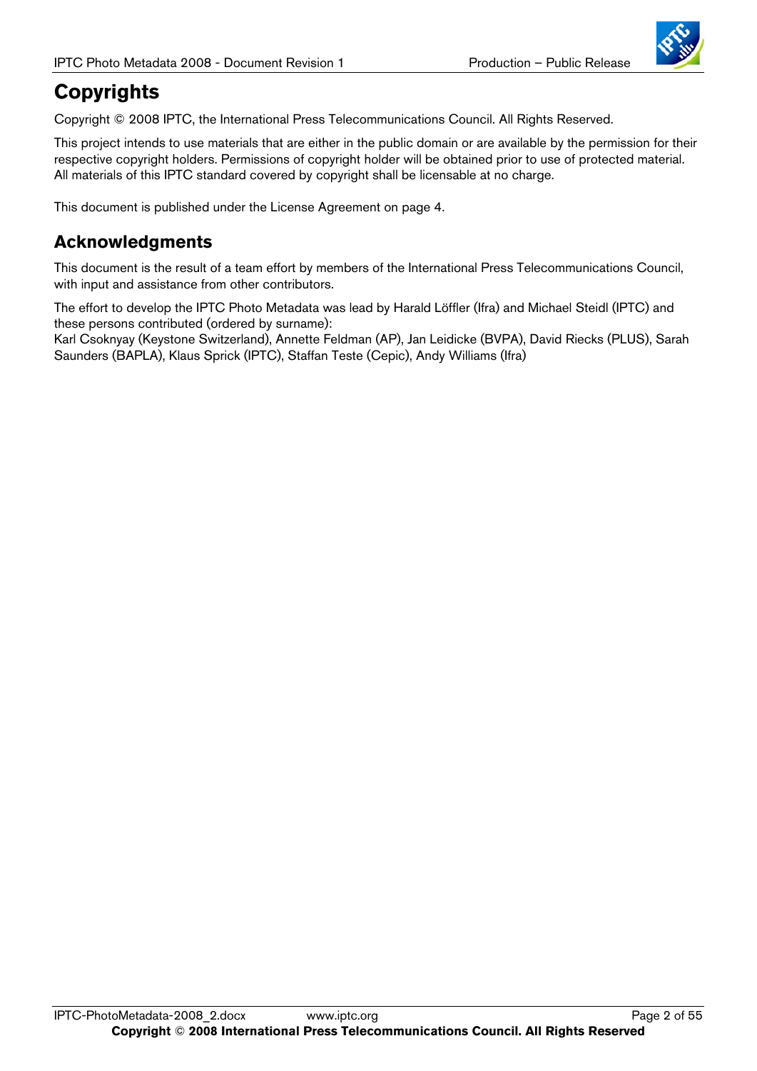# Copyrights

Copyright © 2008 IPTC, the International Press Telecommunications Council. All Rights Reserved.

This project intends to use materials that are either in the public domain or are available by the permission for their respective copyright holders. Permissions of copyright holder will be obtained prior to use of protected material. All materials of this IPTC standard covered by copyright shall be licensable at no charge.

This document is published under the License Agreement on page 4.

# Acknowledgments

This document is the result of a team effort by members of the International Press Telecommunications Council, with input and assistance from other contributors.

The effort to develop the IPTC Photo Metadata was lead by Harald Löffler (Ifra) and Michael Steidl (IPTC) and these persons contributed (ordered by surname):
Karl Csoknyay (Keystone Switzerland), Annette Feldman (AP), Jan Leidicke (BVPA), David Riecks (PLUS), Sarah Saunders (BAPLA), Klaus Sprick (IPTC), Staffan Teste (Cepic), Andy Williams (Ifra)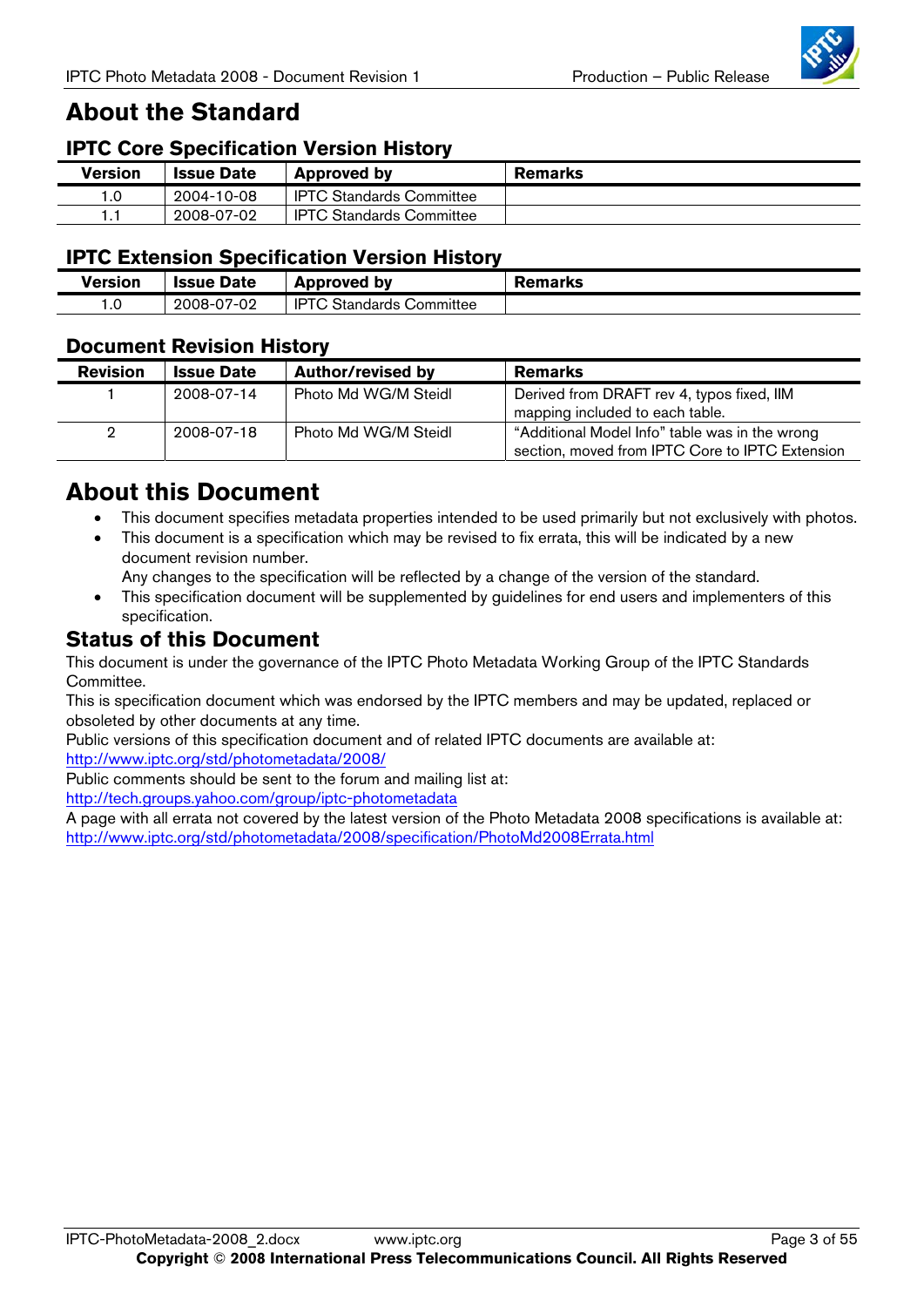# About the Standard

## IPTC Core Specification Version History

| Version | Issue Date | Approved by | Remarks |
|---|---|---|---|
| 1.0 | 2004-10-08 | IPTC Standards Committee | |
| 1.1 | 2008-07-02 | IPTC Standards Committee | |

## IPTC Extension Specification Version History

| Version | Issue Date | Approved by | Remarks |
|---|---|---|---|
| 1.0 | 2008-07-02 | IPTC Standards Committee | |

## Document Revision History

| Revision | Issue Date | Author/revised by | Remarks |
|---|---|---|---|
| 1 | 2008-07-14 | Photo Md WG/M Steidl | Derived from DRAFT rev 4, typos fixed, IIM mapping included to each table. |
| 2 | 2008-07-18 | Photo Md WG/M Steidl | "Additional Model Info" table was in the wrong section, moved from IPTC Core to IPTC Extension |

# About this Document

- This document specifies metadata properties intended to be used primarily but not exclusively with photos.
- This document is a specification which may be revised to fix errata, this will be indicated by a new document revision number.
  Any changes to the specification will be reflected by a change of the version of the standard.
- This specification document will be supplemented by guidelines for end users and implementers of this specification.

## Status of this Document

This document is under the governance of the IPTC Photo Metadata Working Group of the IPTC Standards Committee.

This is specification document which was endorsed by the IPTC members and may be updated, replaced or obsoleted by other documents at any time.

Public versions of this specification document and of related IPTC documents are available at:
http://www.iptc.org/std/photometadata/2008/

Public comments should be sent to the forum and mailing list at:
http://tech.groups.yahoo.com/group/iptc-photometadata

A page with all errata not covered by the latest version of the Photo Metadata 2008 specifications is available at:
http://www.iptc.org/std/photometadata/2008/specification/PhotoMd2008Errata.html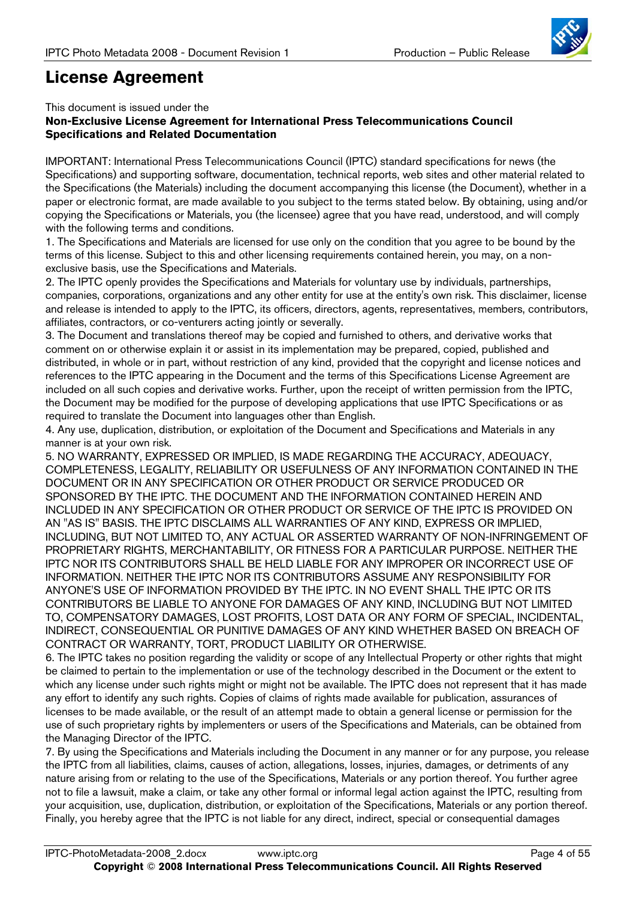# License Agreement

This document is issued under the
**Non-Exclusive License Agreement for International Press Telecommunications Council Specifications and Related Documentation**

IMPORTANT: International Press Telecommunications Council (IPTC) standard specifications for news (the Specifications) and supporting software, documentation, technical reports, web sites and other material related to the Specifications (the Materials) including the document accompanying this license (the Document), whether in a paper or electronic format, are made available to you subject to the terms stated below. By obtaining, using and/or copying the Specifications or Materials, you (the licensee) agree that you have read, understood, and will comply with the following terms and conditions.

1. The Specifications and Materials are licensed for use only on the condition that you agree to be bound by the terms of this license. Subject to this and other licensing requirements contained herein, you may, on a non-exclusive basis, use the Specifications and Materials.

2. The IPTC openly provides the Specifications and Materials for voluntary use by individuals, partnerships, companies, corporations, organizations and any other entity for use at the entity's own risk. This disclaimer, license and release is intended to apply to the IPTC, its officers, directors, agents, representatives, members, contributors, affiliates, contractors, or co-venturers acting jointly or severally.

3. The Document and translations thereof may be copied and furnished to others, and derivative works that comment on or otherwise explain it or assist in its implementation may be prepared, copied, published and distributed, in whole or in part, without restriction of any kind, provided that the copyright and license notices and references to the IPTC appearing in the Document and the terms of this Specifications License Agreement are included on all such copies and derivative works. Further, upon the receipt of written permission from the IPTC, the Document may be modified for the purpose of developing applications that use IPTC Specifications or as required to translate the Document into languages other than English.

4. Any use, duplication, distribution, or exploitation of the Document and Specifications and Materials in any manner is at your own risk.

5. NO WARRANTY, EXPRESSED OR IMPLIED, IS MADE REGARDING THE ACCURACY, ADEQUACY, COMPLETENESS, LEGALITY, RELIABILITY OR USEFULNESS OF ANY INFORMATION CONTAINED IN THE DOCUMENT OR IN ANY SPECIFICATION OR OTHER PRODUCT OR SERVICE PRODUCED OR SPONSORED BY THE IPTC. THE DOCUMENT AND THE INFORMATION CONTAINED HEREIN AND INCLUDED IN ANY SPECIFICATION OR OTHER PRODUCT OR SERVICE OF THE IPTC IS PROVIDED ON AN "AS IS" BASIS. THE IPTC DISCLAIMS ALL WARRANTIES OF ANY KIND, EXPRESS OR IMPLIED, INCLUDING, BUT NOT LIMITED TO, ANY ACTUAL OR ASSERTED WARRANTY OF NON-INFRINGEMENT OF PROPRIETARY RIGHTS, MERCHANTABILITY, OR FITNESS FOR A PARTICULAR PURPOSE. NEITHER THE IPTC NOR ITS CONTRIBUTORS SHALL BE HELD LIABLE FOR ANY IMPROPER OR INCORRECT USE OF INFORMATION. NEITHER THE IPTC NOR ITS CONTRIBUTORS ASSUME ANY RESPONSIBILITY FOR ANYONE'S USE OF INFORMATION PROVIDED BY THE IPTC. IN NO EVENT SHALL THE IPTC OR ITS CONTRIBUTORS BE LIABLE TO ANYONE FOR DAMAGES OF ANY KIND, INCLUDING BUT NOT LIMITED TO, COMPENSATORY DAMAGES, LOST PROFITS, LOST DATA OR ANY FORM OF SPECIAL, INCIDENTAL, INDIRECT, CONSEQUENTIAL OR PUNITIVE DAMAGES OF ANY KIND WHETHER BASED ON BREACH OF CONTRACT OR WARRANTY, TORT, PRODUCT LIABILITY OR OTHERWISE.

6. The IPTC takes no position regarding the validity or scope of any Intellectual Property or other rights that might be claimed to pertain to the implementation or use of the technology described in the Document or the extent to which any license under such rights might or might not be available. The IPTC does not represent that it has made any effort to identify any such rights. Copies of claims of rights made available for publication, assurances of licenses to be made available, or the result of an attempt made to obtain a general license or permission for the use of such proprietary rights by implementers or users of the Specifications and Materials, can be obtained from the Managing Director of the IPTC.

7. By using the Specifications and Materials including the Document in any manner or for any purpose, you release the IPTC from all liabilities, claims, causes of action, allegations, losses, injuries, damages, or detriments of any nature arising from or relating to the use of the Specifications, Materials or any portion thereof. You further agree not to file a lawsuit, make a claim, or take any other formal or informal legal action against the IPTC, resulting from your acquisition, use, duplication, distribution, or exploitation of the Specifications, Materials or any portion thereof. Finally, you hereby agree that the IPTC is not liable for any direct, indirect, special or consequential damages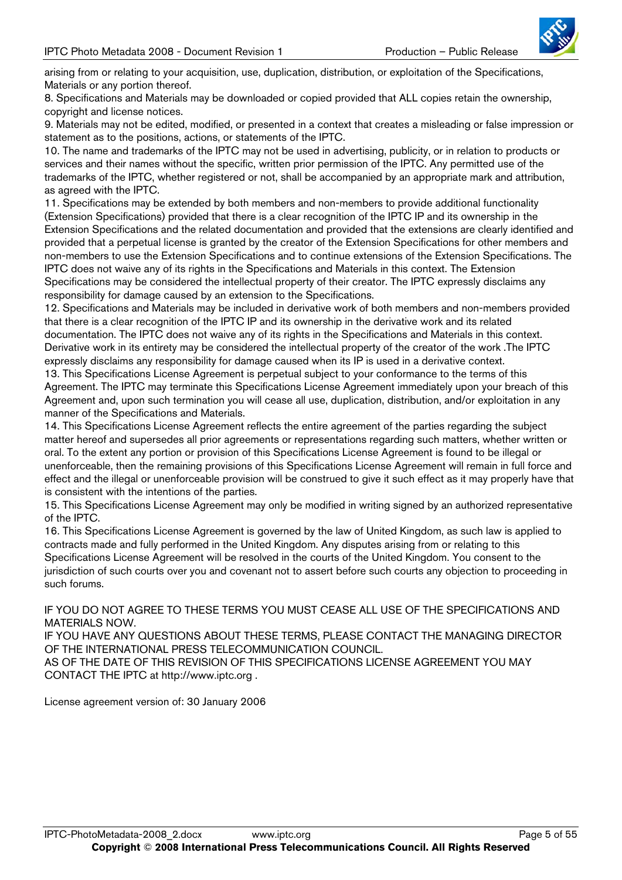arising from or relating to your acquisition, use, duplication, distribution, or exploitation of the Specifications, Materials or any portion thereof.

8. Specifications and Materials may be downloaded or copied provided that ALL copies retain the ownership, copyright and license notices.

9. Materials may not be edited, modified, or presented in a context that creates a misleading or false impression or statement as to the positions, actions, or statements of the IPTC.

10. The name and trademarks of the IPTC may not be used in advertising, publicity, or in relation to products or services and their names without the specific, written prior permission of the IPTC. Any permitted use of the trademarks of the IPTC, whether registered or not, shall be accompanied by an appropriate mark and attribution, as agreed with the IPTC.

11. Specifications may be extended by both members and non-members to provide additional functionality (Extension Specifications) provided that there is a clear recognition of the IPTC IP and its ownership in the Extension Specifications and the related documentation and provided that the extensions are clearly identified and provided that a perpetual license is granted by the creator of the Extension Specifications for other members and non-members to use the Extension Specifications and to continue extensions of the Extension Specifications. The IPTC does not waive any of its rights in the Specifications and Materials in this context. The Extension Specifications may be considered the intellectual property of their creator. The IPTC expressly disclaims any responsibility for damage caused by an extension to the Specifications.

12. Specifications and Materials may be included in derivative work of both members and non-members provided that there is a clear recognition of the IPTC IP and its ownership in the derivative work and its related documentation. The IPTC does not waive any of its rights in the Specifications and Materials in this context. Derivative work in its entirety may be considered the intellectual property of the creator of the work .The IPTC expressly disclaims any responsibility for damage caused when its IP is used in a derivative context.

13. This Specifications License Agreement is perpetual subject to your conformance to the terms of this Agreement. The IPTC may terminate this Specifications License Agreement immediately upon your breach of this Agreement and, upon such termination you will cease all use, duplication, distribution, and/or exploitation in any manner of the Specifications and Materials.

14. This Specifications License Agreement reflects the entire agreement of the parties regarding the subject matter hereof and supersedes all prior agreements or representations regarding such matters, whether written or oral. To the extent any portion or provision of this Specifications License Agreement is found to be illegal or unenforceable, then the remaining provisions of this Specifications License Agreement will remain in full force and effect and the illegal or unenforceable provision will be construed to give it such effect as it may properly have that is consistent with the intentions of the parties.

15. This Specifications License Agreement may only be modified in writing signed by an authorized representative of the IPTC.

16. This Specifications License Agreement is governed by the law of United Kingdom, as such law is applied to contracts made and fully performed in the United Kingdom. Any disputes arising from or relating to this Specifications License Agreement will be resolved in the courts of the United Kingdom. You consent to the jurisdiction of such courts over you and covenant not to assert before such courts any objection to proceeding in such forums.

IF YOU DO NOT AGREE TO THESE TERMS YOU MUST CEASE ALL USE OF THE SPECIFICATIONS AND MATERIALS NOW.
IF YOU HAVE ANY QUESTIONS ABOUT THESE TERMS, PLEASE CONTACT THE MANAGING DIRECTOR OF THE INTERNATIONAL PRESS TELECOMMUNICATION COUNCIL.
AS OF THE DATE OF THIS REVISION OF THIS SPECIFICATIONS LICENSE AGREEMENT YOU MAY CONTACT THE IPTC at http://www.iptc.org .

License agreement version of: 30 January 2006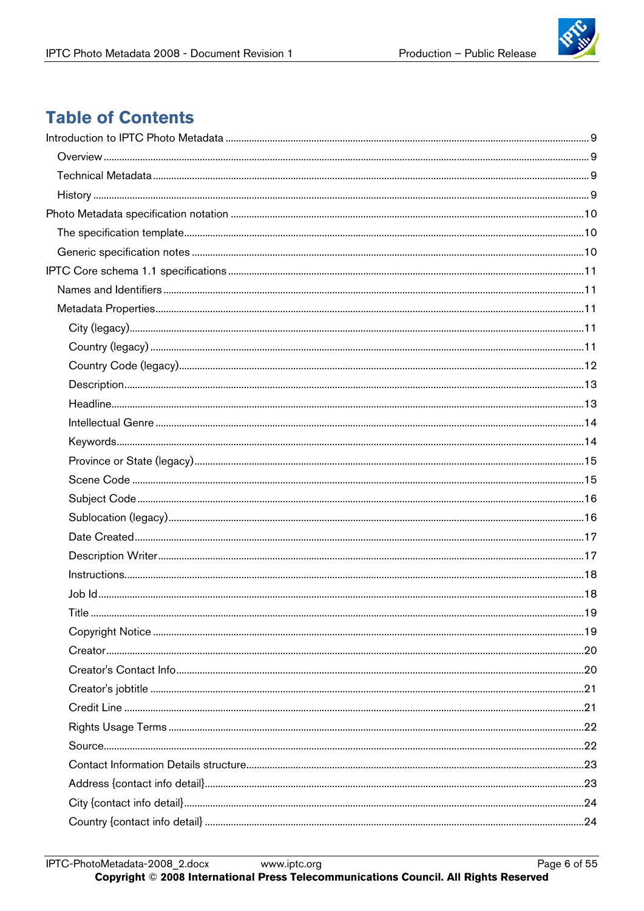# Table of Contents

- Introduction to IPTC Photo Metadata ........ 9
  - Overview ........ 9
  - Technical Metadata ........ 9
  - History ........ 9
- Photo Metadata specification notation ........ 10
  - The specification template ........ 10
  - Generic specification notes ........ 10
- IPTC Core schema 1.1 specifications ........ 11
  - Names and Identifiers ........ 11
  - Metadata Properties ........ 11
    - City (legacy) ........ 11
    - Country (legacy) ........ 11
    - Country Code (legacy) ........ 12
    - Description ........ 13
    - Headline ........ 13
    - Intellectual Genre ........ 14
    - Keywords ........ 14
    - Province or State (legacy) ........ 15
    - Scene Code ........ 15
    - Subject Code ........ 16
    - Sublocation (legacy) ........ 16
    - Date Created ........ 17
    - Description Writer ........ 17
    - Instructions ........ 18
    - Job Id ........ 18
    - Title ........ 19
    - Copyright Notice ........ 19
    - Creator ........ 20
    - Creator's Contact Info ........ 20
    - Creator's jobtitle ........ 21
    - Credit Line ........ 21
    - Rights Usage Terms ........ 22
    - Source ........ 22
    - Contact Information Details structure ........ 23
    - Address {contact info detail} ........ 23
    - City {contact info detail} ........ 24
    - Country {contact info detail} ........ 24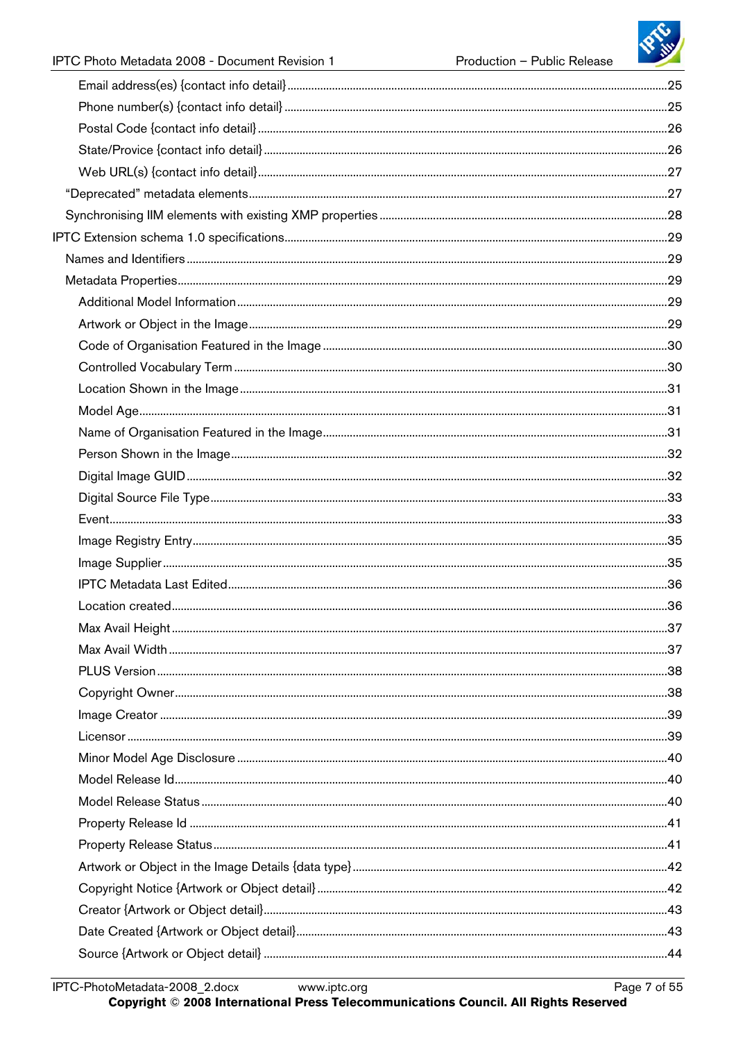Email address(es) {contact info detail} ........ 25

Phone number(s) {contact info detail} ........ 25

Postal Code {contact info detail} ........ 26

State/Provice {contact info detail} ........ 26

Web URL(s) {contact info detail} ........ 27

"Deprecated" metadata elements ........ 27

Synchronising IIM elements with existing XMP properties ........ 28

IPTC Extension schema 1.0 specifications ........ 29

Names and Identifiers ........ 29

Metadata Properties ........ 29

Additional Model Information ........ 29

Artwork or Object in the Image ........ 29

Code of Organisation Featured in the Image ........ 30

Controlled Vocabulary Term ........ 30

Location Shown in the Image ........ 31

Model Age ........ 31

Name of Organisation Featured in the Image ........ 31

Person Shown in the Image ........ 32

Digital Image GUID ........ 32

Digital Source File Type ........ 33

Event ........ 33

Image Registry Entry ........ 35

Image Supplier ........ 35

IPTC Metadata Last Edited ........ 36

Location created ........ 36

Max Avail Height ........ 37

Max Avail Width ........ 37

PLUS Version ........ 38

Copyright Owner ........ 38

Image Creator ........ 39

Licensor ........ 39

Minor Model Age Disclosure ........ 40

Model Release Id ........ 40

Model Release Status ........ 40

Property Release Id ........ 41

Property Release Status ........ 41

Artwork or Object in the Image Details {data type} ........ 42

Copyright Notice {Artwork or Object detail} ........ 42

Creator {Artwork or Object detail} ........ 43

Date Created {Artwork or Object detail} ........ 43

Source {Artwork or Object detail} ........ 44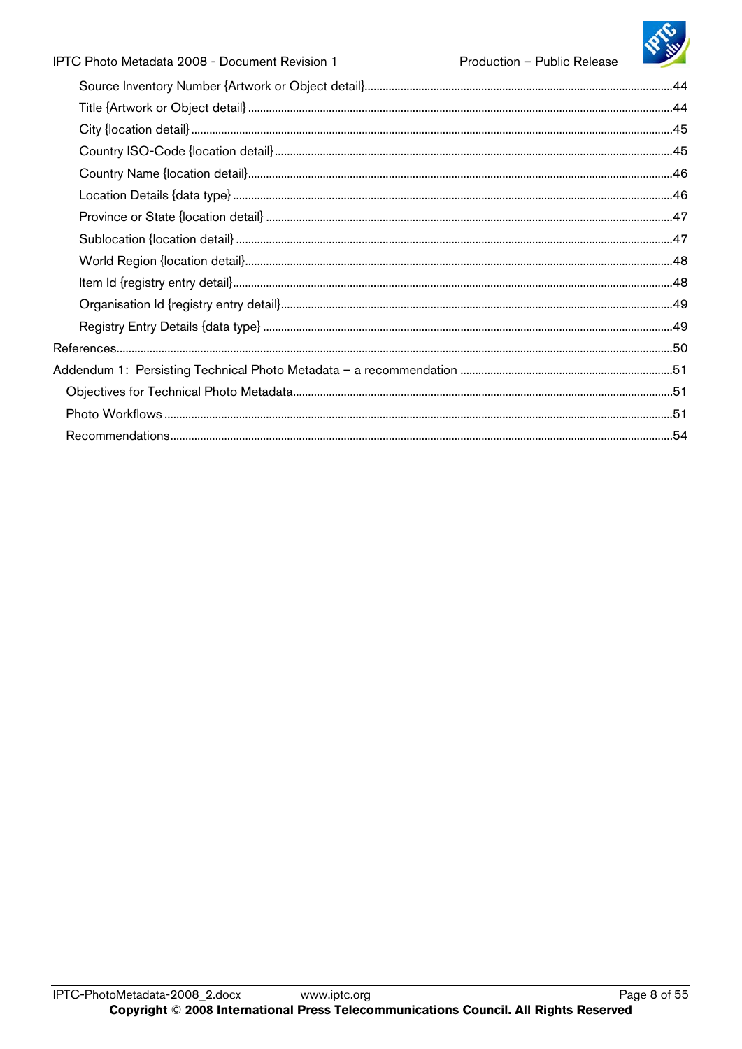Source Inventory Number {Artwork or Object detail} ........................................................................................ 44
Title {Artwork or Object detail} ........................................................................................ 44
City {location detail} ........................................................................................ 45
Country ISO-Code {location detail} ........................................................................................ 45
Country Name {location detail} ........................................................................................ 46
Location Details {data type} ........................................................................................ 46
Province or State {location detail} ........................................................................................ 47
Sublocation {location detail} ........................................................................................ 47
World Region {location detail} ........................................................................................ 48
Item Id {registry entry detail} ........................................................................................ 48
Organisation Id {registry entry detail} ........................................................................................ 49
Registry Entry Details {data type} ........................................................................................ 49

References ........................................................................................ 50

Addendum 1: Persisting Technical Photo Metadata – a recommendation ........................................................................................ 51

Objectives for Technical Photo Metadata ........................................................................................ 51
Photo Workflows ........................................................................................ 51
Recommendations ........................................................................................ 54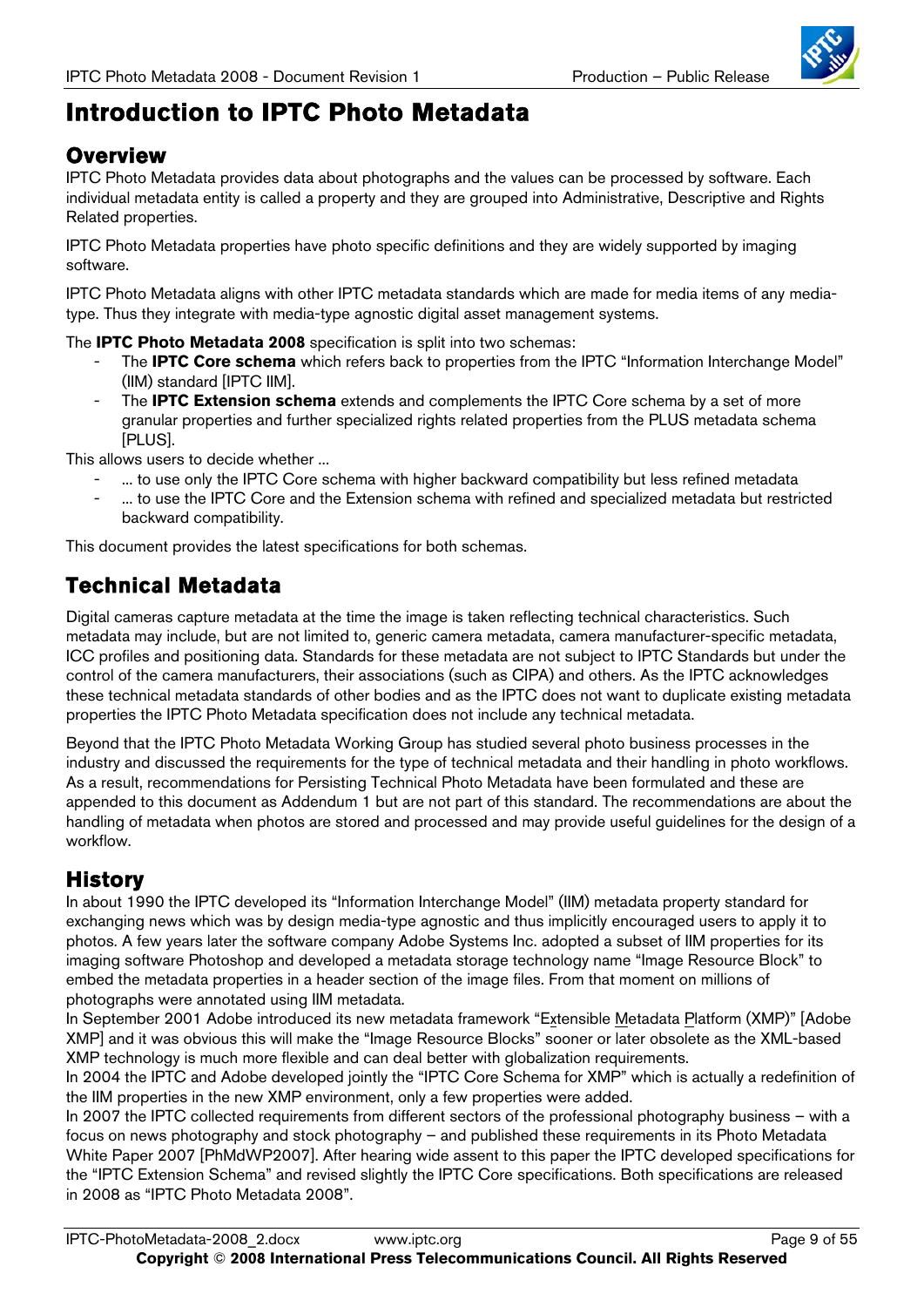# Introduction to IPTC Photo Metadata

## Overview

IPTC Photo Metadata provides data about photographs and the values can be processed by software. Each individual metadata entity is called a property and they are grouped into Administrative, Descriptive and Rights Related properties.

IPTC Photo Metadata properties have photo specific definitions and they are widely supported by imaging software.

IPTC Photo Metadata aligns with other IPTC metadata standards which are made for media items of any media-type. Thus they integrate with media-type agnostic digital asset management systems.

The **IPTC Photo Metadata 2008** specification is split into two schemas:

- The **IPTC Core schema** which refers back to properties from the IPTC "Information Interchange Model" (IIM) standard [IPTC IIM].
- The **IPTC Extension schema** extends and complements the IPTC Core schema by a set of more granular properties and further specialized rights related properties from the PLUS metadata schema [PLUS].

This allows users to decide whether ...

- ... to use only the IPTC Core schema with higher backward compatibility but less refined metadata
- ... to use the IPTC Core and the Extension schema with refined and specialized metadata but restricted backward compatibility.

This document provides the latest specifications for both schemas.

## Technical Metadata

Digital cameras capture metadata at the time the image is taken reflecting technical characteristics. Such metadata may include, but are not limited to, generic camera metadata, camera manufacturer-specific metadata, ICC profiles and positioning data. Standards for these metadata are not subject to IPTC Standards but under the control of the camera manufacturers, their associations (such as CIPA) and others. As the IPTC acknowledges these technical metadata standards of other bodies and as the IPTC does not want to duplicate existing metadata properties the IPTC Photo Metadata specification does not include any technical metadata.

Beyond that the IPTC Photo Metadata Working Group has studied several photo business processes in the industry and discussed the requirements for the type of technical metadata and their handling in photo workflows. As a result, recommendations for Persisting Technical Photo Metadata have been formulated and these are appended to this document as Addendum 1 but are not part of this standard. The recommendations are about the handling of metadata when photos are stored and processed and may provide useful guidelines for the design of a workflow.

## History

In about 1990 the IPTC developed its "Information Interchange Model" (IIM) metadata property standard for exchanging news which was by design media-type agnostic and thus implicitly encouraged users to apply it to photos. A few years later the software company Adobe Systems Inc. adopted a subset of IIM properties for its imaging software Photoshop and developed a metadata storage technology name "Image Resource Block" to embed the metadata properties in a header section of the image files. From that moment on millions of photographs were annotated using IIM metadata.

In September 2001 Adobe introduced its new metadata framework "Extensible Metadata Platform (XMP)" [Adobe XMP] and it was obvious this will make the "Image Resource Blocks" sooner or later obsolete as the XML-based XMP technology is much more flexible and can deal better with globalization requirements.

In 2004 the IPTC and Adobe developed jointly the "IPTC Core Schema for XMP" which is actually a redefinition of the IIM properties in the new XMP environment, only a few properties were added.

In 2007 the IPTC collected requirements from different sectors of the professional photography business – with a focus on news photography and stock photography – and published these requirements in its Photo Metadata White Paper 2007 [PhMdWP2007]. After hearing wide assent to this paper the IPTC developed specifications for the "IPTC Extension Schema" and revised slightly the IPTC Core specifications. Both specifications are released in 2008 as "IPTC Photo Metadata 2008".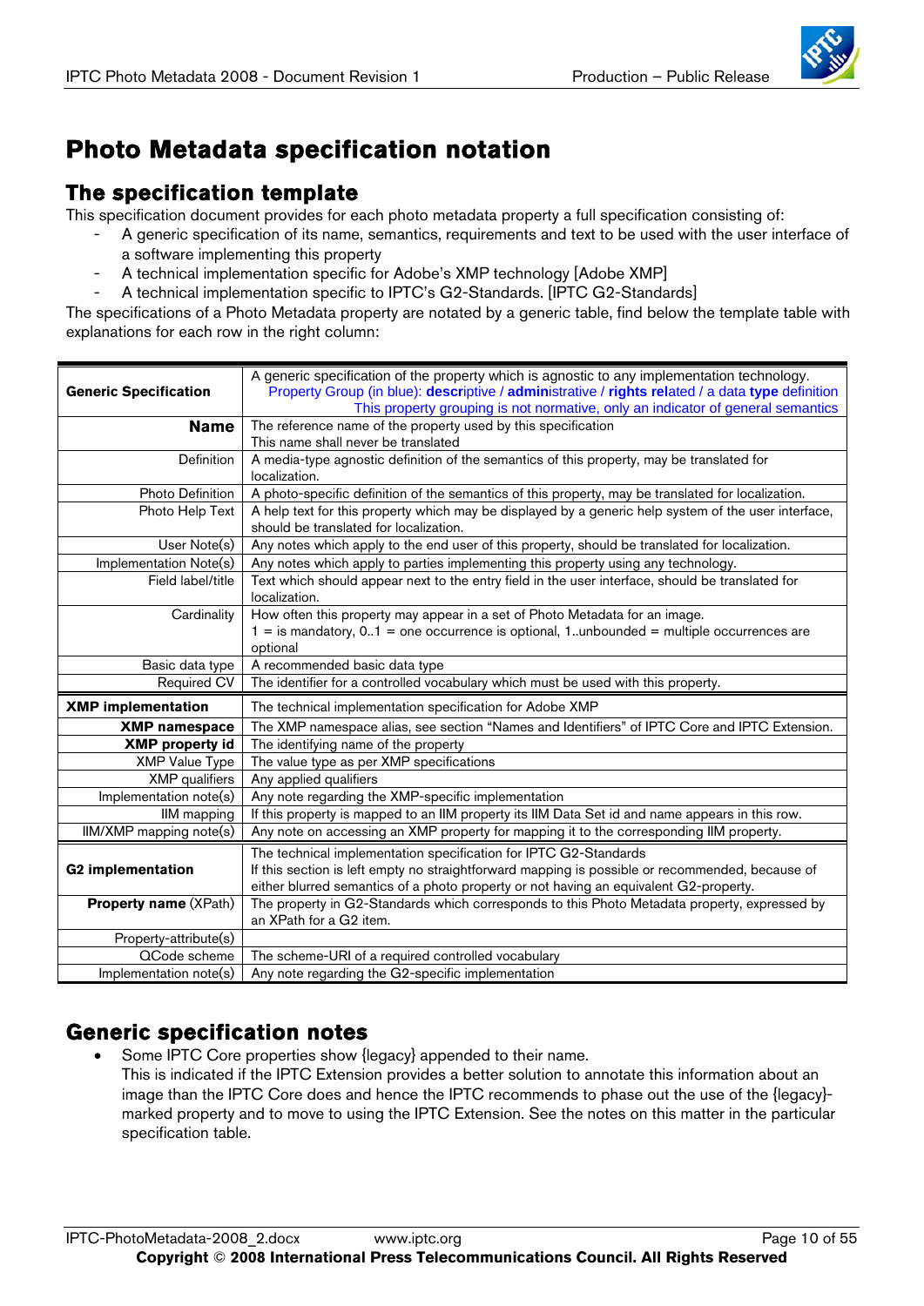# Photo Metadata specification notation

## The specification template

This specification document provides for each photo metadata property a full specification consisting of:

- A generic specification of its name, semantics, requirements and text to be used with the user interface of a software implementing this property
- A technical implementation specific for Adobe's XMP technology [Adobe XMP]
- A technical implementation specific to IPTC's G2-Standards. [IPTC G2-Standards]

The specifications of a Photo Metadata property are notated by a generic table, find below the template table with explanations for each row in the right column:

| **Generic Specification** | A generic specification of the property which is agnostic to any implementation technology. Property Group (in blue): **descr**iptive / **admin**istrative / **rights rel**ated / a data **type** definition This property grouping is not normative, only an indicator of general semantics |
|---|---|
| **Name** | The reference name of the property used by this specification This name shall never be translated |
| Definition | A media-type agnostic definition of the semantics of this property, may be translated for localization. |
| Photo Definition | A photo-specific definition of the semantics of this property, may be translated for localization. |
| Photo Help Text | A help text for this property which may be displayed by a generic help system of the user interface, should be translated for localization. |
| User Note(s) | Any notes which apply to the end user of this property, should be translated for localization. |
| Implementation Note(s) | Any notes which apply to parties implementing this property using any technology. |
| Field label/title | Text which should appear next to the entry field in the user interface, should be translated for localization. |
| Cardinality | How often this property may appear in a set of Photo Metadata for an image. 1 = is mandatory, 0..1 = one occurrence is optional, 1..unbounded = multiple occurrences are optional |
| Basic data type | A recommended basic data type |
| Required CV | The identifier for a controlled vocabulary which must be used with this property. |
| **XMP implementation** | The technical implementation specification for Adobe XMP |
| **XMP namespace** | The XMP namespace alias, see section "Names and Identifiers" of IPTC Core and IPTC Extension. |
| **XMP property id** | The identifying name of the property |
| XMP Value Type | The value type as per XMP specifications |
| XMP qualifiers | Any applied qualifiers |
| Implementation note(s) | Any note regarding the XMP-specific implementation |
| IIM mapping | If this property is mapped to an IIM property its IIM Data Set id and name appears in this row. |
| IIM/XMP mapping note(s) | Any note on accessing an XMP property for mapping it to the corresponding IIM property. |
| **G2 implementation** | The technical implementation specification for IPTC G2-Standards If this section is left empty no straightforward mapping is possible or recommended, because of either blurred semantics of a photo property or not having an equivalent G2-property. |
| **Property name** (XPath) | The property in G2-Standards which corresponds to this Photo Metadata property, expressed by an XPath for a G2 item. |
| Property-attribute(s) | |
| QCode scheme | The scheme-URI of a required controlled vocabulary |
| Implementation note(s) | Any note regarding the G2-specific implementation |

## Generic specification notes

- Some IPTC Core properties show {legacy} appended to their name.
  This is indicated if the IPTC Extension provides a better solution to annotate this information about an image than the IPTC Core does and hence the IPTC recommends to phase out the use of the {legacy}-marked property and to move to using the IPTC Extension. See the notes on this matter in the particular specification table.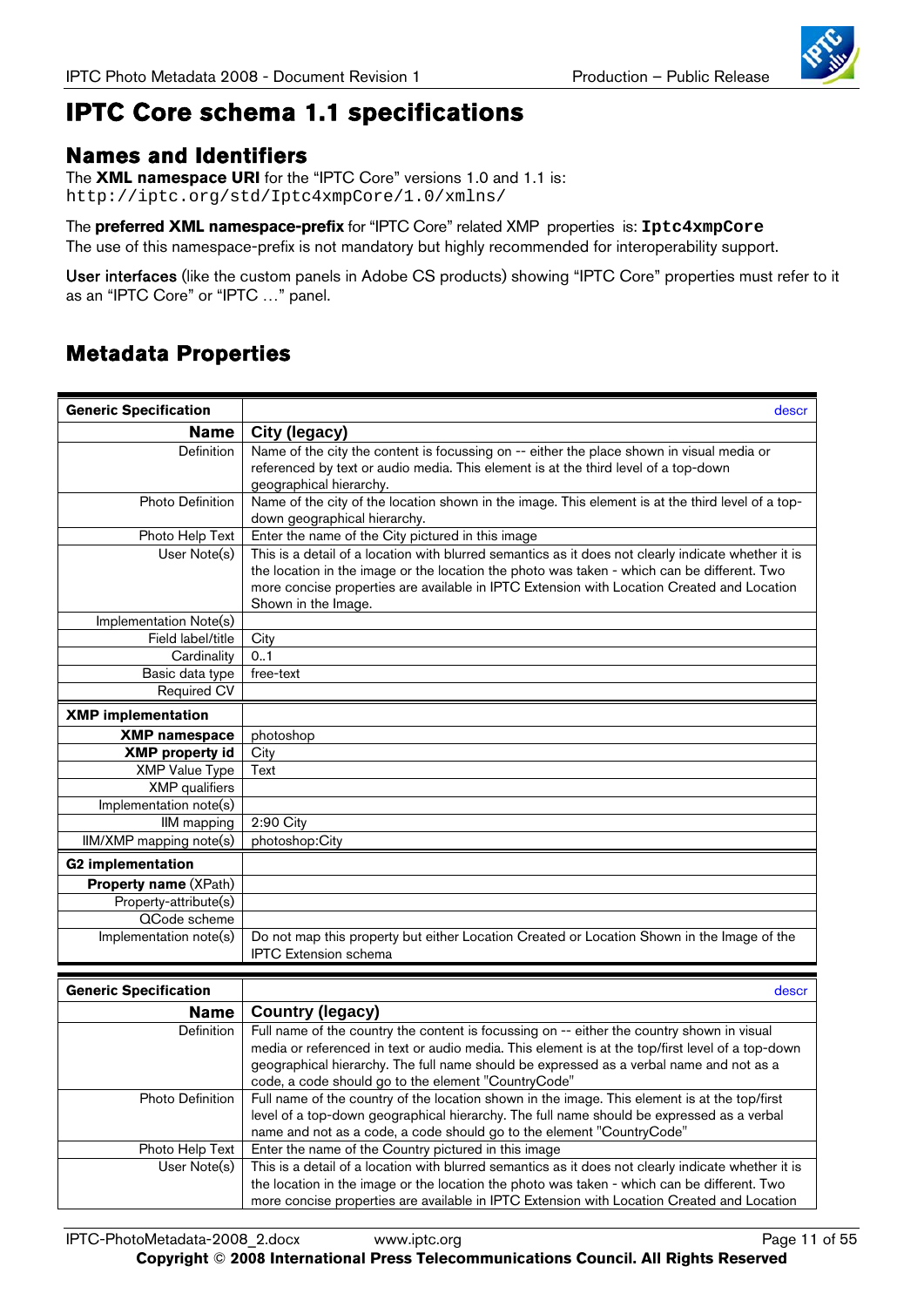# IPTC Core schema 1.1 specifications

## Names and Identifiers

The **XML namespace URI** for the "IPTC Core" versions 1.0 and 1.1 is:
`http://iptc.org/std/Iptc4xmpCore/1.0/xmlns/`

The **preferred XML namespace-prefix** for "IPTC Core" related XMP properties is: **`Iptc4xmpCore`**
The use of this namespace-prefix is not mandatory but highly recommended for interoperability support.

User interfaces (like the custom panels in Adobe CS products) showing "IPTC Core" properties must refer to it as an "IPTC Core" or "IPTC …" panel.

## Metadata Properties

| **Generic Specification** | descr |
|---|---|
| **Name** | **City (legacy)** |
| Definition | Name of the city the content is focussing on -- either the place shown in visual media or referenced by text or audio media. This element is at the third level of a top-down geographical hierarchy. |
| Photo Definition | Name of the city of the location shown in the image. This element is at the third level of a top-down geographical hierarchy. |
| Photo Help Text | Enter the name of the City pictured in this image |
| User Note(s) | This is a detail of a location with blurred semantics as it does not clearly indicate whether it is the location in the image or the location the photo was taken - which can be different. Two more concise properties are available in IPTC Extension with Location Created and Location Shown in the Image. |
| Implementation Note(s) | |
| Field label/title | City |
| Cardinality | 0..1 |
| Basic data type | free-text |
| Required CV | |
| **XMP implementation** | |
| **XMP namespace** | photoshop |
| **XMP property id** | City |
| XMP Value Type | Text |
| XMP qualifiers | |
| Implementation note(s) | |
| IIM mapping | 2:90 City |
| IIM/XMP mapping note(s) | photoshop:City |
| **G2 implementation** | |
| **Property name** (XPath) | |
| Property-attribute(s) | |
| QCode scheme | |
| Implementation note(s) | Do not map this property but either Location Created or Location Shown in the Image of the IPTC Extension schema |

| **Generic Specification** | descr |
|---|---|
| **Name** | **Country (legacy)** |
| Definition | Full name of the country the content is focussing on -- either the country shown in visual media or referenced in text or audio media. This element is at the top/first level of a top-down geographical hierarchy. The full name should be expressed as a verbal name and not as a code, a code should go to the element "CountryCode" |
| Photo Definition | Full name of the country of the location shown in the image. This element is at the top/first level of a top-down geographical hierarchy. The full name should be expressed as a verbal name and not as a code, a code should go to the element "CountryCode" |
| Photo Help Text | Enter the name of the Country pictured in this image |
| User Note(s) | This is a detail of a location with blurred semantics as it does not clearly indicate whether it is the location in the image or the location the photo was taken - which can be different. Two more concise properties are available in IPTC Extension with Location Created and Location |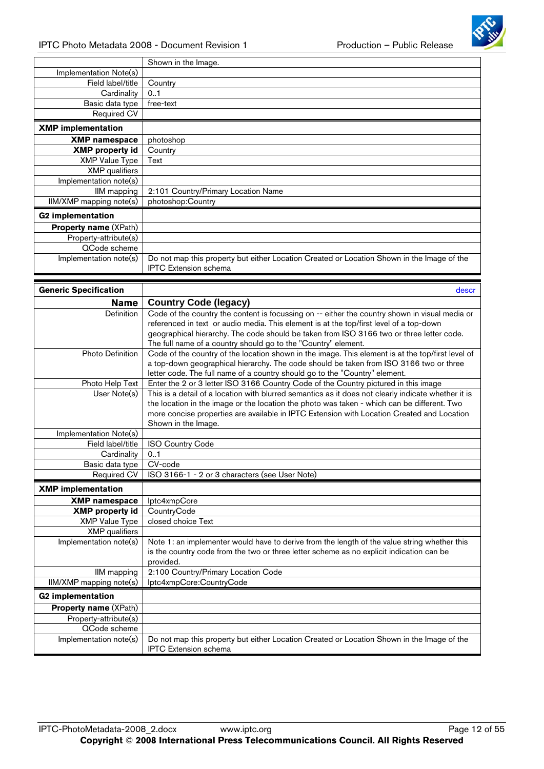| | |
|---|---|
| | Shown in the Image. |
| Implementation Note(s) | |
| Field label/title | Country |
| Cardinality | 0..1 |
| Basic data type | free-text |
| Required CV | |
| **XMP implementation** | |
| **XMP namespace** | photoshop |
| **XMP property id** | Country |
| XMP Value Type | Text |
| XMP qualifiers | |
| Implementation note(s) | |
| IIM mapping | 2:101 Country/Primary Location Name |
| IIM/XMP mapping note(s) | photoshop:Country |
| **G2 implementation** | |
| **Property name** (XPath) | |
| Property-attribute(s) | |
| QCode scheme | |
| Implementation note(s) | Do not map this property but either Location Created or Location Shown in the Image of the IPTC Extension schema |

| **Generic Specification** | descr |
|---|---|
| **Name** | **Country Code (legacy)** |
| Definition | Code of the country the content is focussing on -- either the country shown in visual media or referenced in text or audio media. This element is at the top/first level of a top-down geographical hierarchy. The code should be taken from ISO 3166 two or three letter code. The full name of a country should go to the "Country" element. |
| Photo Definition | Code of the country of the location shown in the image. This element is at the top/first level of a top-down geographical hierarchy. The code should be taken from ISO 3166 two or three letter code. The full name of a country should go to the "Country" element. |
| Photo Help Text | Enter the 2 or 3 letter ISO 3166 Country Code of the Country pictured in this image |
| User Note(s) | This is a detail of a location with blurred semantics as it does not clearly indicate whether it is the location in the image or the location the photo was taken - which can be different. Two more concise properties are available in IPTC Extension with Location Created and Location Shown in the Image. |
| Implementation Note(s) | |
| Field label/title | ISO Country Code |
| Cardinality | 0..1 |
| Basic data type | CV-code |
| Required CV | ISO 3166-1 - 2 or 3 characters (see User Note) |
| **XMP implementation** | |
| **XMP namespace** | Iptc4xmpCore |
| **XMP property id** | CountryCode |
| XMP Value Type | closed choice Text |
| XMP qualifiers | |
| Implementation note(s) | Note 1: an implementer would have to derive from the length of the value string whether this is the country code from the two or three letter scheme as no explicit indication can be provided. |
| IIM mapping | 2:100 Country/Primary Location Code |
| IIM/XMP mapping note(s) | Iptc4xmpCore:CountryCode |
| **G2 implementation** | |
| **Property name** (XPath) | |
| Property-attribute(s) | |
| QCode scheme | |
| Implementation note(s) | Do not map this property but either Location Created or Location Shown in the Image of the IPTC Extension schema |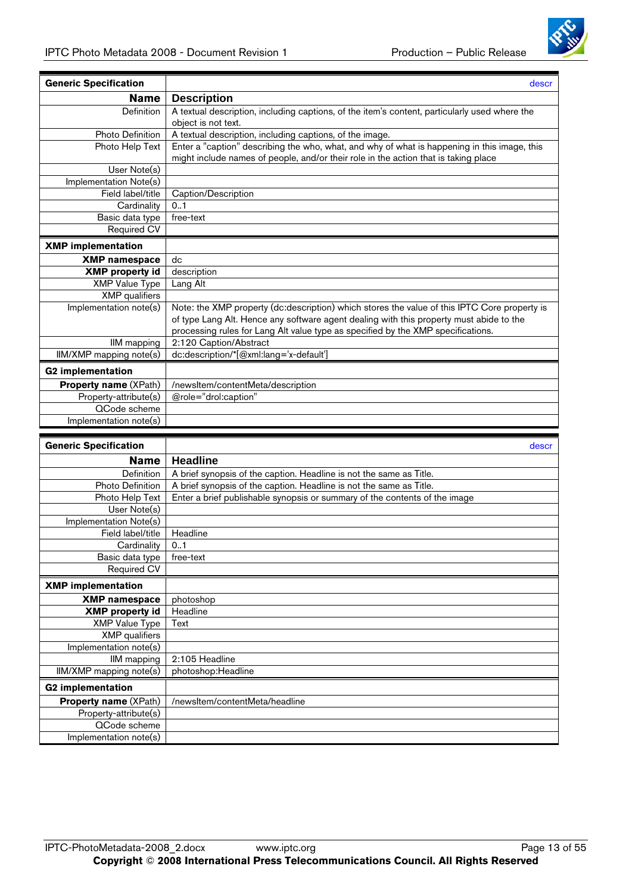| Generic Specification | descr |
|---:|---|
| **Name** | **Description** |
| Definition | A textual description, including captions, of the item's content, particularly used where the object is not text. |
| Photo Definition | A textual description, including captions, of the image. |
| Photo Help Text | Enter a "caption" describing the who, what, and why of what is happening in this image, this might include names of people, and/or their role in the action that is taking place |
| User Note(s) | |
| Implementation Note(s) | |
| Field label/title | Caption/Description |
| Cardinality | 0..1 |
| Basic data type | free-text |
| Required CV | |
| **XMP implementation** | |
| **XMP namespace** | dc |
| **XMP property id** | description |
| XMP Value Type | Lang Alt |
| XMP qualifiers | |
| Implementation note(s) | Note: the XMP property (dc:description) which stores the value of this IPTC Core property is of type Lang Alt. Hence any software agent dealing with this property must abide to the processing rules for Lang Alt value type as specified by the XMP specifications. |
| IIM mapping | 2:120 Caption/Abstract |
| IIM/XMP mapping note(s) | dc:description/*[@xml:lang='x-default'] |
| **G2 implementation** | |
| **Property name** (XPath) | /newsItem/contentMeta/description |
| Property-attribute(s) | @role="drol:caption" |
| QCode scheme | |
| Implementation note(s) | |

| Generic Specification | descr |
|---:|---|
| **Name** | **Headline** |
| Definition | A brief synopsis of the caption. Headline is not the same as Title. |
| Photo Definition | A brief synopsis of the caption. Headline is not the same as Title. |
| Photo Help Text | Enter a brief publishable synopsis or summary of the contents of the image |
| User Note(s) | |
| Implementation Note(s) | |
| Field label/title | Headline |
| Cardinality | 0..1 |
| Basic data type | free-text |
| Required CV | |
| **XMP implementation** | |
| **XMP namespace** | photoshop |
| **XMP property id** | Headline |
| XMP Value Type | Text |
| XMP qualifiers | |
| Implementation note(s) | |
| IIM mapping | 2:105 Headline |
| IIM/XMP mapping note(s) | photoshop:Headline |
| **G2 implementation** | |
| **Property name** (XPath) | /newsItem/contentMeta/headline |
| Property-attribute(s) | |
| QCode scheme | |
| Implementation note(s) | |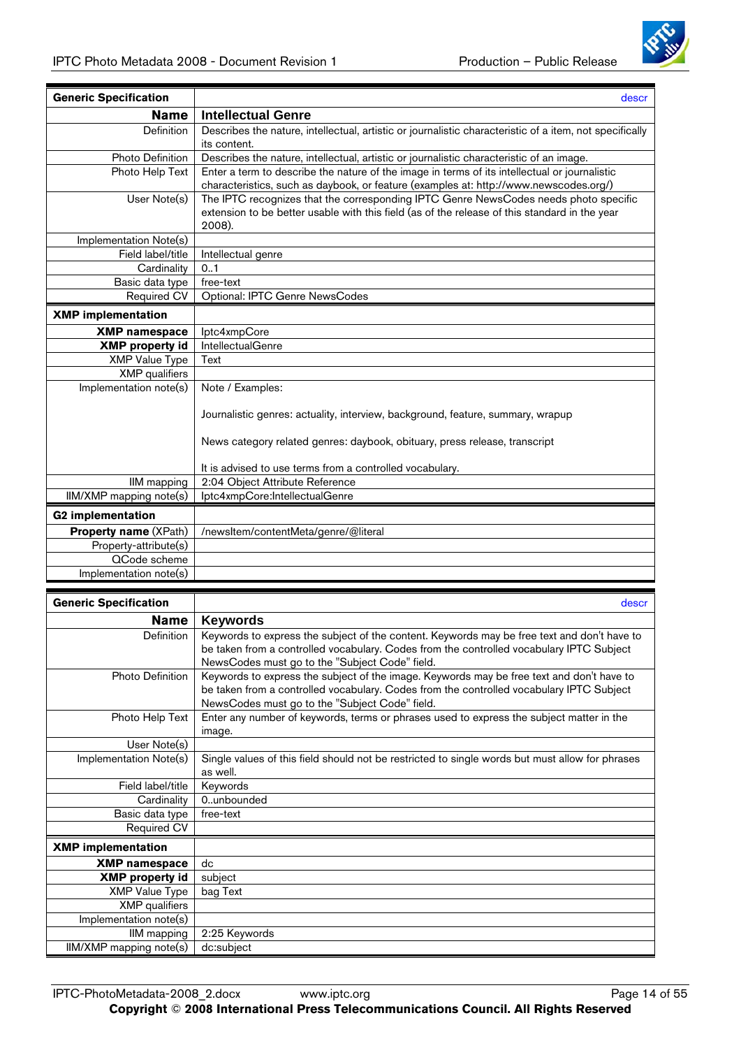| **Generic Specification** | descr |
|---:|---|
| **Name** | **Intellectual Genre** |
| Definition | Describes the nature, intellectual, artistic or journalistic characteristic of a item, not specifically its content. |
| Photo Definition | Describes the nature, intellectual, artistic or journalistic characteristic of an image. |
| Photo Help Text | Enter a term to describe the nature of the image in terms of its intellectual or journalistic characteristics, such as daybook, or feature (examples at: http://www.newscodes.org/) |
| User Note(s) | The IPTC recognizes that the corresponding IPTC Genre NewsCodes needs photo specific extension to be better usable with this field (as of the release of this standard in the year 2008). |
| Implementation Note(s) | |
| Field label/title | Intellectual genre |
| Cardinality | 0..1 |
| Basic data type | free-text |
| Required CV | Optional: IPTC Genre NewsCodes |
| **XMP implementation** | |
| **XMP namespace** | Iptc4xmpCore |
| **XMP property id** | IntellectualGenre |
| XMP Value Type | Text |
| XMP qualifiers | |
| Implementation note(s) | Note / Examples:<br><br>Journalistic genres: actuality, interview, background, feature, summary, wrapup<br><br>News category related genres: daybook, obituary, press release, transcript<br><br>It is advised to use terms from a controlled vocabulary. |
| IIM mapping | 2:04 Object Attribute Reference |
| IIM/XMP mapping note(s) | Iptc4xmpCore:IntellectualGenre |
| **G2 implementation** | |
| **Property name** (XPath) | /newsItem/contentMeta/genre/@literal |
| Property-attribute(s) | |
| QCode scheme | |
| Implementation note(s) | |

| **Generic Specification** | descr |
|---:|---|
| **Name** | **Keywords** |
| Definition | Keywords to express the subject of the content. Keywords may be free text and don't have to be taken from a controlled vocabulary. Codes from the controlled vocabulary IPTC Subject NewsCodes must go to the "Subject Code" field. |
| Photo Definition | Keywords to express the subject of the image. Keywords may be free text and don't have to be taken from a controlled vocabulary. Codes from the controlled vocabulary IPTC Subject NewsCodes must go to the "Subject Code" field. |
| Photo Help Text | Enter any number of keywords, terms or phrases used to express the subject matter in the image. |
| User Note(s) | |
| Implementation Note(s) | Single values of this field should not be restricted to single words but must allow for phrases as well. |
| Field label/title | Keywords |
| Cardinality | 0..unbounded |
| Basic data type | free-text |
| Required CV | |
| **XMP implementation** | |
| **XMP namespace** | dc |
| **XMP property id** | subject |
| XMP Value Type | bag Text |
| XMP qualifiers | |
| Implementation note(s) | |
| IIM mapping | 2:25 Keywords |
| IIM/XMP mapping note(s) | dc:subject |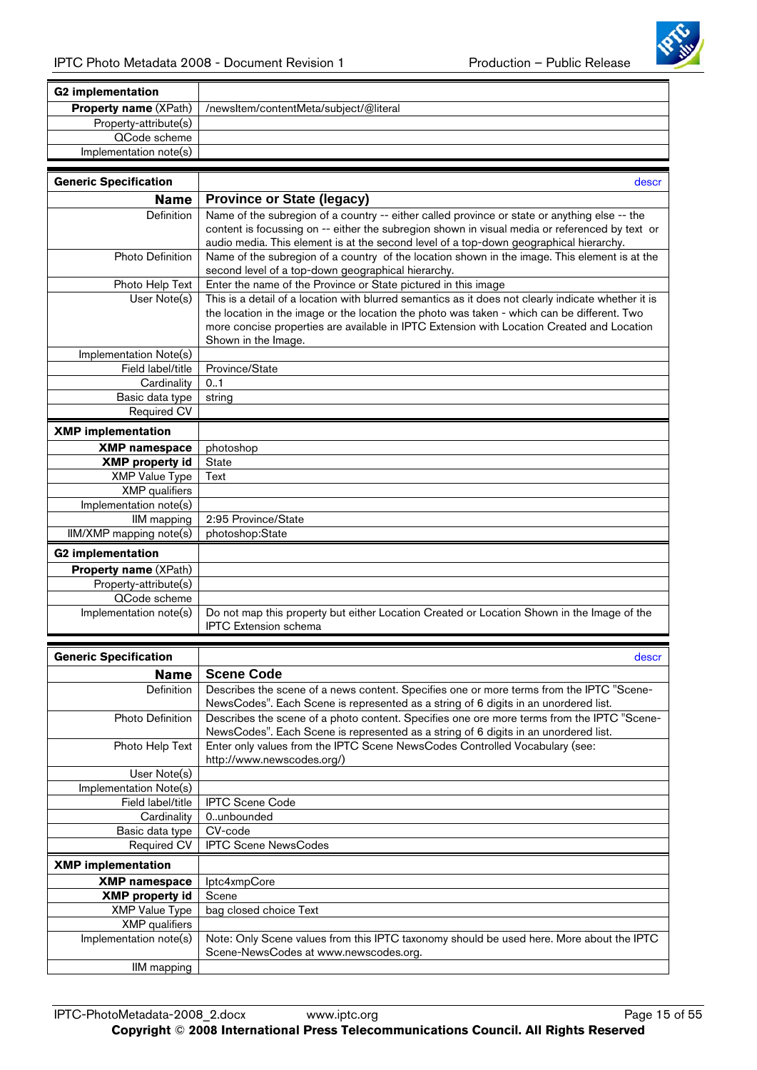| **G2 implementation** | |
|---:|---|
| **Property name** (XPath) | /newsItem/contentMeta/subject/@literal |
| Property-attribute(s) | |
| QCode scheme | |
| Implementation note(s) | |

| **Generic Specification** | descr |
|---:|---|
| **Name** | **Province or State (legacy)** |
| Definition | Name of the subregion of a country -- either called province or state or anything else -- the content is focussing on -- either the subregion shown in visual media or referenced by text or audio media. This element is at the second level of a top-down geographical hierarchy. |
| Photo Definition | Name of the subregion of a country of the location shown in the image. This element is at the second level of a top-down geographical hierarchy. |
| Photo Help Text | Enter the name of the Province or State pictured in this image |
| User Note(s) | This is a detail of a location with blurred semantics as it does not clearly indicate whether it is the location in the image or the location the photo was taken - which can be different. Two more concise properties are available in IPTC Extension with Location Created and Location Shown in the Image. |
| Implementation Note(s) | |
| Field label/title | Province/State |
| Cardinality | 0..1 |
| Basic data type | string |
| Required CV | |
| **XMP implementation** | |
| **XMP namespace** | photoshop |
| **XMP property id** | State |
| XMP Value Type | Text |
| XMP qualifiers | |
| Implementation note(s) | |
| IIM mapping | 2:95 Province/State |
| IIM/XMP mapping note(s) | photoshop:State |
| **G2 implementation** | |
| **Property name** (XPath) | |
| Property-attribute(s) | |
| QCode scheme | |
| Implementation note(s) | Do not map this property but either Location Created or Location Shown in the Image of the IPTC Extension schema |

| **Generic Specification** | descr |
|---:|---|
| **Name** | **Scene Code** |
| Definition | Describes the scene of a news content. Specifies one or more terms from the IPTC "Scene-NewsCodes". Each Scene is represented as a string of 6 digits in an unordered list. |
| Photo Definition | Describes the scene of a photo content. Specifies one ore more terms from the IPTC "Scene-NewsCodes". Each Scene is represented as a string of 6 digits in an unordered list. |
| Photo Help Text | Enter only values from the IPTC Scene NewsCodes Controlled Vocabulary (see: http://www.newscodes.org/) |
| User Note(s) | |
| Implementation Note(s) | |
| Field label/title | IPTC Scene Code |
| Cardinality | 0..unbounded |
| Basic data type | CV-code |
| Required CV | IPTC Scene NewsCodes |
| **XMP implementation** | |
| **XMP namespace** | Iptc4xmpCore |
| **XMP property id** | Scene |
| XMP Value Type | bag closed choice Text |
| XMP qualifiers | |
| Implementation note(s) | Note: Only Scene values from this IPTC taxonomy should be used here. More about the IPTC Scene-NewsCodes at www.newscodes.org. |
| IIM mapping | |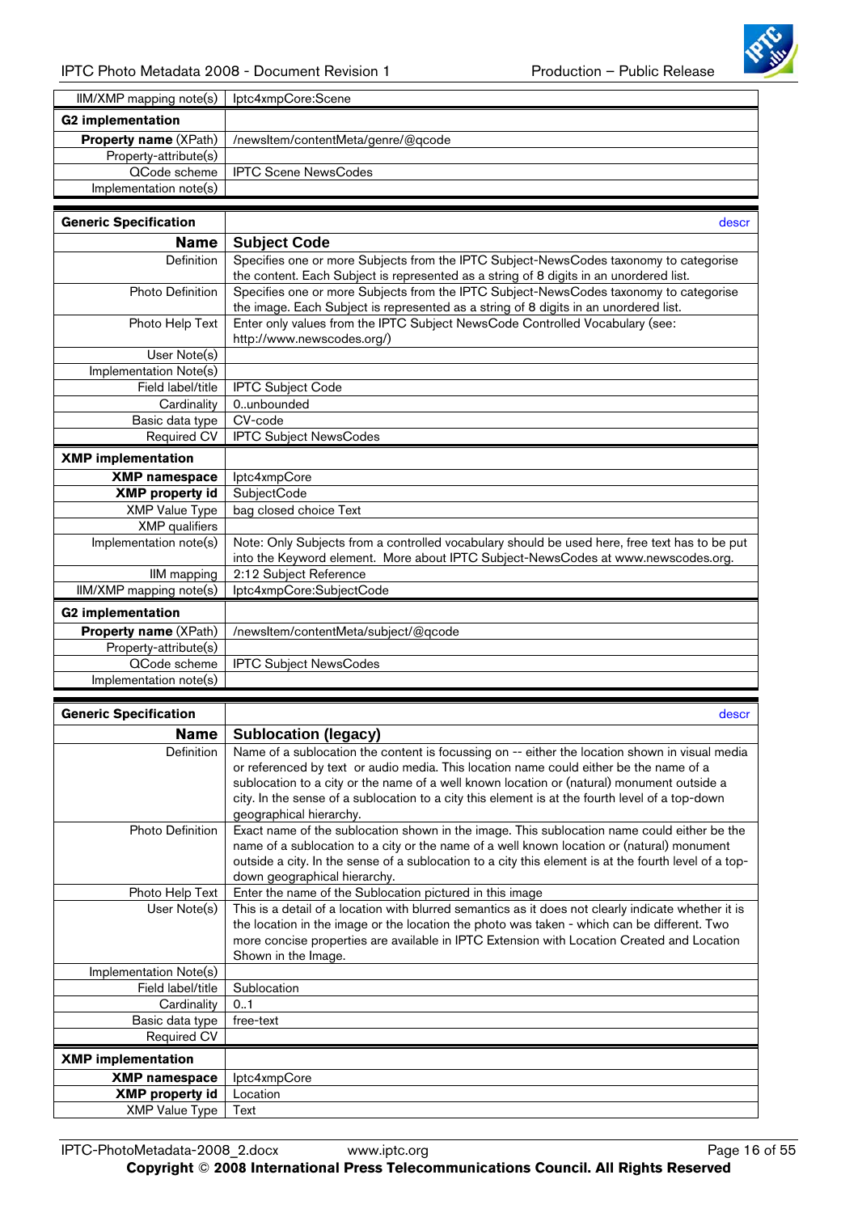| | |
|---|---|
| IIM/XMP mapping note(s) | Iptc4xmpCore:Scene |
| **G2 implementation** | |
| **Property name** (XPath) | /newsItem/contentMeta/genre/@qcode |
| Property-attribute(s) | |
| QCode scheme | IPTC Scene NewsCodes |
| Implementation note(s) | |

| **Generic Specification** | descr |
|---|---|
| **Name** | **Subject Code** |
| Definition | Specifies one or more Subjects from the IPTC Subject-NewsCodes taxonomy to categorise the content. Each Subject is represented as a string of 8 digits in an unordered list. |
| Photo Definition | Specifies one or more Subjects from the IPTC Subject-NewsCodes taxonomy to categorise the image. Each Subject is represented as a string of 8 digits in an unordered list. |
| Photo Help Text | Enter only values from the IPTC Subject NewsCode Controlled Vocabulary (see: http://www.newscodes.org/) |
| User Note(s) | |
| Implementation Note(s) | |
| Field label/title | IPTC Subject Code |
| Cardinality | 0..unbounded |
| Basic data type | CV-code |
| Required CV | IPTC Subject NewsCodes |
| **XMP implementation** | |
| **XMP namespace** | Iptc4xmpCore |
| **XMP property id** | SubjectCode |
| XMP Value Type | bag closed choice Text |
| XMP qualifiers | |
| Implementation note(s) | Note: Only Subjects from a controlled vocabulary should be used here, free text has to be put into the Keyword element. More about IPTC Subject-NewsCodes at www.newscodes.org. |
| IIM mapping | 2:12 Subject Reference |
| IIM/XMP mapping note(s) | Iptc4xmpCore:SubjectCode |
| **G2 implementation** | |
| **Property name** (XPath) | /newsItem/contentMeta/subject/@qcode |
| Property-attribute(s) | |
| QCode scheme | IPTC Subject NewsCodes |
| Implementation note(s) | |

| **Generic Specification** | descr |
|---|---|
| **Name** | **Sublocation (legacy)** |
| Definition | Name of a sublocation the content is focussing on -- either the location shown in visual media or referenced by text or audio media. This location name could either be the name of a sublocation to a city or the name of a well known location or (natural) monument outside a city. In the sense of a sublocation to a city this element is at the fourth level of a top-down geographical hierarchy. |
| Photo Definition | Exact name of the sublocation shown in the image. This sublocation name could either be the name of a sublocation to a city or the name of a well known location or (natural) monument outside a city. In the sense of a sublocation to a city this element is at the fourth level of a top-down geographical hierarchy. |
| Photo Help Text | Enter the name of the Sublocation pictured in this image |
| User Note(s) | This is a detail of a location with blurred semantics as it does not clearly indicate whether it is the location in the image or the location the photo was taken - which can be different. Two more concise properties are available in IPTC Extension with Location Created and Location Shown in the Image. |
| Implementation Note(s) | |
| Field label/title | Sublocation |
| Cardinality | 0..1 |
| Basic data type | free-text |
| Required CV | |
| **XMP implementation** | |
| **XMP namespace** | Iptc4xmpCore |
| **XMP property id** | Location |
| XMP Value Type | Text |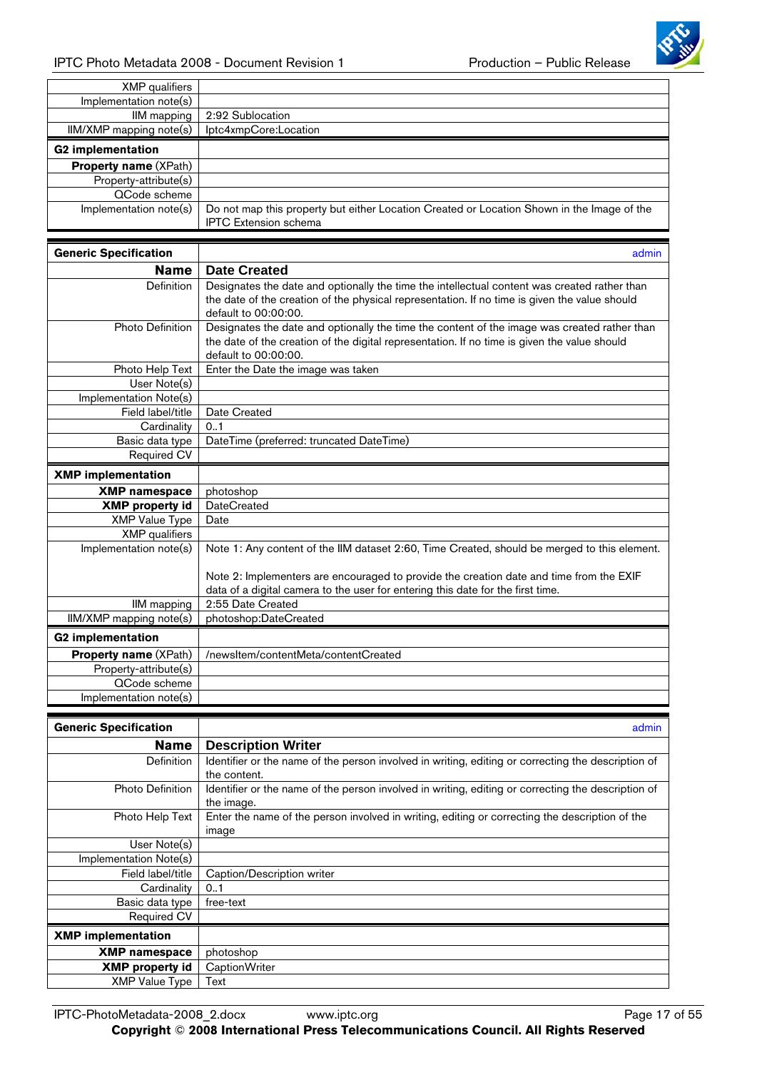| | |
|---|---|
| XMP qualifiers | |
| Implementation note(s) | |
| IIM mapping | 2:92 Sublocation |
| IIM/XMP mapping note(s) | Iptc4xmpCore:Location |
| **G2 implementation** | |
| **Property name** (XPath) | |
| Property-attribute(s) | |
| QCode scheme | |
| Implementation note(s) | Do not map this property but either Location Created or Location Shown in the Image of the IPTC Extension schema |

| **Generic Specification** | admin |
|---|---|
| **Name** | **Date Created** |
| Definition | Designates the date and optionally the time the intellectual content was created rather than the date of the creation of the physical representation. If no time is given the value should default to 00:00:00. |
| Photo Definition | Designates the date and optionally the time the content of the image was created rather than the date of the creation of the digital representation. If no time is given the value should default to 00:00:00. |
| Photo Help Text | Enter the Date the image was taken |
| User Note(s) | |
| Implementation Note(s) | |
| Field label/title | Date Created |
| Cardinality | 0..1 |
| Basic data type | DateTime (preferred: truncated DateTime) |
| Required CV | |
| **XMP implementation** | |
| **XMP namespace** | photoshop |
| **XMP property id** | DateCreated |
| XMP Value Type | Date |
| XMP qualifiers | |
| Implementation note(s) | Note 1: Any content of the IIM dataset 2:60, Time Created, should be merged to this element.<br><br>Note 2: Implementers are encouraged to provide the creation date and time from the EXIF data of a digital camera to the user for entering this date for the first time. |
| IIM mapping | 2:55 Date Created |
| IIM/XMP mapping note(s) | photoshop:DateCreated |
| **G2 implementation** | |
| **Property name** (XPath) | /newsItem/contentMeta/contentCreated |
| Property-attribute(s) | |
| QCode scheme | |
| Implementation note(s) | |

| **Generic Specification** | admin |
|---|---|
| **Name** | **Description Writer** |
| Definition | Identifier or the name of the person involved in writing, editing or correcting the description of the content. |
| Photo Definition | Identifier or the name of the person involved in writing, editing or correcting the description of the image. |
| Photo Help Text | Enter the name of the person involved in writing, editing or correcting the description of the image |
| User Note(s) | |
| Implementation Note(s) | |
| Field label/title | Caption/Description writer |
| Cardinality | 0..1 |
| Basic data type | free-text |
| Required CV | |
| **XMP implementation** | |
| **XMP namespace** | photoshop |
| **XMP property id** | CaptionWriter |
| XMP Value Type | Text |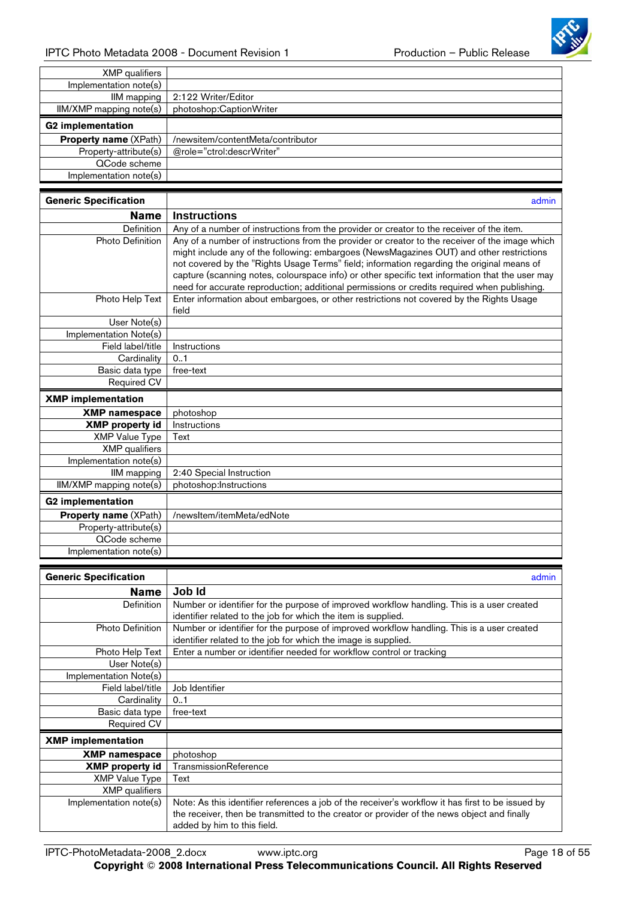| | |
|---|---|
| XMP qualifiers | |
| Implementation note(s) | |
| IIM mapping | 2:122 Writer/Editor |
| IIM/XMP mapping note(s) | photoshop:CaptionWriter |
| **G2 implementation** | |
| **Property name** (XPath) | /newsitem/contentMeta/contributor |
| Property-attribute(s) | @role="ctrol:descrWriter" |
| QCode scheme | |
| Implementation note(s) | |

| **Generic Specification** | admin |
|---|---|
| **Name** | **Instructions** |
| Definition | Any of a number of instructions from the provider or creator to the receiver of the item. |
| Photo Definition | Any of a number of instructions from the provider or creator to the receiver of the image which might include any of the following: embargoes (NewsMagazines OUT) and other restrictions not covered by the "Rights Usage Terms" field; information regarding the original means of capture (scanning notes, colourspace info) or other specific text information that the user may need for accurate reproduction; additional permissions or credits required when publishing. |
| Photo Help Text | Enter information about embargoes, or other restrictions not covered by the Rights Usage field |
| User Note(s) | |
| Implementation Note(s) | |
| Field label/title | Instructions |
| Cardinality | 0..1 |
| Basic data type | free-text |
| Required CV | |
| **XMP implementation** | |
| **XMP namespace** | photoshop |
| **XMP property id** | Instructions |
| XMP Value Type | Text |
| XMP qualifiers | |
| Implementation note(s) | |
| IIM mapping | 2:40 Special Instruction |
| IIM/XMP mapping note(s) | photoshop:Instructions |
| **G2 implementation** | |
| **Property name** (XPath) | /newsItem/itemMeta/edNote |
| Property-attribute(s) | |
| QCode scheme | |
| Implementation note(s) | |

| **Generic Specification** | admin |
|---|---|
| **Name** | **Job Id** |
| Definition | Number or identifier for the purpose of improved workflow handling. This is a user created identifier related to the job for which the item is supplied. |
| Photo Definition | Number or identifier for the purpose of improved workflow handling. This is a user created identifier related to the job for which the image is supplied. |
| Photo Help Text | Enter a number or identifier needed for workflow control or tracking |
| User Note(s) | |
| Implementation Note(s) | |
| Field label/title | Job Identifier |
| Cardinality | 0..1 |
| Basic data type | free-text |
| Required CV | |
| **XMP implementation** | |
| **XMP namespace** | photoshop |
| **XMP property id** | TransmissionReference |
| XMP Value Type | Text |
| XMP qualifiers | |
| Implementation note(s) | Note: As this identifier references a job of the receiver's workflow it has first to be issued by the receiver, then be transmitted to the creator or provider of the news object and finally added by him to this field. |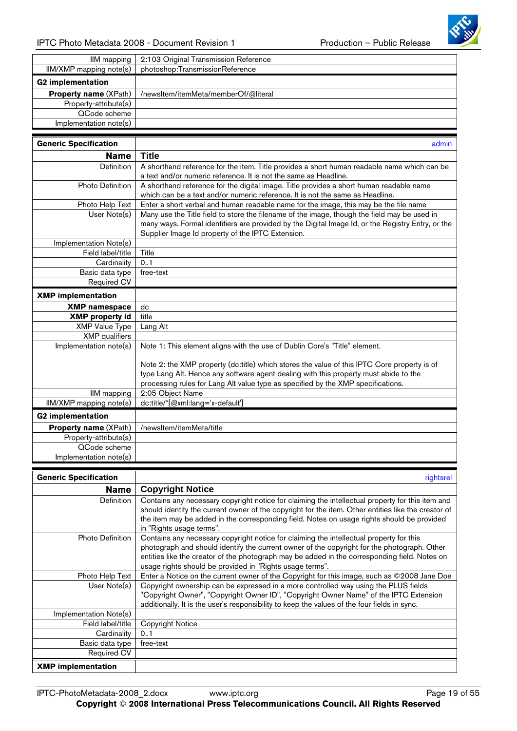| | |
|---|---|
| IIM mapping | 2:103 Original Transmission Reference |
| IIM/XMP mapping note(s) | photoshop:TransmissionReference |
| **G2 implementation** | |
| **Property name** (XPath) | /newsItem/itemMeta/memberOf/@literal |
| Property-attribute(s) | |
| QCode scheme | |
| Implementation note(s) | |

| **Generic Specification** | admin |
|---|---|
| **Name** | **Title** |
| Definition | A shorthand reference for the item. Title provides a short human readable name which can be a text and/or numeric reference. It is not the same as Headline. |
| Photo Definition | A shorthand reference for the digital image. Title provides a short human readable name which can be a text and/or numeric reference. It is not the same as Headline. |
| Photo Help Text | Enter a short verbal and human readable name for the image, this may be the file name |
| User Note(s) | Many use the Title field to store the filename of the image, though the field may be used in many ways. Formal identifiers are provided by the Digital Image Id, or the Registry Entry, or the Supplier Image Id property of the IPTC Extension. |
| Implementation Note(s) | |
| Field label/title | Title |
| Cardinality | 0..1 |
| Basic data type | free-text |
| Required CV | |
| **XMP implementation** | |
| **XMP namespace** | dc |
| **XMP property id** | title |
| XMP Value Type | Lang Alt |
| XMP qualifiers | |
| Implementation note(s) | Note 1: This element aligns with the use of Dublin Core's "Title" element.<br><br>Note 2: the XMP property (dc:title) which stores the value of this IPTC Core property is of type Lang Alt. Hence any software agent dealing with this property must abide to the processing rules for Lang Alt value type as specified by the XMP specifications. |
| IIM mapping | 2:05 Object Name |
| IIM/XMP mapping note(s) | dc:title/*[@xml:lang='x-default'] |
| **G2 implementation** | |
| **Property name** (XPath) | /newsItem/itemMeta/title |
| Property-attribute(s) | |
| QCode scheme | |
| Implementation note(s) | |

| **Generic Specification** | rightsrel |
|---|---|
| **Name** | **Copyright Notice** |
| Definition | Contains any necessary copyright notice for claiming the intellectual property for this item and should identify the current owner of the copyright for the item. Other entities like the creator of the item may be added in the corresponding field. Notes on usage rights should be provided in "Rights usage terms". |
| Photo Definition | Contains any necessary copyright notice for claiming the intellectual property for this photograph and should identify the current owner of the copyright for the photograph. Other entities like the creator of the photograph may be added in the corresponding field. Notes on usage rights should be provided in "Rights usage terms". |
| Photo Help Text | Enter a Notice on the current owner of the Copyright for this image, such as ©2008 Jane Doe |
| User Note(s) | Copyright ownership can be expressed in a more controlled way using the PLUS fields "Copyright Owner", "Copyright Owner ID", "Copyright Owner Name" of the IPTC Extension additionally. It is the user's responsibility to keep the values of the four fields in sync. |
| Implementation Note(s) | |
| Field label/title | Copyright Notice |
| Cardinality | 0..1 |
| Basic data type | free-text |
| Required CV | |
| **XMP implementation** | |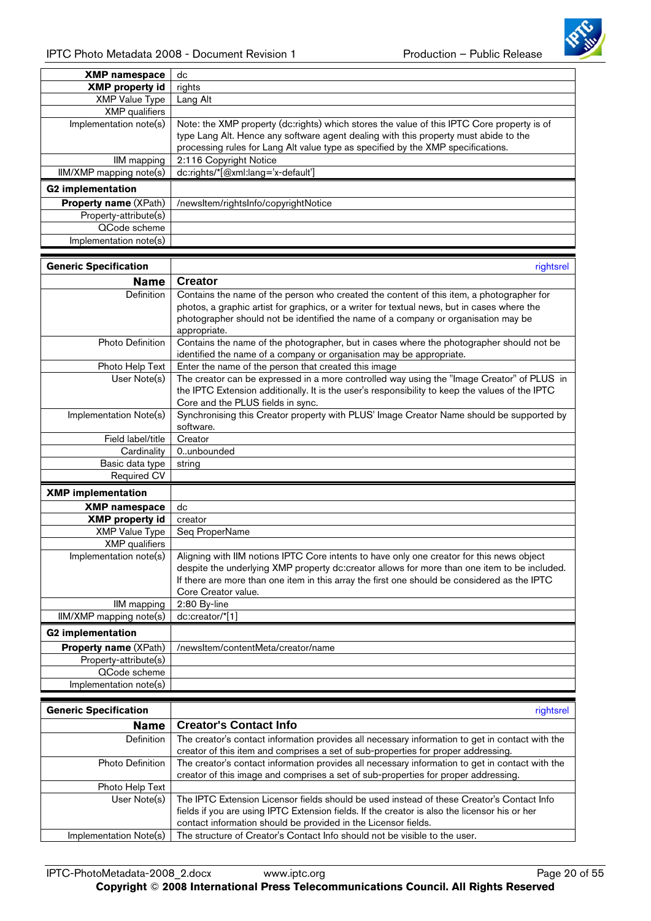| | |
|---|---|
| **XMP namespace** | dc |
| **XMP property id** | rights |
| XMP Value Type | Lang Alt |
| XMP qualifiers | |
| Implementation note(s) | Note: the XMP property (dc:rights) which stores the value of this IPTC Core property is of type Lang Alt. Hence any software agent dealing with this property must abide to the processing rules for Lang Alt value type as specified by the XMP specifications. |
| IIM mapping | 2:116 Copyright Notice |
| IIM/XMP mapping note(s) | dc:rights/*[@xml:lang='x-default'] |
| **G2 implementation** | |
| **Property name** (XPath) | /newsItem/rightsInfo/copyrightNotice |
| Property-attribute(s) | |
| QCode scheme | |
| Implementation note(s) | |

| **Generic Specification** | rightsrel |
|---|---|
| **Name** | **Creator** |
| Definition | Contains the name of the person who created the content of this item, a photographer for photos, a graphic artist for graphics, or a writer for textual news, but in cases where the photographer should not be identified the name of a company or organisation may be appropriate. |
| Photo Definition | Contains the name of the photographer, but in cases where the photographer should not be identified the name of a company or organisation may be appropriate. |
| Photo Help Text | Enter the name of the person that created this image |
| User Note(s) | The creator can be expressed in a more controlled way using the "Image Creator" of PLUS in the IPTC Extension additionally. It is the user's responsibility to keep the values of the IPTC Core and the PLUS fields in sync. |
| Implementation Note(s) | Synchronising this Creator property with PLUS' Image Creator Name should be supported by software. |
| Field label/title | Creator |
| Cardinality | 0..unbounded |
| Basic data type | string |
| Required CV | |
| **XMP implementation** | |
| **XMP namespace** | dc |
| **XMP property id** | creator |
| XMP Value Type | Seq ProperName |
| XMP qualifiers | |
| Implementation note(s) | Aligning with IIM notions IPTC Core intents to have only one creator for this news object despite the underlying XMP property dc:creator allows for more than one item to be included. If there are more than one item in this array the first one should be considered as the IPTC Core Creator value. |
| IIM mapping | 2:80 By-line |
| IIM/XMP mapping note(s) | dc:creator/*[1] |
| **G2 implementation** | |
| **Property name** (XPath) | /newsItem/contentMeta/creator/name |
| Property-attribute(s) | |
| QCode scheme | |
| Implementation note(s) | |

| **Generic Specification** | rightsrel |
|---|---|
| **Name** | **Creator's Contact Info** |
| Definition | The creator's contact information provides all necessary information to get in contact with the creator of this item and comprises a set of sub-properties for proper addressing. |
| Photo Definition | The creator's contact information provides all necessary information to get in contact with the creator of this image and comprises a set of sub-properties for proper addressing. |
| Photo Help Text | |
| User Note(s) | The IPTC Extension Licensor fields should be used instead of these Creator's Contact Info fields if you are using IPTC Extension fields. If the creator is also the licensor his or her contact information should be provided in the Licensor fields. |
| Implementation Note(s) | The structure of Creator's Contact Info should not be visible to the user. |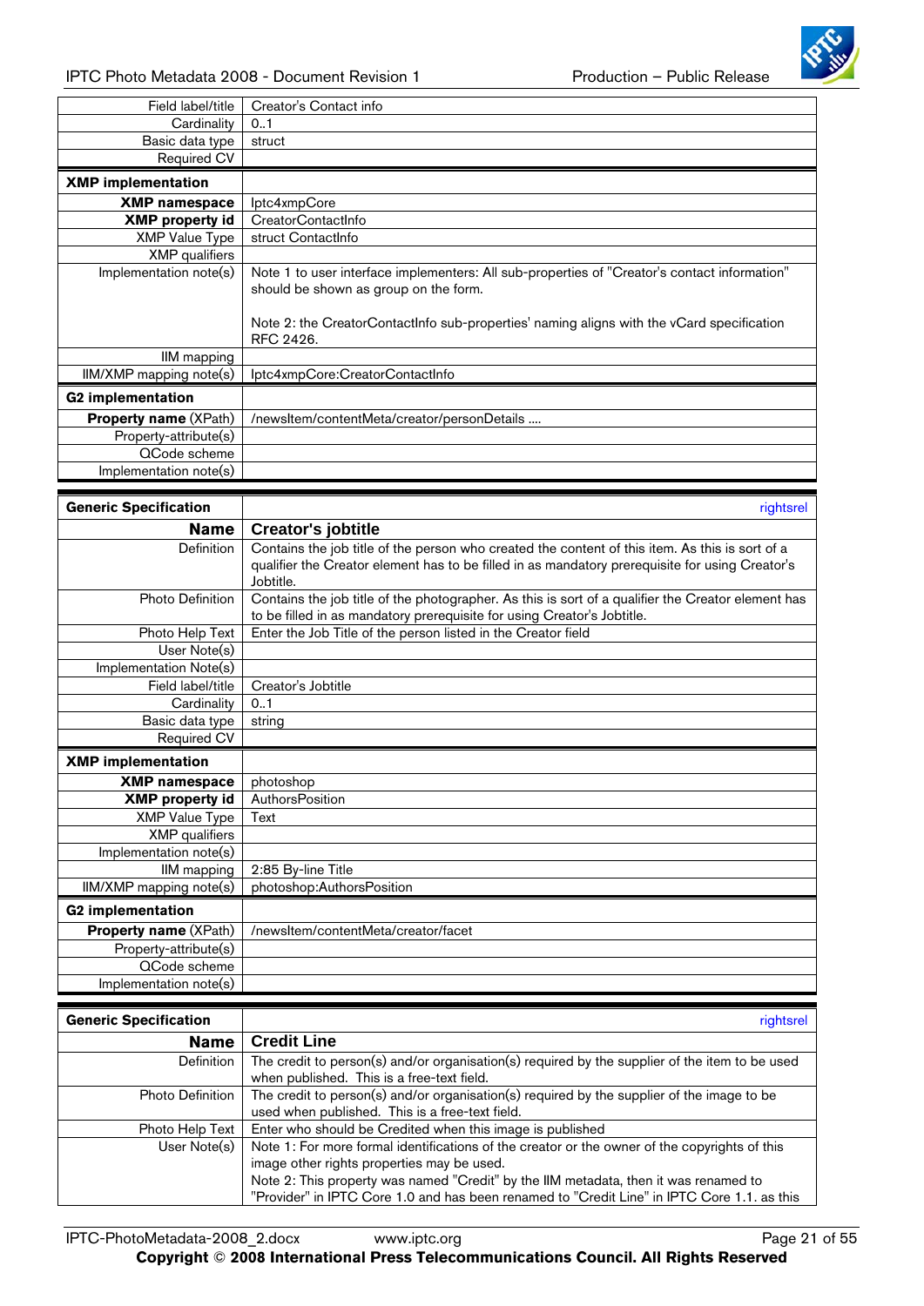| | |
|---|---|
| Field label/title | Creator's Contact info |
| Cardinality | 0..1 |
| Basic data type | struct |
| Required CV | |
| **XMP implementation** | |
| **XMP namespace** | Iptc4xmpCore |
| **XMP property id** | CreatorContactInfo |
| XMP Value Type | struct ContactInfo |
| XMP qualifiers | |
| Implementation note(s) | Note 1 to user interface implementers: All sub-properties of "Creator's contact information" should be shown as group on the form.<br><br>Note 2: the CreatorContactInfo sub-properties' naming aligns with the vCard specification RFC 2426. |
| IIM mapping | |
| IIM/XMP mapping note(s) | Iptc4xmpCore:CreatorContactInfo |
| **G2 implementation** | |
| **Property name** (XPath) | /newsItem/contentMeta/creator/personDetails .... |
| Property-attribute(s) | |
| QCode scheme | |
| Implementation note(s) | |

| **Generic Specification** | rightsrel |
|---|---|
| **Name** | **Creator's jobtitle** |
| Definition | Contains the job title of the person who created the content of this item. As this is sort of a qualifier the Creator element has to be filled in as mandatory prerequisite for using Creator's Jobtitle. |
| Photo Definition | Contains the job title of the photographer. As this is sort of a qualifier the Creator element has to be filled in as mandatory prerequisite for using Creator's Jobtitle. |
| Photo Help Text | Enter the Job Title of the person listed in the Creator field |
| User Note(s) | |
| Implementation Note(s) | |
| Field label/title | Creator's Jobtitle |
| Cardinality | 0..1 |
| Basic data type | string |
| Required CV | |
| **XMP implementation** | |
| **XMP namespace** | photoshop |
| **XMP property id** | AuthorsPosition |
| XMP Value Type | Text |
| XMP qualifiers | |
| Implementation note(s) | |
| IIM mapping | 2:85 By-line Title |
| IIM/XMP mapping note(s) | photoshop:AuthorsPosition |
| **G2 implementation** | |
| **Property name** (XPath) | /newsItem/contentMeta/creator/facet |
| Property-attribute(s) | |
| QCode scheme | |
| Implementation note(s) | |

| **Generic Specification** | rightsrel |
|---|---|
| **Name** | **Credit Line** |
| Definition | The credit to person(s) and/or organisation(s) required by the supplier of the item to be used when published. This is a free-text field. |
| Photo Definition | The credit to person(s) and/or organisation(s) required by the supplier of the image to be used when published. This is a free-text field. |
| Photo Help Text | Enter who should be Credited when this image is published |
| User Note(s) | Note 1: For more formal identifications of the creator or the owner of the copyrights of this image other rights properties may be used.<br>Note 2: This property was named "Credit" by the IIM metadata, then it was renamed to "Provider" in IPTC Core 1.0 and has been renamed to "Credit Line" in IPTC Core 1.1. as this |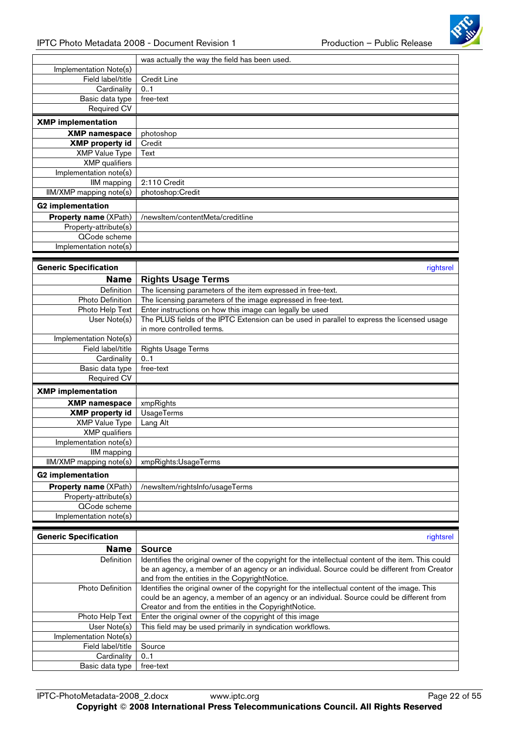| | |
|---|---|
| | was actually the way the field has been used. |
| Implementation Note(s) | |
| Field label/title | Credit Line |
| Cardinality | 0..1 |
| Basic data type | free-text |
| Required CV | |
| **XMP implementation** | |
| **XMP namespace** | photoshop |
| **XMP property id** | Credit |
| XMP Value Type | Text |
| XMP qualifiers | |
| Implementation note(s) | |
| IIM mapping | 2:110 Credit |
| IIM/XMP mapping note(s) | photoshop:Credit |
| **G2 implementation** | |
| **Property name** (XPath) | /newsItem/contentMeta/creditline |
| Property-attribute(s) | |
| QCode scheme | |
| Implementation note(s) | |

| **Generic Specification** | rightsrel |
|---|---|
| **Name** | **Rights Usage Terms** |
| Definition | The licensing parameters of the item expressed in free-text. |
| Photo Definition | The licensing parameters of the image expressed in free-text. |
| Photo Help Text | Enter instructions on how this image can legally be used |
| User Note(s) | The PLUS fields of the IPTC Extension can be used in parallel to express the licensed usage in more controlled terms. |
| Implementation Note(s) | |
| Field label/title | Rights Usage Terms |
| Cardinality | 0..1 |
| Basic data type | free-text |
| Required CV | |
| **XMP implementation** | |
| **XMP namespace** | xmpRights |
| **XMP property id** | UsageTerms |
| XMP Value Type | Lang Alt |
| XMP qualifiers | |
| Implementation note(s) | |
| IIM mapping | |
| IIM/XMP mapping note(s) | xmpRights:UsageTerms |
| **G2 implementation** | |
| **Property name** (XPath) | /newsItem/rightsInfo/usageTerms |
| Property-attribute(s) | |
| QCode scheme | |
| Implementation note(s) | |

| **Generic Specification** | rightsrel |
|---|---|
| **Name** | **Source** |
| Definition | Identifies the original owner of the copyright for the intellectual content of the item. This could be an agency, a member of an agency or an individual. Source could be different from Creator and from the entities in the CopyrightNotice. |
| Photo Definition | Identifies the original owner of the copyright for the intellectual content of the image. This could be an agency, a member of an agency or an individual. Source could be different from Creator and from the entities in the CopyrightNotice. |
| Photo Help Text | Enter the original owner of the copyright of this image |
| User Note(s) | This field may be used primarily in syndication workflows. |
| Implementation Note(s) | |
| Field label/title | Source |
| Cardinality | 0..1 |
| Basic data type | free-text |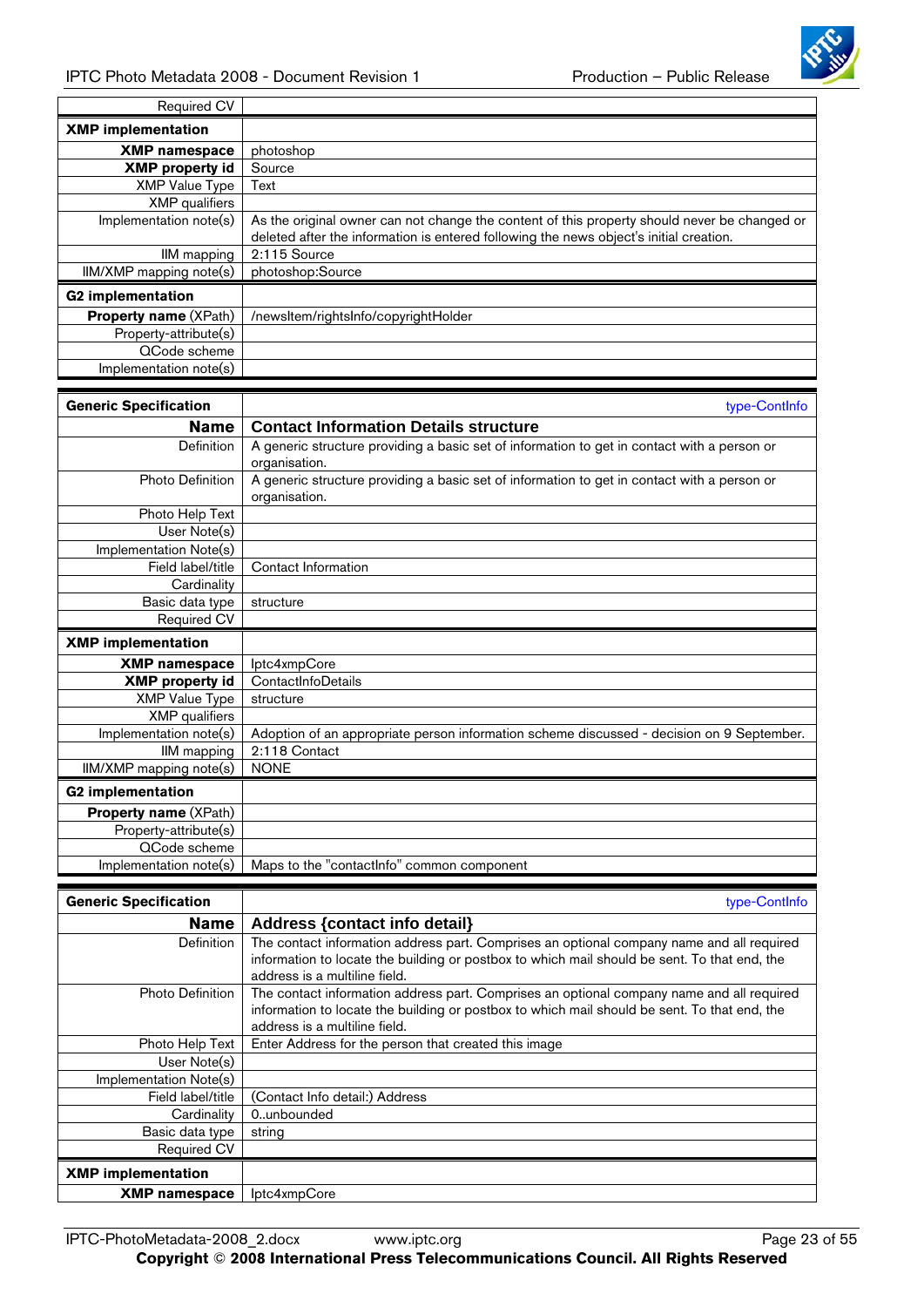| | |
|---|---|
| Required CV | |
| **XMP implementation** | |
| **XMP namespace** | photoshop |
| **XMP property id** | Source |
| XMP Value Type | Text |
| XMP qualifiers | |
| Implementation note(s) | As the original owner can not change the content of this property should never be changed or deleted after the information is entered following the news object's initial creation. |
| IIM mapping | 2:115 Source |
| IIM/XMP mapping note(s) | photoshop:Source |
| **G2 implementation** | |
| **Property name** (XPath) | /newsItem/rightsInfo/copyrightHolder |
| Property-attribute(s) | |
| QCode scheme | |
| Implementation note(s) | |

| | |
|---|---|
| **Generic Specification** | type-ContInfo |
| **Name** | **Contact Information Details structure** |
| Definition | A generic structure providing a basic set of information to get in contact with a person or organisation. |
| Photo Definition | A generic structure providing a basic set of information to get in contact with a person or organisation. |
| Photo Help Text | |
| User Note(s) | |
| Implementation Note(s) | |
| Field label/title | Contact Information |
| Cardinality | |
| Basic data type | structure |
| Required CV | |
| **XMP implementation** | |
| **XMP namespace** | Iptc4xmpCore |
| **XMP property id** | ContactInfoDetails |
| XMP Value Type | structure |
| XMP qualifiers | |
| Implementation note(s) | Adoption of an appropriate person information scheme discussed - decision on 9 September. |
| IIM mapping | 2:118 Contact |
| IIM/XMP mapping note(s) | NONE |
| **G2 implementation** | |
| **Property name** (XPath) | |
| Property-attribute(s) | |
| QCode scheme | |
| Implementation note(s) | Maps to the "contactInfo" common component |

| | |
|---|---|
| **Generic Specification** | type-ContInfo |
| **Name** | **Address {contact info detail}** |
| Definition | The contact information address part. Comprises an optional company name and all required information to locate the building or postbox to which mail should be sent. To that end, the address is a multiline field. |
| Photo Definition | The contact information address part. Comprises an optional company name and all required information to locate the building or postbox to which mail should be sent. To that end, the address is a multiline field. |
| Photo Help Text | Enter Address for the person that created this image |
| User Note(s) | |
| Implementation Note(s) | |
| Field label/title | (Contact Info detail:) Address |
| Cardinality | 0..unbounded |
| Basic data type | string |
| Required CV | |
| **XMP implementation** | |
| **XMP namespace** | Iptc4xmpCore |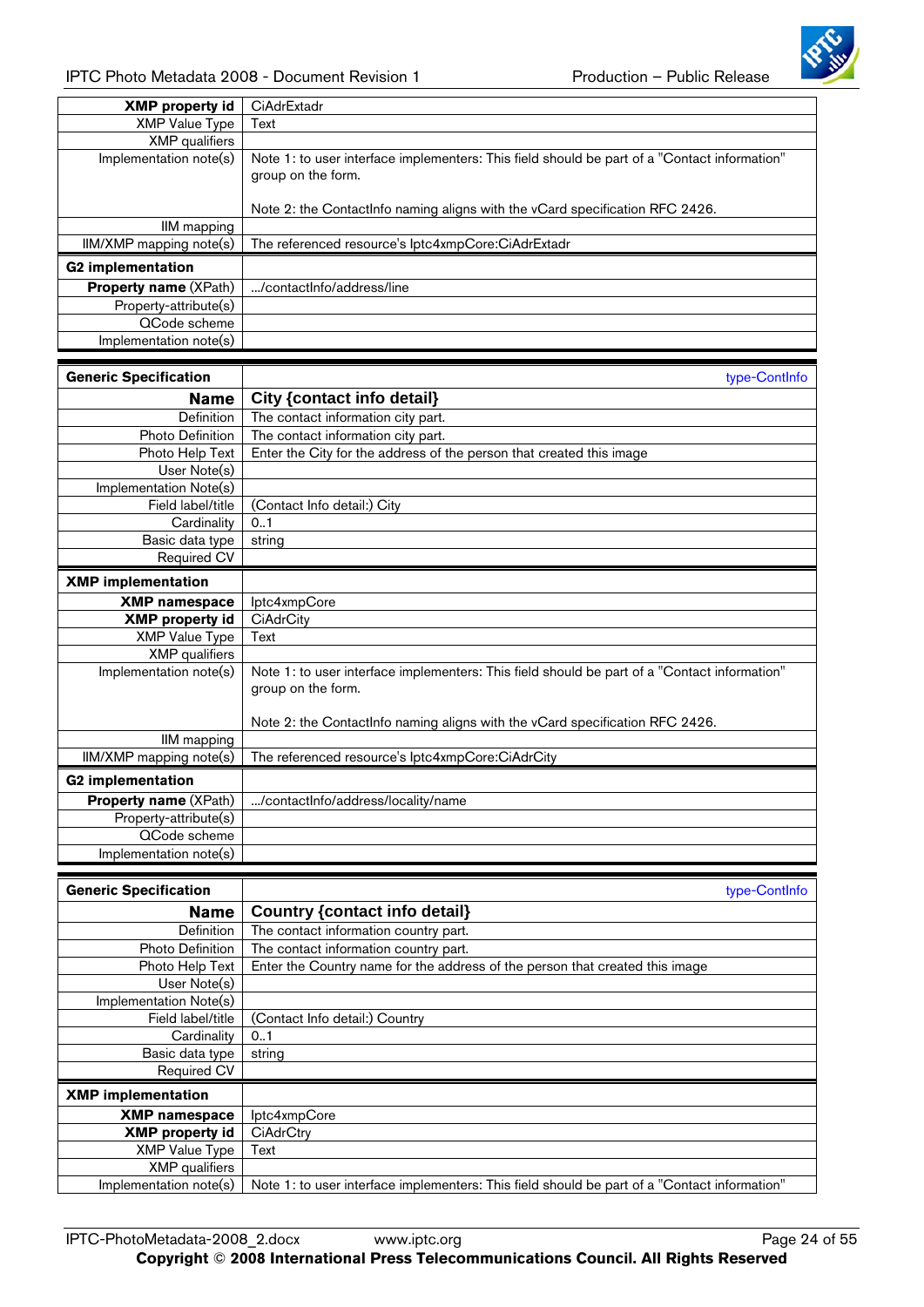| XMP property id | CiAdrExtadr |
|---|---|
| XMP Value Type | Text |
| XMP qualifiers | |
| Implementation note(s) | Note 1: to user interface implementers: This field should be part of a "Contact information" group on the form.<br><br>Note 2: the ContactInfo naming aligns with the vCard specification RFC 2426. |
| IIM mapping | |
| IIM/XMP mapping note(s) | The referenced resource's Iptc4xmpCore:CiAdrExtadr |
| **G2 implementation** | |
| **Property name** (XPath) | .../contactInfo/address/line |
| Property-attribute(s) | |
| QCode scheme | |
| Implementation note(s) | |

| **Generic Specification** | type-ContInfo |
|---|---|
| **Name** | **City {contact info detail}** |
| Definition | The contact information city part. |
| Photo Definition | The contact information city part. |
| Photo Help Text | Enter the City for the address of the person that created this image |
| User Note(s) | |
| Implementation Note(s) | |
| Field label/title | (Contact Info detail:) City |
| Cardinality | 0..1 |
| Basic data type | string |
| Required CV | |
| **XMP implementation** | |
| **XMP namespace** | Iptc4xmpCore |
| **XMP property id** | CiAdrCity |
| XMP Value Type | Text |
| XMP qualifiers | |
| Implementation note(s) | Note 1: to user interface implementers: This field should be part of a "Contact information" group on the form.<br><br>Note 2: the ContactInfo naming aligns with the vCard specification RFC 2426. |
| IIM mapping | |
| IIM/XMP mapping note(s) | The referenced resource's Iptc4xmpCore:CiAdrCity |
| **G2 implementation** | |
| **Property name** (XPath) | .../contactInfo/address/locality/name |
| Property-attribute(s) | |
| QCode scheme | |
| Implementation note(s) | |

| **Generic Specification** | type-ContInfo |
|---|---|
| **Name** | **Country {contact info detail}** |
| Definition | The contact information country part. |
| Photo Definition | The contact information country part. |
| Photo Help Text | Enter the Country name for the address of the person that created this image |
| User Note(s) | |
| Implementation Note(s) | |
| Field label/title | (Contact Info detail:) Country |
| Cardinality | 0..1 |
| Basic data type | string |
| Required CV | |
| **XMP implementation** | |
| **XMP namespace** | Iptc4xmpCore |
| **XMP property id** | CiAdrCtry |
| XMP Value Type | Text |
| XMP qualifiers | |
| Implementation note(s) | Note 1: to user interface implementers: This field should be part of a "Contact information" |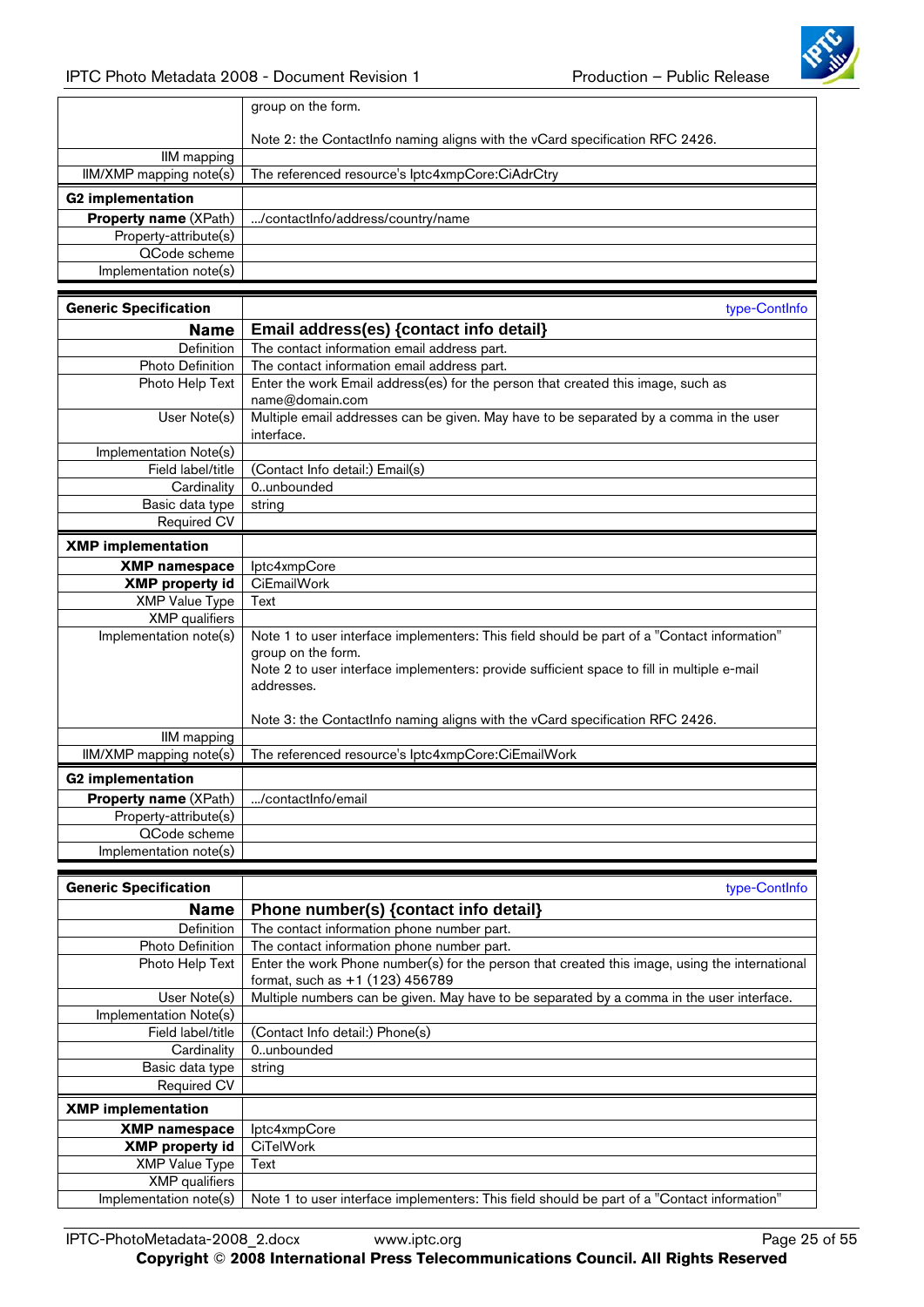| | |
|---|---|
| | group on the form.<br><br>Note 2: the ContactInfo naming aligns with the vCard specification RFC 2426. |
| IIM mapping | |
| IIM/XMP mapping note(s) | The referenced resource's Iptc4xmpCore:CiAdrCtry |
| **G2 implementation** | |
| **Property name** (XPath) | .../contactInfo/address/country/name |
| Property-attribute(s) | |
| QCode scheme | |
| Implementation note(s) | |

| **Generic Specification** | type-ContInfo |
|---|---|
| **Name** | **Email address(es) {contact info detail}** |
| Definition | The contact information email address part. |
| Photo Definition | The contact information email address part. |
| Photo Help Text | Enter the work Email address(es) for the person that created this image, such as name@domain.com |
| User Note(s) | Multiple email addresses can be given. May have to be separated by a comma in the user interface. |
| Implementation Note(s) | |
| Field label/title | (Contact Info detail:) Email(s) |
| Cardinality | 0..unbounded |
| Basic data type | string |
| Required CV | |
| **XMP implementation** | |
| **XMP namespace** | Iptc4xmpCore |
| **XMP property id** | CiEmailWork |
| XMP Value Type | Text |
| XMP qualifiers | |
| Implementation note(s) | Note 1 to user interface implementers: This field should be part of a "Contact information" group on the form.<br>Note 2 to user interface implementers: provide sufficient space to fill in multiple e-mail addresses.<br><br>Note 3: the ContactInfo naming aligns with the vCard specification RFC 2426. |
| IIM mapping | |
| IIM/XMP mapping note(s) | The referenced resource's Iptc4xmpCore:CiEmailWork |
| **G2 implementation** | |
| **Property name** (XPath) | .../contactInfo/email |
| Property-attribute(s) | |
| QCode scheme | |
| Implementation note(s) | |

| **Generic Specification** | type-ContInfo |
|---|---|
| **Name** | **Phone number(s) {contact info detail}** |
| Definition | The contact information phone number part. |
| Photo Definition | The contact information phone number part. |
| Photo Help Text | Enter the work Phone number(s) for the person that created this image, using the international format, such as +1 (123) 456789 |
| User Note(s) | Multiple numbers can be given. May have to be separated by a comma in the user interface. |
| Implementation Note(s) | |
| Field label/title | (Contact Info detail:) Phone(s) |
| Cardinality | 0..unbounded |
| Basic data type | string |
| Required CV | |
| **XMP implementation** | |
| **XMP namespace** | Iptc4xmpCore |
| **XMP property id** | CiTelWork |
| XMP Value Type | Text |
| XMP qualifiers | |
| Implementation note(s) | Note 1 to user interface implementers: This field should be part of a "Contact information" |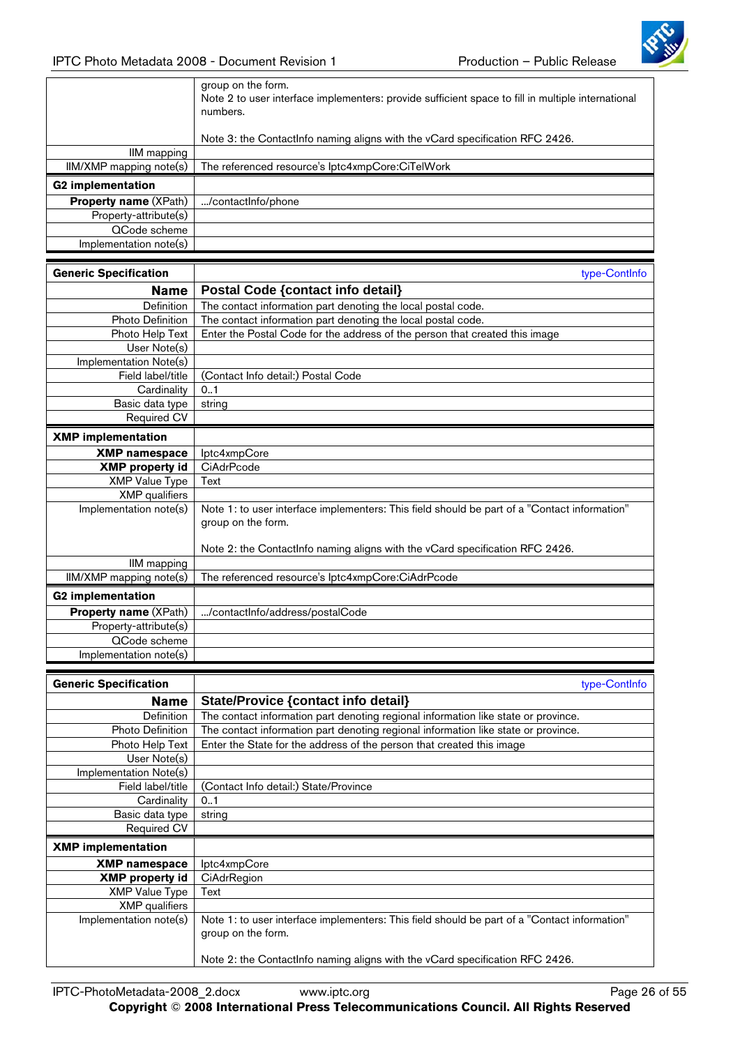| | |
|---|---|
| | group on the form.<br>Note 2 to user interface implementers: provide sufficient space to fill in multiple international numbers.<br><br>Note 3: the ContactInfo naming aligns with the vCard specification RFC 2426. |
| IIM mapping | |
| IIM/XMP mapping note(s) | The referenced resource's Iptc4xmpCore:CiTelWork |
| **G2 implementation** | |
| **Property name** (XPath) | .../contactInfo/phone |
| Property-attribute(s) | |
| QCode scheme | |
| Implementation note(s) | |

| **Generic Specification** | type-ContInfo |
|---|---|
| **Name** | **Postal Code {contact info detail}** |
| Definition | The contact information part denoting the local postal code. |
| Photo Definition | The contact information part denoting the local postal code. |
| Photo Help Text | Enter the Postal Code for the address of the person that created this image |
| User Note(s) | |
| Implementation Note(s) | |
| Field label/title | (Contact Info detail:) Postal Code |
| Cardinality | 0..1 |
| Basic data type | string |
| Required CV | |
| **XMP implementation** | |
| **XMP namespace** | Iptc4xmpCore |
| **XMP property id** | CiAdrPcode |
| XMP Value Type | Text |
| XMP qualifiers | |
| Implementation note(s) | Note 1: to user interface implementers: This field should be part of a "Contact information" group on the form.<br><br>Note 2: the ContactInfo naming aligns with the vCard specification RFC 2426. |
| IIM mapping | |
| IIM/XMP mapping note(s) | The referenced resource's Iptc4xmpCore:CiAdrPcode |
| **G2 implementation** | |
| **Property name** (XPath) | .../contactInfo/address/postalCode |
| Property-attribute(s) | |
| QCode scheme | |
| Implementation note(s) | |

| **Generic Specification** | type-ContInfo |
|---|---|
| **Name** | **State/Provice {contact info detail}** |
| Definition | The contact information part denoting regional information like state or province. |
| Photo Definition | The contact information part denoting regional information like state or province. |
| Photo Help Text | Enter the State for the address of the person that created this image |
| User Note(s) | |
| Implementation Note(s) | |
| Field label/title | (Contact Info detail:) State/Province |
| Cardinality | 0..1 |
| Basic data type | string |
| Required CV | |
| **XMP implementation** | |
| **XMP namespace** | Iptc4xmpCore |
| **XMP property id** | CiAdrRegion |
| XMP Value Type | Text |
| XMP qualifiers | |
| Implementation note(s) | Note 1: to user interface implementers: This field should be part of a "Contact information" group on the form.<br><br>Note 2: the ContactInfo naming aligns with the vCard specification RFC 2426. |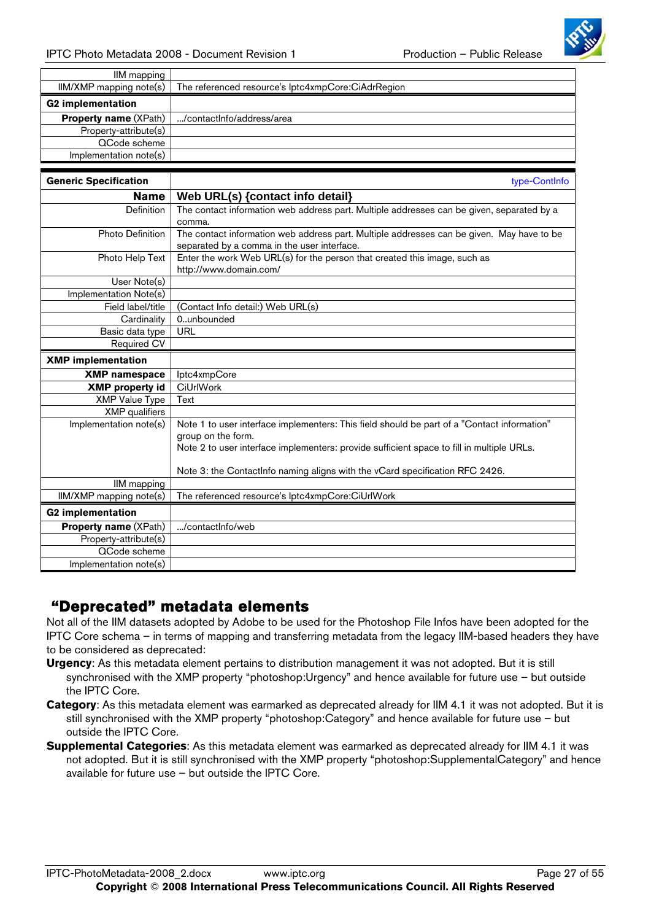| | |
|---|---|
| IIM mapping | |
| IIM/XMP mapping note(s) | The referenced resource's Iptc4xmpCore:CiAdrRegion |
| **G2 implementation** | |
| **Property name** (XPath) | .../contactInfo/address/area |
| Property-attribute(s) | |
| QCode scheme | |
| Implementation note(s) | |

| **Generic Specification** | type-ContInfo |
|---|---|
| **Name** | **Web URL(s) {contact info detail}** |
| Definition | The contact information web address part. Multiple addresses can be given, separated by a comma. |
| Photo Definition | The contact information web address part. Multiple addresses can be given. May have to be separated by a comma in the user interface. |
| Photo Help Text | Enter the work Web URL(s) for the person that created this image, such as http://www.domain.com/ |
| User Note(s) | |
| Implementation Note(s) | |
| Field label/title | (Contact Info detail:) Web URL(s) |
| Cardinality | 0..unbounded |
| Basic data type | URL |
| Required CV | |
| **XMP implementation** | |
| **XMP namespace** | Iptc4xmpCore |
| **XMP property id** | CiUrlWork |
| XMP Value Type | Text |
| XMP qualifiers | |
| Implementation note(s) | Note 1 to user interface implementers: This field should be part of a "Contact information" group on the form.<br>Note 2 to user interface implementers: provide sufficient space to fill in multiple URLs.<br><br>Note 3: the ContactInfo naming aligns with the vCard specification RFC 2426. |
| IIM mapping | |
| IIM/XMP mapping note(s) | The referenced resource's Iptc4xmpCore:CiUrlWork |
| **G2 implementation** | |
| **Property name** (XPath) | .../contactInfo/web |
| Property-attribute(s) | |
| QCode scheme | |
| Implementation note(s) | |

## "Deprecated" metadata elements

Not all of the IIM datasets adopted by Adobe to be used for the Photoshop File Infos have been adopted for the IPTC Core schema – in terms of mapping and transferring metadata from the legacy IIM-based headers they have to be considered as deprecated:

**Urgency**: As this metadata element pertains to distribution management it was not adopted. But it is still synchronised with the XMP property "photoshop:Urgency" and hence available for future use – but outside the IPTC Core.

**Category**: As this metadata element was earmarked as deprecated already for IIM 4.1 it was not adopted. But it is still synchronised with the XMP property "photoshop:Category" and hence available for future use – but outside the IPTC Core.

**Supplemental Categories**: As this metadata element was earmarked as deprecated already for IIM 4.1 it was not adopted. But it is still synchronised with the XMP property "photoshop:SupplementalCategory" and hence available for future use – but outside the IPTC Core.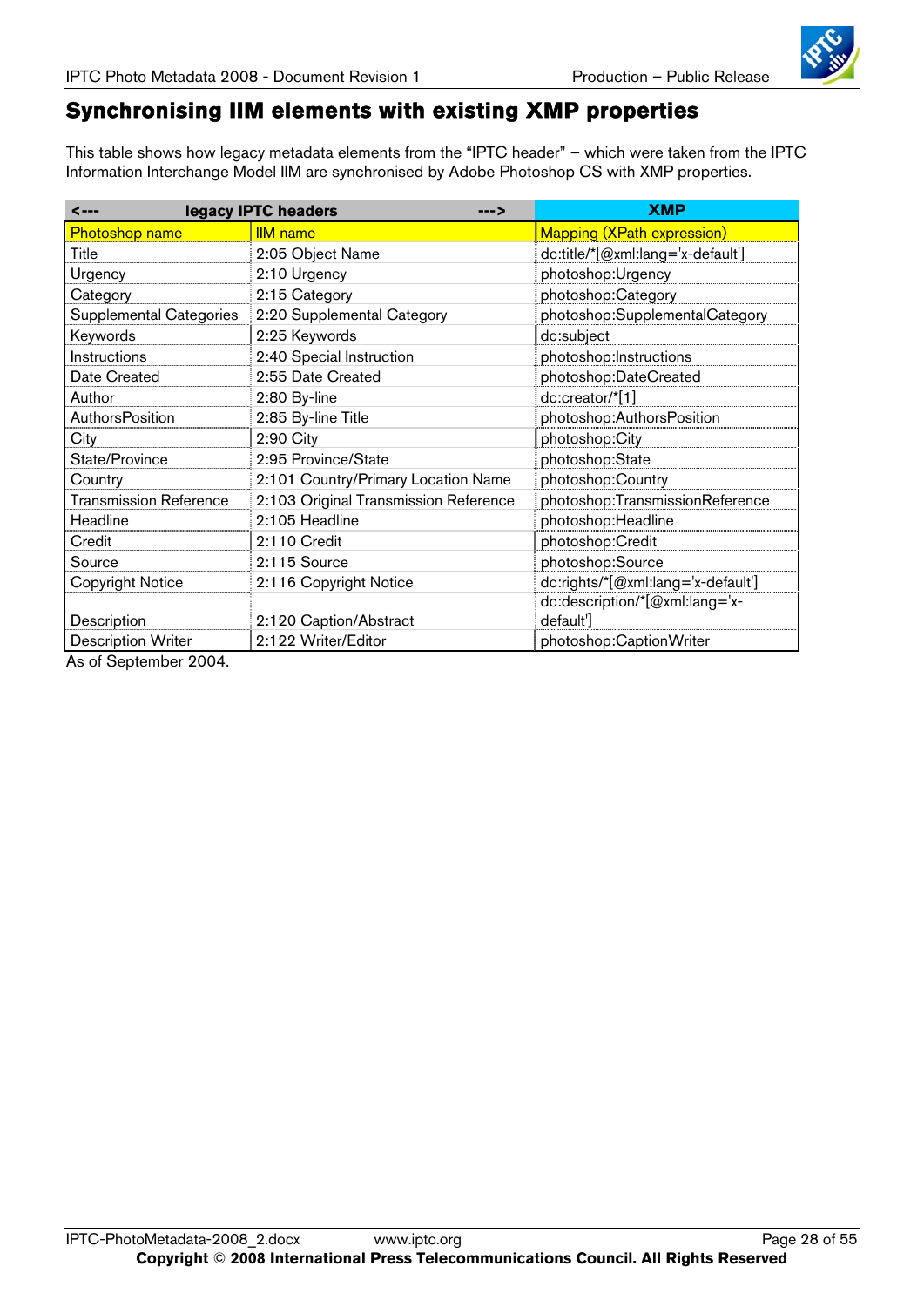# Synchronising IIM elements with existing XMP properties

This table shows how legacy metadata elements from the "IPTC header" – which were taken from the IPTC Information Interchange Model IIM are synchronised by Adobe Photoshop CS with XMP properties.

| <--- legacy IPTC headers ---> | | XMP |
|---|---|---|
| Photoshop name | IIM name | Mapping (XPath expression) |
| Title | 2:05 Object Name | dc:title/*[@xml:lang='x-default'] |
| Urgency | 2:10 Urgency | photoshop:Urgency |
| Category | 2:15 Category | photoshop:Category |
| Supplemental Categories | 2:20 Supplemental Category | photoshop:SupplementalCategory |
| Keywords | 2:25 Keywords | dc:subject |
| Instructions | 2:40 Special Instruction | photoshop:Instructions |
| Date Created | 2:55 Date Created | photoshop:DateCreated |
| Author | 2:80 By-line | dc:creator/*[1] |
| AuthorsPosition | 2:85 By-line Title | photoshop:AuthorsPosition |
| City | 2:90 City | photoshop:City |
| State/Province | 2:95 Province/State | photoshop:State |
| Country | 2:101 Country/Primary Location Name | photoshop:Country |
| Transmission Reference | 2:103 Original Transmission Reference | photoshop:TransmissionReference |
| Headline | 2:105 Headline | photoshop:Headline |
| Credit | 2:110 Credit | photoshop:Credit |
| Source | 2:115 Source | photoshop:Source |
| Copyright Notice | 2:116 Copyright Notice | dc:rights/*[@xml:lang='x-default'] |
| Description | 2:120 Caption/Abstract | dc:description/*[@xml:lang='x-default'] |
| Description Writer | 2:122 Writer/Editor | photoshop:CaptionWriter |

As of September 2004.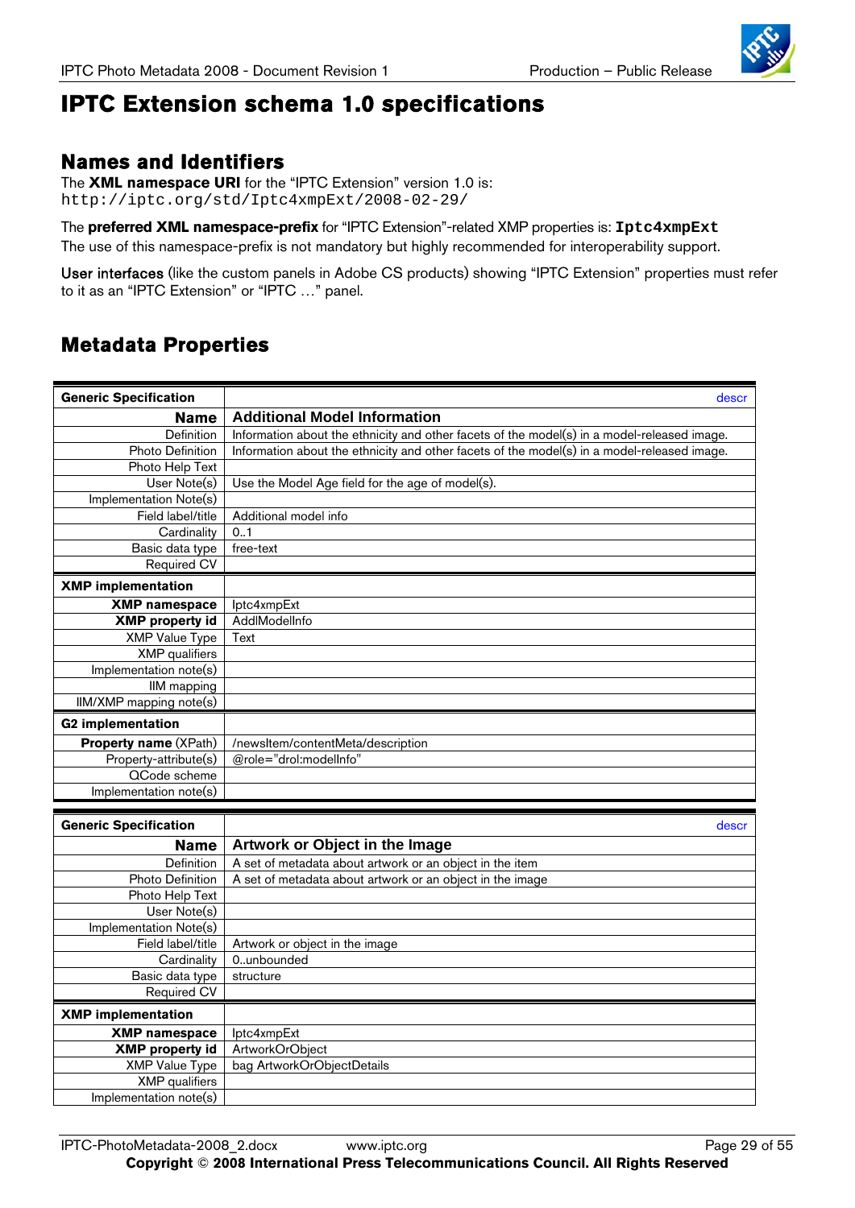# IPTC Extension schema 1.0 specifications

## Names and Identifiers

The **XML namespace URI** for the "IPTC Extension" version 1.0 is:
`http://iptc.org/std/Iptc4xmpExt/2008-02-29/`

The **preferred XML namespace-prefix** for "IPTC Extension"-related XMP properties is: **`Iptc4xmpExt`**
The use of this namespace-prefix is not mandatory but highly recommended for interoperability support.

User interfaces (like the custom panels in Adobe CS products) showing "IPTC Extension" properties must refer to it as an "IPTC Extension" or "IPTC …" panel.

## Metadata Properties

| **Generic Specification** | descr |
|---|---|
| **Name** | **Additional Model Information** |
| Definition | Information about the ethnicity and other facets of the model(s) in a model-released image. |
| Photo Definition | Information about the ethnicity and other facets of the model(s) in a model-released image. |
| Photo Help Text | |
| User Note(s) | Use the Model Age field for the age of model(s). |
| Implementation Note(s) | |
| Field label/title | Additional model info |
| Cardinality | 0..1 |
| Basic data type | free-text |
| Required CV | |
| **XMP implementation** | |
| **XMP namespace** | Iptc4xmpExt |
| **XMP property id** | AddlModelInfo |
| XMP Value Type | Text |
| XMP qualifiers | |
| Implementation note(s) | |
| IIM mapping | |
| IIM/XMP mapping note(s) | |
| **G2 implementation** | |
| **Property name** (XPath) | /newsItem/contentMeta/description |
| Property-attribute(s) | @role="drol:modelInfo" |
| QCode scheme | |
| Implementation note(s) | |

| **Generic Specification** | descr |
|---|---|
| **Name** | **Artwork or Object in the Image** |
| Definition | A set of metadata about artwork or an object in the item |
| Photo Definition | A set of metadata about artwork or an object in the image |
| Photo Help Text | |
| User Note(s) | |
| Implementation Note(s) | |
| Field label/title | Artwork or object in the image |
| Cardinality | 0..unbounded |
| Basic data type | structure |
| Required CV | |
| **XMP implementation** | |
| **XMP namespace** | Iptc4xmpExt |
| **XMP property id** | ArtworkOrObject |
| XMP Value Type | bag ArtworkOrObjectDetails |
| XMP qualifiers | |
| Implementation note(s) | |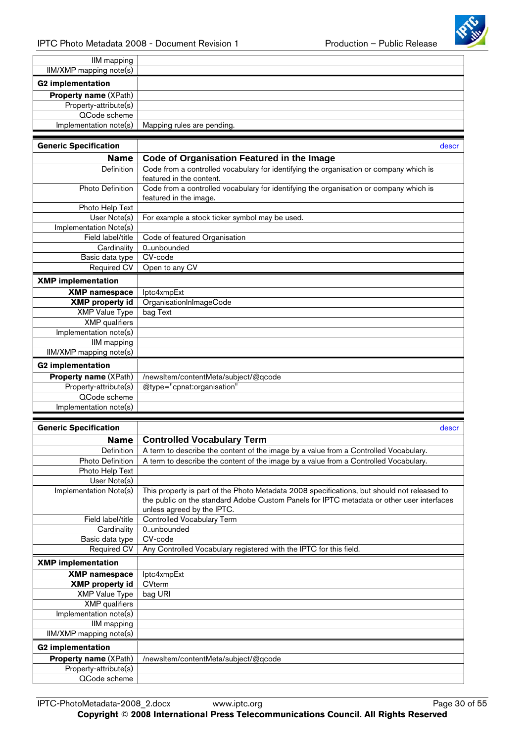| IIM mapping | |
|---|---|
| IIM/XMP mapping note(s) | |
| **G2 implementation** | |
| **Property name** (XPath) | |
| Property-attribute(s) | |
| QCode scheme | |
| Implementation note(s) | Mapping rules are pending. |

| **Generic Specification** | descr |
|---|---|
| **Name** | **Code of Organisation Featured in the Image** |
| Definition | Code from a controlled vocabulary for identifying the organisation or company which is featured in the content. |
| Photo Definition | Code from a controlled vocabulary for identifying the organisation or company which is featured in the image. |
| Photo Help Text | |
| User Note(s) | For example a stock ticker symbol may be used. |
| Implementation Note(s) | |
| Field label/title | Code of featured Organisation |
| Cardinality | 0..unbounded |
| Basic data type | CV-code |
| Required CV | Open to any CV |
| **XMP implementation** | |
| **XMP namespace** | Iptc4xmpExt |
| **XMP property id** | OrganisationInImageCode |
| XMP Value Type | bag Text |
| XMP qualifiers | |
| Implementation note(s) | |
| IIM mapping | |
| IIM/XMP mapping note(s) | |
| **G2 implementation** | |
| **Property name** (XPath) | /newsItem/contentMeta/subject/@qcode |
| Property-attribute(s) | @type="cpnat:organisation" |
| QCode scheme | |
| Implementation note(s) | |

| **Generic Specification** | descr |
|---|---|
| **Name** | **Controlled Vocabulary Term** |
| Definition | A term to describe the content of the image by a value from a Controlled Vocabulary. |
| Photo Definition | A term to describe the content of the image by a value from a Controlled Vocabulary. |
| Photo Help Text | |
| User Note(s) | |
| Implementation Note(s) | This property is part of the Photo Metadata 2008 specifications, but should not released to the public on the standard Adobe Custom Panels for IPTC metadata or other user interfaces unless agreed by the IPTC. |
| Field label/title | Controlled Vocabulary Term |
| Cardinality | 0..unbounded |
| Basic data type | CV-code |
| Required CV | Any Controlled Vocabulary registered with the IPTC for this field. |
| **XMP implementation** | |
| **XMP namespace** | Iptc4xmpExt |
| **XMP property id** | CVterm |
| XMP Value Type | bag URI |
| XMP qualifiers | |
| Implementation note(s) | |
| IIM mapping | |
| IIM/XMP mapping note(s) | |
| **G2 implementation** | |
| **Property name** (XPath) | /newsItem/contentMeta/subject/@qcode |
| Property-attribute(s) | |
| QCode scheme | |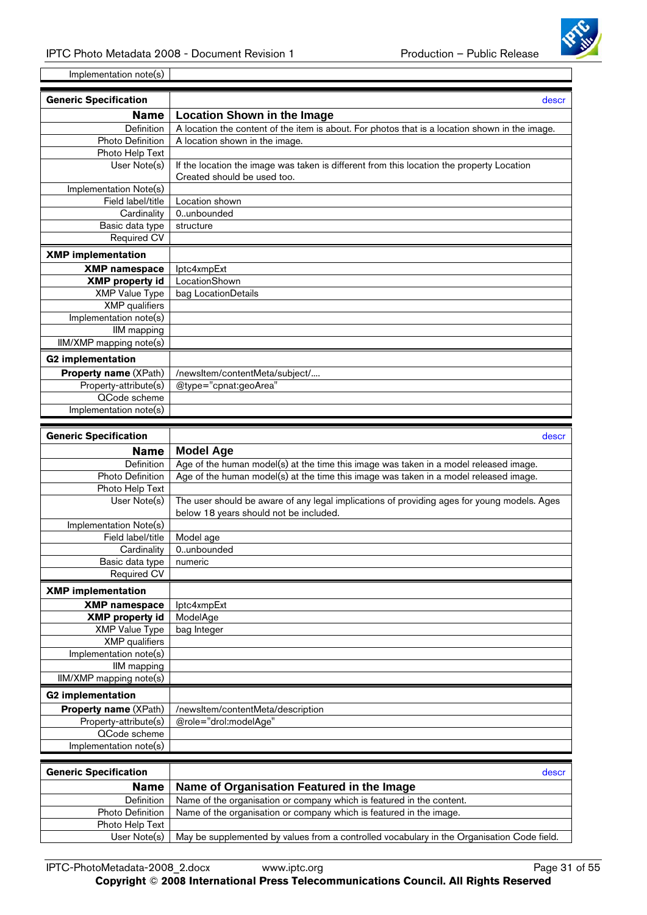| Implementation note(s) | |
|---|---|

| **Generic Specification** | descr |
|---|---|
| **Name** | **Location Shown in the Image** |
| Definition | A location the content of the item is about. For photos that is a location shown in the image. |
| Photo Definition | A location shown in the image. |
| Photo Help Text | |
| User Note(s) | If the location the image was taken is different from this location the property Location Created should be used too. |
| Implementation Note(s) | |
| Field label/title | Location shown |
| Cardinality | 0..unbounded |
| Basic data type | structure |
| Required CV | |
| **XMP implementation** | |
| **XMP namespace** | Iptc4xmpExt |
| **XMP property id** | LocationShown |
| XMP Value Type | bag LocationDetails |
| XMP qualifiers | |
| Implementation note(s) | |
| IIM mapping | |
| IIM/XMP mapping note(s) | |
| **G2 implementation** | |
| **Property name** (XPath) | /newsItem/contentMeta/subject/.... |
| Property-attribute(s) | @type="cpnat:geoArea" |
| QCode scheme | |
| Implementation note(s) | |

| **Generic Specification** | descr |
|---|---|
| **Name** | **Model Age** |
| Definition | Age of the human model(s) at the time this image was taken in a model released image. |
| Photo Definition | Age of the human model(s) at the time this image was taken in a model released image. |
| Photo Help Text | |
| User Note(s) | The user should be aware of any legal implications of providing ages for young models. Ages below 18 years should not be included. |
| Implementation Note(s) | |
| Field label/title | Model age |
| Cardinality | 0..unbounded |
| Basic data type | numeric |
| Required CV | |
| **XMP implementation** | |
| **XMP namespace** | Iptc4xmpExt |
| **XMP property id** | ModelAge |
| XMP Value Type | bag Integer |
| XMP qualifiers | |
| Implementation note(s) | |
| IIM mapping | |
| IIM/XMP mapping note(s) | |
| **G2 implementation** | |
| **Property name** (XPath) | /newsItem/contentMeta/description |
| Property-attribute(s) | @role="drol:modelAge" |
| QCode scheme | |
| Implementation note(s) | |

| **Generic Specification** | descr |
|---|---|
| **Name** | **Name of Organisation Featured in the Image** |
| Definition | Name of the organisation or company which is featured in the content. |
| Photo Definition | Name of the organisation or company which is featured in the image. |
| Photo Help Text | |
| User Note(s) | May be supplemented by values from a controlled vocabulary in the Organisation Code field. |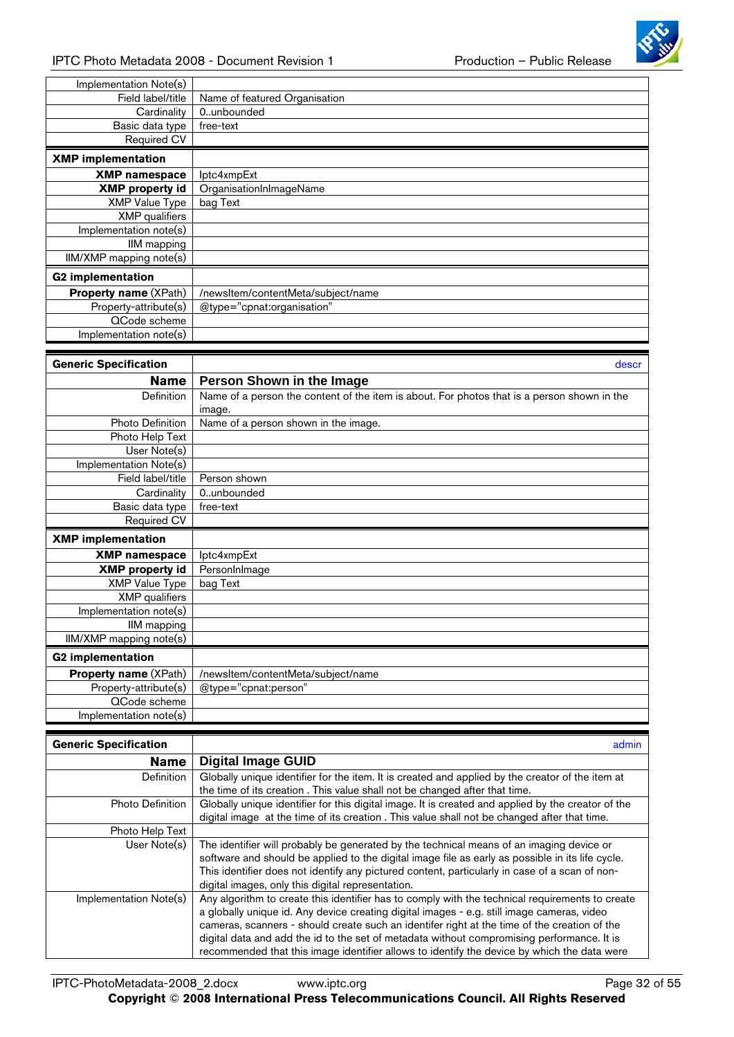| | |
|---|---|
| Implementation Note(s) | |
| Field label/title | Name of featured Organisation |
| Cardinality | 0..unbounded |
| Basic data type | free-text |
| Required CV | |
| **XMP implementation** | |
| **XMP namespace** | Iptc4xmpExt |
| **XMP property id** | OrganisationInImageName |
| XMP Value Type | bag Text |
| XMP qualifiers | |
| Implementation note(s) | |
| IIM mapping | |
| IIM/XMP mapping note(s) | |
| **G2 implementation** | |
| **Property name** (XPath) | /newsItem/contentMeta/subject/name |
| Property-attribute(s) | @type="cpnat:organisation" |
| QCode scheme | |
| Implementation note(s) | |

| **Generic Specification** | descr |
|---|---|
| **Name** | **Person Shown in the Image** |
| Definition | Name of a person the content of the item is about. For photos that is a person shown in the image. |
| Photo Definition | Name of a person shown in the image. |
| Photo Help Text | |
| User Note(s) | |
| Implementation Note(s) | |
| Field label/title | Person shown |
| Cardinality | 0..unbounded |
| Basic data type | free-text |
| Required CV | |
| **XMP implementation** | |
| **XMP namespace** | Iptc4xmpExt |
| **XMP property id** | PersonInImage |
| XMP Value Type | bag Text |
| XMP qualifiers | |
| Implementation note(s) | |
| IIM mapping | |
| IIM/XMP mapping note(s) | |
| **G2 implementation** | |
| **Property name** (XPath) | /newsItem/contentMeta/subject/name |
| Property-attribute(s) | @type="cpnat:person" |
| QCode scheme | |
| Implementation note(s) | |

| **Generic Specification** | admin |
|---|---|
| **Name** | **Digital Image GUID** |
| Definition | Globally unique identifier for the item. It is created and applied by the creator of the item at the time of its creation . This value shall not be changed after that time. |
| Photo Definition | Globally unique identifier for this digital image. It is created and applied by the creator of the digital image at the time of its creation . This value shall not be changed after that time. |
| Photo Help Text | |
| User Note(s) | The identifier will probably be generated by the technical means of an imaging device or software and should be applied to the digital image file as early as possible in its life cycle. This identifier does not identify any pictured content, particularly in case of a scan of non-digital images, only this digital representation. |
| Implementation Note(s) | Any algorithm to create this identifier has to comply with the technical requirements to create a globally unique id. Any device creating digital images - e.g. still image cameras, video cameras, scanners - should create such an identifer right at the time of the creation of the digital data and add the id to the set of metadata without compromising performance. It is recommended that this image identifier allows to identify the device by which the data were |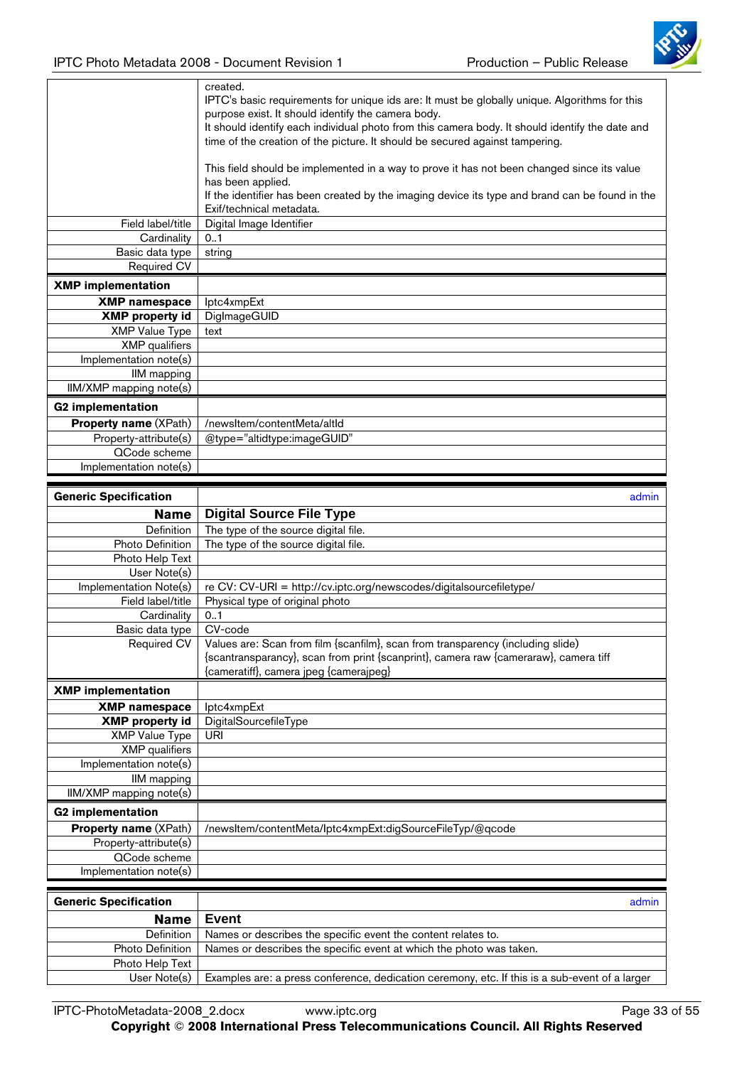| | |
|---|---|
| | created.<br>IPTC's basic requirements for unique ids are: It must be globally unique. Algorithms for this purpose exist. It should identify the camera body.<br>It should identify each individual photo from this camera body. It should identify the date and time of the creation of the picture. It should be secured against tampering.<br><br>This field should be implemented in a way to prove it has not been changed since its value has been applied.<br>If the identifier has been created by the imaging device its type and brand can be found in the Exif/technical metadata. |
| Field label/title | Digital Image Identifier |
| Cardinality | 0..1 |
| Basic data type | string |
| Required CV | |
| **XMP implementation** | |
| **XMP namespace** | Iptc4xmpExt |
| **XMP property id** | DigImageGUID |
| XMP Value Type | text |
| XMP qualifiers | |
| Implementation note(s) | |
| IIM mapping | |
| IIM/XMP mapping note(s) | |
| **G2 implementation** | |
| **Property name** (XPath) | /newsItem/contentMeta/altId |
| Property-attribute(s) | @type="altidtype:imageGUID" |
| QCode scheme | |
| Implementation note(s) | |

| **Generic Specification** | admin |
|---|---|
| **Name** | **Digital Source File Type** |
| Definition | The type of the source digital file. |
| Photo Definition | The type of the source digital file. |
| Photo Help Text | |
| User Note(s) | |
| Implementation Note(s) | re CV: CV-URI = http://cv.iptc.org/newscodes/digitalsourcefiletype/ |
| Field label/title | Physical type of original photo |
| Cardinality | 0..1 |
| Basic data type | CV-code |
| Required CV | Values are: Scan from film {scanfilm}, scan from transparency (including slide) {scantransparancy}, scan from print {scanprint}, camera raw {cameraraw}, camera tiff {cameratiff}, camera jpeg {camerajpeg} |
| **XMP implementation** | |
| **XMP namespace** | Iptc4xmpExt |
| **XMP property id** | DigitalSourcefileType |
| XMP Value Type | URI |
| XMP qualifiers | |
| Implementation note(s) | |
| IIM mapping | |
| IIM/XMP mapping note(s) | |
| **G2 implementation** | |
| **Property name** (XPath) | /newsItem/contentMeta/Iptc4xmpExt:digSourceFileTyp/@qcode |
| Property-attribute(s) | |
| QCode scheme | |
| Implementation note(s) | |

| **Generic Specification** | admin |
|---|---|
| **Name** | **Event** |
| Definition | Names or describes the specific event the content relates to. |
| Photo Definition | Names or describes the specific event at which the photo was taken. |
| Photo Help Text | |
| User Note(s) | Examples are: a press conference, dedication ceremony, etc. If this is a sub-event of a larger |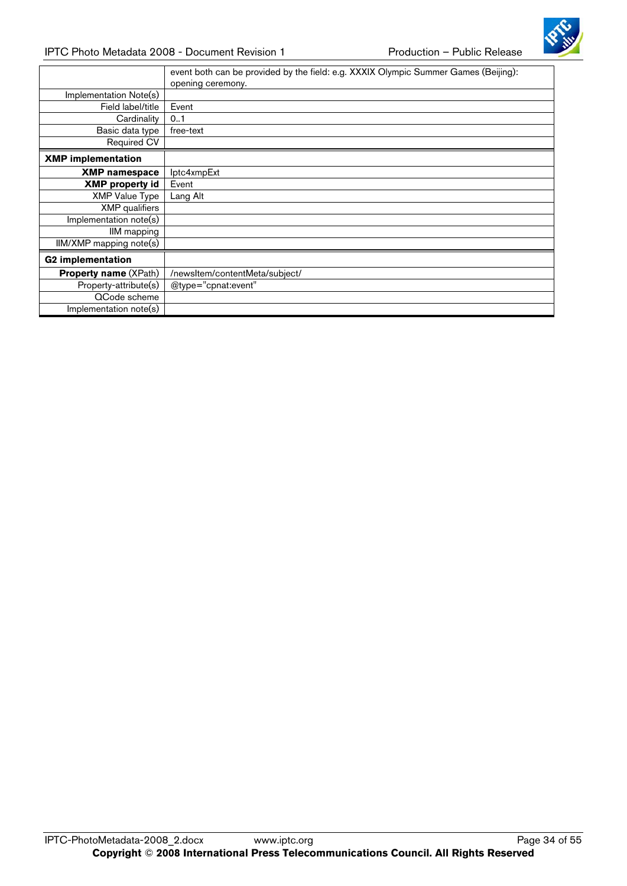| | |
|---|---|
| | event both can be provided by the field: e.g. XXXIX Olympic Summer Games (Beijing): opening ceremony. |
| Implementation Note(s) | |
| Field label/title | Event |
| Cardinality | 0..1 |
| Basic data type | free-text |
| Required CV | |
| **XMP implementation** | |
| **XMP namespace** | Iptc4xmpExt |
| **XMP property id** | Event |
| XMP Value Type | Lang Alt |
| XMP qualifiers | |
| Implementation note(s) | |
| IIM mapping | |
| IIM/XMP mapping note(s) | |
| **G2 implementation** | |
| **Property name** (XPath) | /newsItem/contentMeta/subject/ |
| Property-attribute(s) | @type="cpnat:event" |
| QCode scheme | |
| Implementation note(s) | |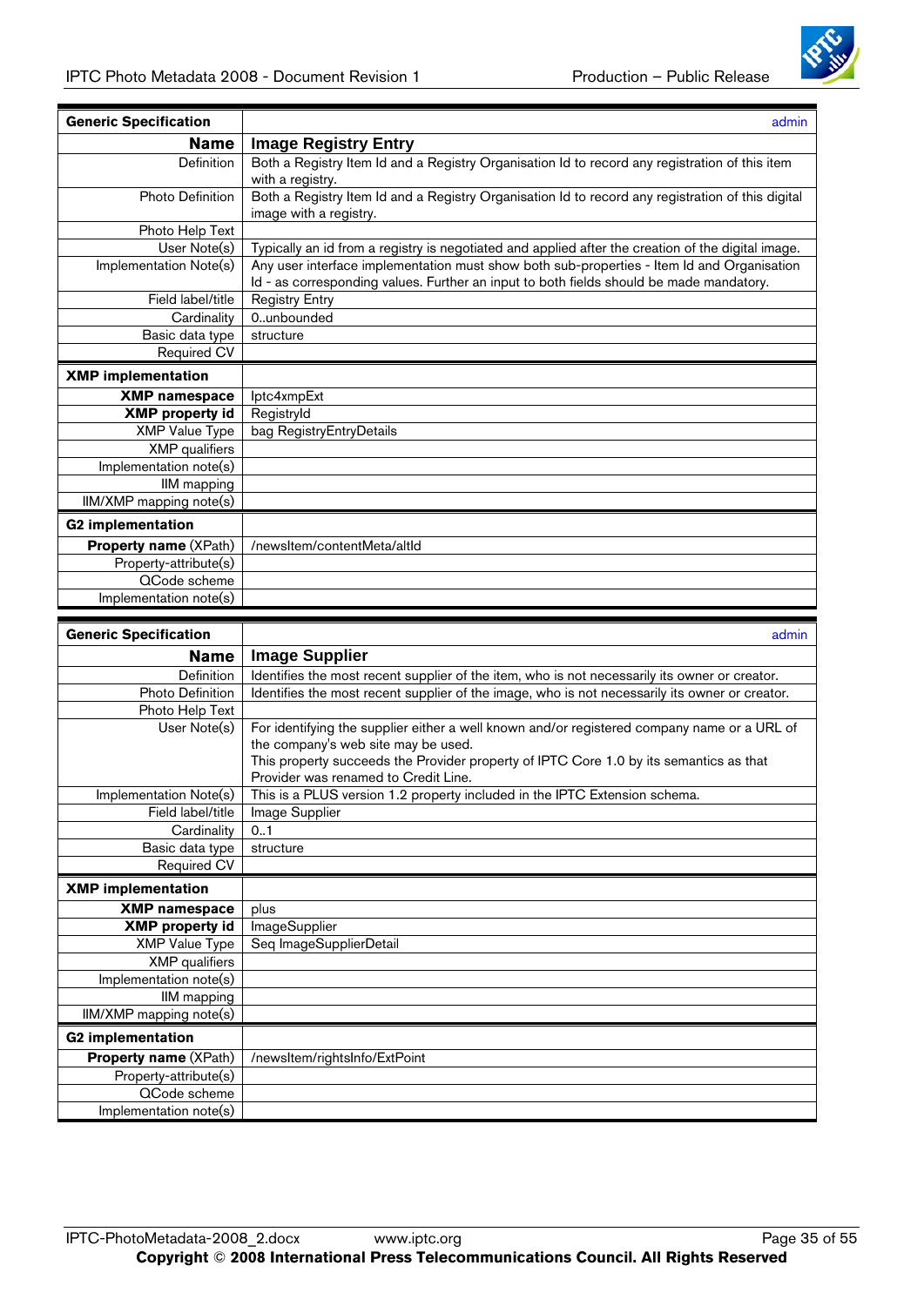| Generic Specification | admin |
|---|---|
| **Name** | **Image Registry Entry** |
| Definition | Both a Registry Item Id and a Registry Organisation Id to record any registration of this item with a registry. |
| Photo Definition | Both a Registry Item Id and a Registry Organisation Id to record any registration of this digital image with a registry. |
| Photo Help Text | |
| User Note(s) | Typically an id from a registry is negotiated and applied after the creation of the digital image. |
| Implementation Note(s) | Any user interface implementation must show both sub-properties - Item Id and Organisation Id - as corresponding values. Further an input to both fields should be made mandatory. |
| Field label/title | Registry Entry |
| Cardinality | 0..unbounded |
| Basic data type | structure |
| Required CV | |
| **XMP implementation** | |
| **XMP namespace** | Iptc4xmpExt |
| **XMP property id** | RegistryId |
| XMP Value Type | bag RegistryEntryDetails |
| XMP qualifiers | |
| Implementation note(s) | |
| IIM mapping | |
| IIM/XMP mapping note(s) | |
| **G2 implementation** | |
| **Property name** (XPath) | /newsItem/contentMeta/altId |
| Property-attribute(s) | |
| QCode scheme | |
| Implementation note(s) | |

| Generic Specification | admin |
|---|---|
| **Name** | **Image Supplier** |
| Definition | Identifies the most recent supplier of the item, who is not necessarily its owner or creator. |
| Photo Definition | Identifies the most recent supplier of the image, who is not necessarily its owner or creator. |
| Photo Help Text | |
| User Note(s) | For identifying the supplier either a well known and/or registered company name or a URL of the company's web site may be used.<br>This property succeeds the Provider property of IPTC Core 1.0 by its semantics as that Provider was renamed to Credit Line. |
| Implementation Note(s) | This is a PLUS version 1.2 property included in the IPTC Extension schema. |
| Field label/title | Image Supplier |
| Cardinality | 0..1 |
| Basic data type | structure |
| Required CV | |
| **XMP implementation** | |
| **XMP namespace** | plus |
| **XMP property id** | ImageSupplier |
| XMP Value Type | Seq ImageSupplierDetail |
| XMP qualifiers | |
| Implementation note(s) | |
| IIM mapping | |
| IIM/XMP mapping note(s) | |
| **G2 implementation** | |
| **Property name** (XPath) | /newsItem/rightsInfo/ExtPoint |
| Property-attribute(s) | |
| QCode scheme | |
| Implementation note(s) | |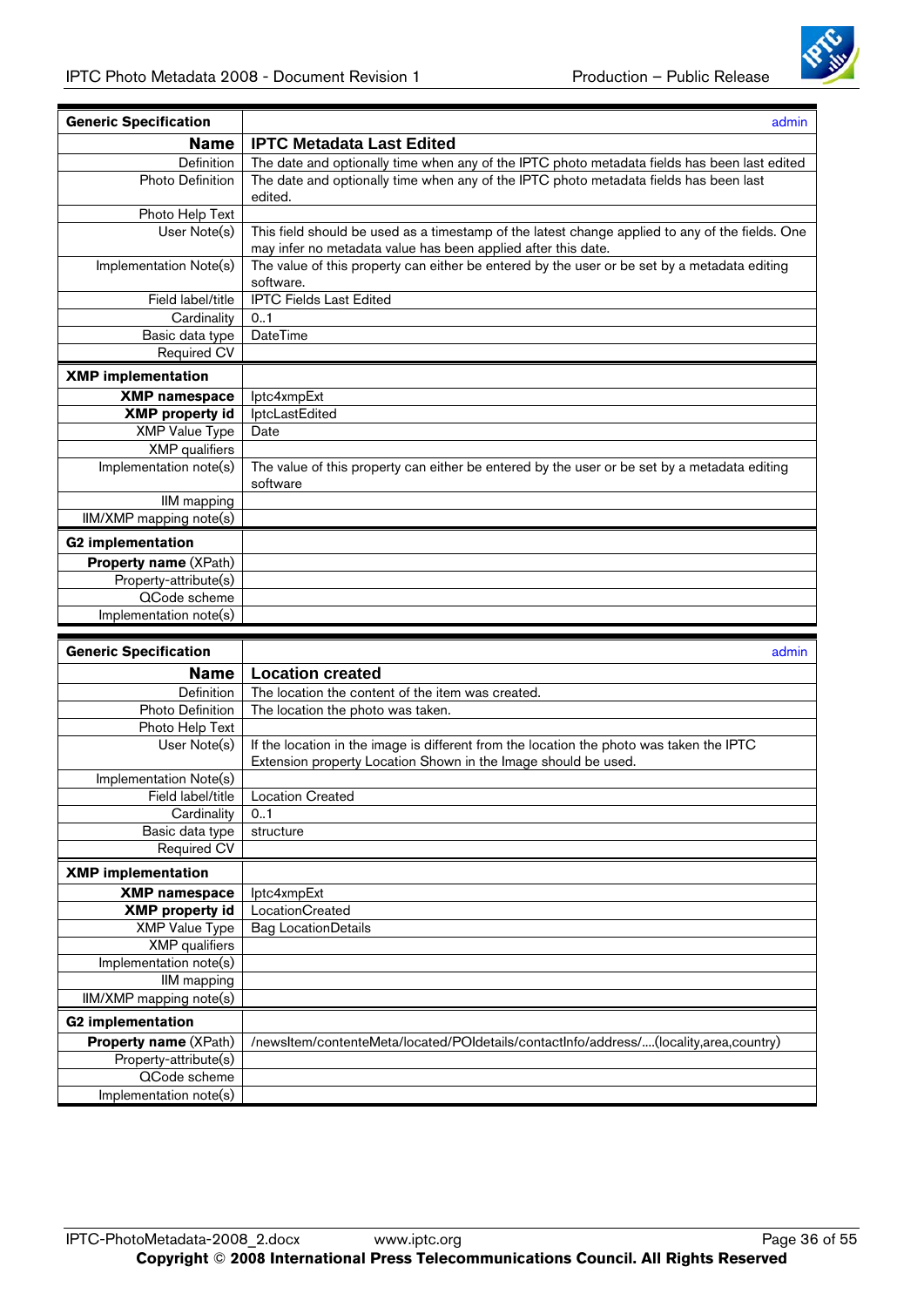| Generic Specification | admin |
|---:|---|
| **Name** | **IPTC Metadata Last Edited** |
| Definition | The date and optionally time when any of the IPTC photo metadata fields has been last edited |
| Photo Definition | The date and optionally time when any of the IPTC photo metadata fields has been last edited. |
| Photo Help Text | |
| User Note(s) | This field should be used as a timestamp of the latest change applied to any of the fields. One may infer no metadata value has been applied after this date. |
| Implementation Note(s) | The value of this property can either be entered by the user or be set by a metadata editing software. |
| Field label/title | IPTC Fields Last Edited |
| Cardinality | 0..1 |
| Basic data type | DateTime |
| Required CV | |
| **XMP implementation** | |
| **XMP namespace** | Iptc4xmpExt |
| **XMP property id** | IptcLastEdited |
| XMP Value Type | Date |
| XMP qualifiers | |
| Implementation note(s) | The value of this property can either be entered by the user or be set by a metadata editing software |
| IIM mapping | |
| IIM/XMP mapping note(s) | |
| **G2 implementation** | |
| **Property name** (XPath) | |
| Property-attribute(s) | |
| QCode scheme | |
| Implementation note(s) | |

| Generic Specification | admin |
|---:|---|
| **Name** | **Location created** |
| Definition | The location the content of the item was created. |
| Photo Definition | The location the photo was taken. |
| Photo Help Text | |
| User Note(s) | If the location in the image is different from the location the photo was taken the IPTC Extension property Location Shown in the Image should be used. |
| Implementation Note(s) | |
| Field label/title | Location Created |
| Cardinality | 0..1 |
| Basic data type | structure |
| Required CV | |
| **XMP implementation** | |
| **XMP namespace** | Iptc4xmpExt |
| **XMP property id** | LocationCreated |
| XMP Value Type | Bag LocationDetails |
| XMP qualifiers | |
| Implementation note(s) | |
| IIM mapping | |
| IIM/XMP mapping note(s) | |
| **G2 implementation** | |
| **Property name** (XPath) | /newsItem/contenteMeta/located/POIdetails/contactInfo/address/....(locality,area,country) |
| Property-attribute(s) | |
| QCode scheme | |
| Implementation note(s) | |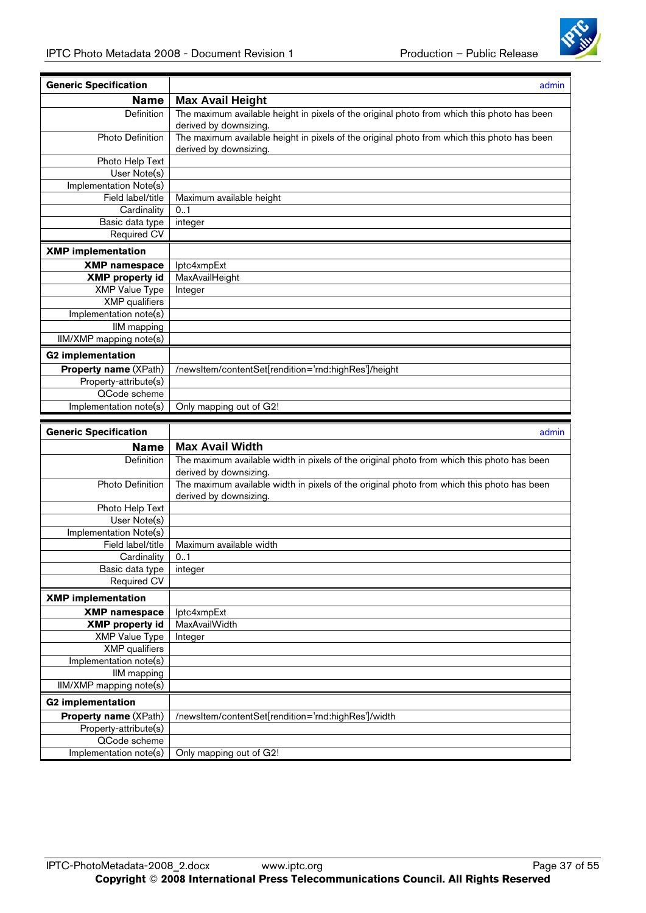| **Generic Specification** | admin |
|---:|---|
| **Name** | **Max Avail Height** |
| Definition | The maximum available height in pixels of the original photo from which this photo has been derived by downsizing. |
| Photo Definition | The maximum available height in pixels of the original photo from which this photo has been derived by downsizing. |
| Photo Help Text | |
| User Note(s) | |
| Implementation Note(s) | |
| Field label/title | Maximum available height |
| Cardinality | 0..1 |
| Basic data type | integer |
| Required CV | |
| **XMP implementation** | |
| **XMP namespace** | Iptc4xmpExt |
| **XMP property id** | MaxAvailHeight |
| XMP Value Type | Integer |
| XMP qualifiers | |
| Implementation note(s) | |
| IIM mapping | |
| IIM/XMP mapping note(s) | |
| **G2 implementation** | |
| **Property name** (XPath) | /newsItem/contentSet[rendition='rnd:highRes']/height |
| Property-attribute(s) | |
| QCode scheme | |
| Implementation note(s) | Only mapping out of G2! |

| **Generic Specification** | admin |
|---:|---|
| **Name** | **Max Avail Width** |
| Definition | The maximum available width in pixels of the original photo from which this photo has been derived by downsizing. |
| Photo Definition | The maximum available width in pixels of the original photo from which this photo has been derived by downsizing. |
| Photo Help Text | |
| User Note(s) | |
| Implementation Note(s) | |
| Field label/title | Maximum available width |
| Cardinality | 0..1 |
| Basic data type | integer |
| Required CV | |
| **XMP implementation** | |
| **XMP namespace** | Iptc4xmpExt |
| **XMP property id** | MaxAvailWidth |
| XMP Value Type | Integer |
| XMP qualifiers | |
| Implementation note(s) | |
| IIM mapping | |
| IIM/XMP mapping note(s) | |
| **G2 implementation** | |
| **Property name** (XPath) | /newsItem/contentSet[rendition='rnd:highRes']/width |
| Property-attribute(s) | |
| QCode scheme | |
| Implementation note(s) | Only mapping out of G2! |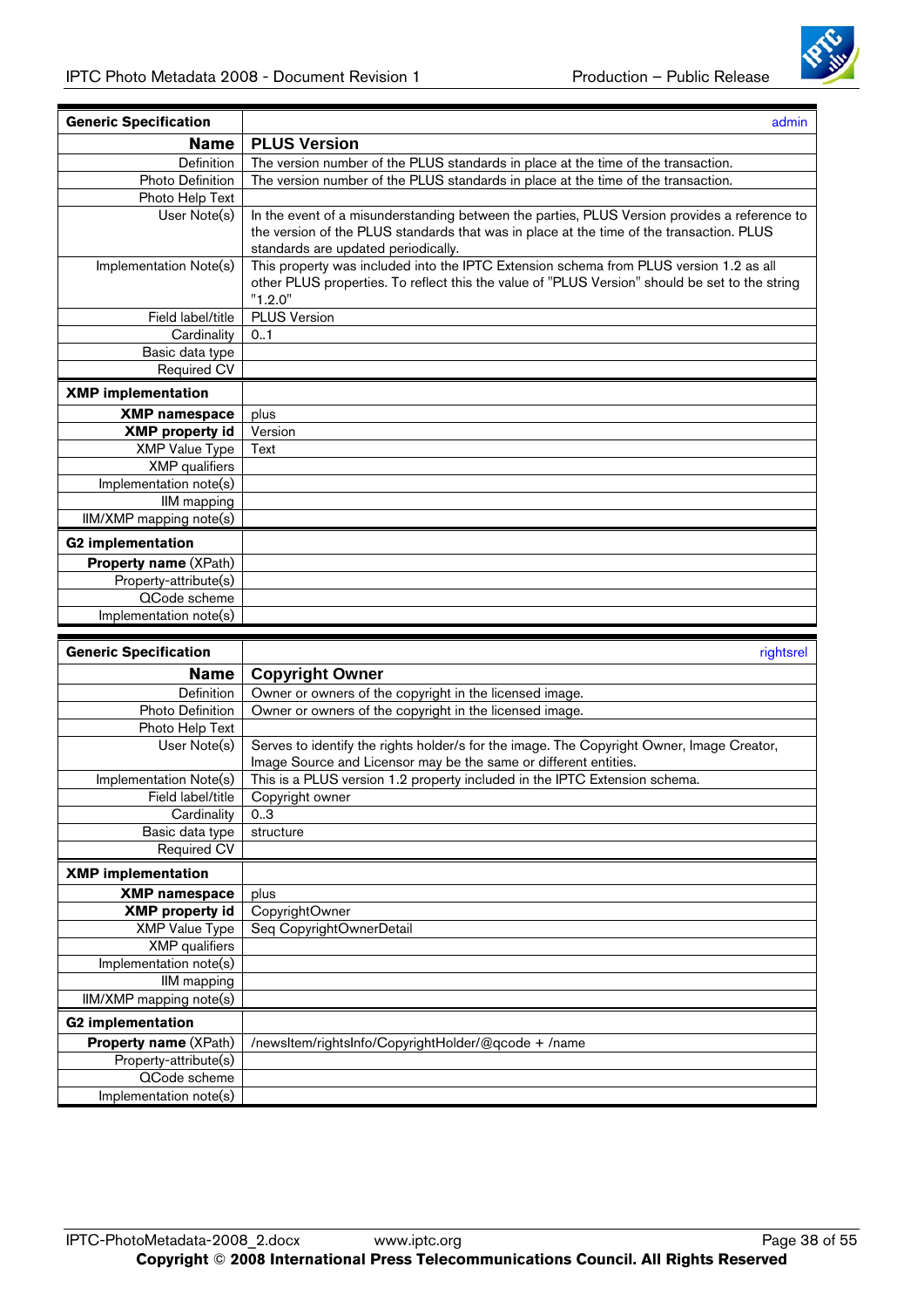| Generic Specification | admin |
|---:|---|
| **Name** | **PLUS Version** |
| Definition | The version number of the PLUS standards in place at the time of the transaction. |
| Photo Definition | The version number of the PLUS standards in place at the time of the transaction. |
| Photo Help Text | |
| User Note(s) | In the event of a misunderstanding between the parties, PLUS Version provides a reference to the version of the PLUS standards that was in place at the time of the transaction. PLUS standards are updated periodically. |
| Implementation Note(s) | This property was included into the IPTC Extension schema from PLUS version 1.2 as all other PLUS properties. To reflect this the value of "PLUS Version" should be set to the string "1.2.0" |
| Field label/title | PLUS Version |
| Cardinality | 0..1 |
| Basic data type | |
| Required CV | |
| **XMP implementation** | |
| **XMP namespace** | plus |
| **XMP property id** | Version |
| XMP Value Type | Text |
| XMP qualifiers | |
| Implementation note(s) | |
| IIM mapping | |
| IIM/XMP mapping note(s) | |
| **G2 implementation** | |
| **Property name** (XPath) | |
| Property-attribute(s) | |
| QCode scheme | |
| Implementation note(s) | |

| Generic Specification | rightsrel |
|---:|---|
| **Name** | **Copyright Owner** |
| Definition | Owner or owners of the copyright in the licensed image. |
| Photo Definition | Owner or owners of the copyright in the licensed image. |
| Photo Help Text | |
| User Note(s) | Serves to identify the rights holder/s for the image. The Copyright Owner, Image Creator, Image Source and Licensor may be the same or different entities. |
| Implementation Note(s) | This is a PLUS version 1.2 property included in the IPTC Extension schema. |
| Field label/title | Copyright owner |
| Cardinality | 0..3 |
| Basic data type | structure |
| Required CV | |
| **XMP implementation** | |
| **XMP namespace** | plus |
| **XMP property id** | CopyrightOwner |
| XMP Value Type | Seq CopyrightOwnerDetail |
| XMP qualifiers | |
| Implementation note(s) | |
| IIM mapping | |
| IIM/XMP mapping note(s) | |
| **G2 implementation** | |
| **Property name** (XPath) | /newsItem/rightsInfo/CopyrightHolder/@qcode + /name |
| Property-attribute(s) | |
| QCode scheme | |
| Implementation note(s) | |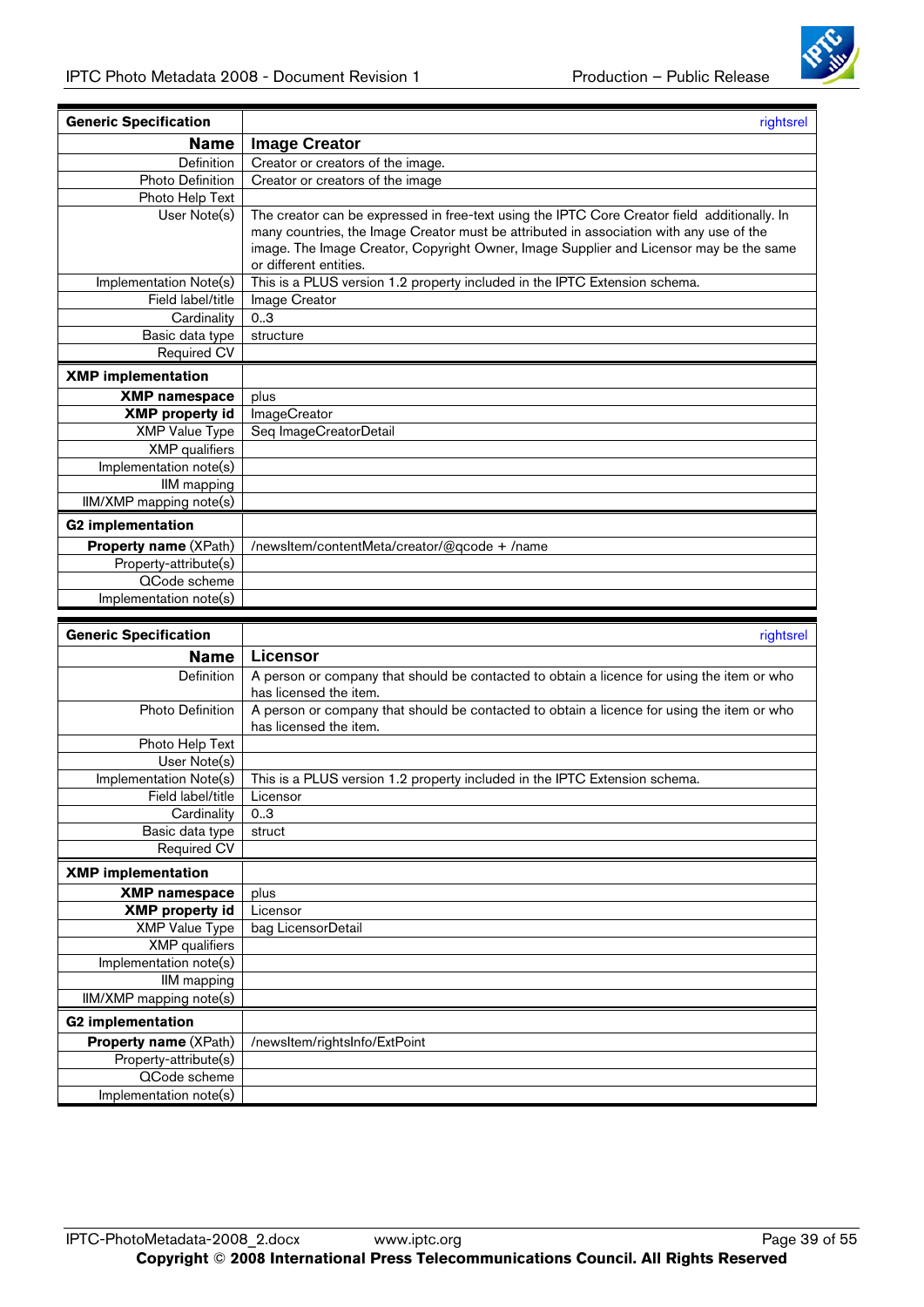| **Generic Specification** | rightsrel |
|---:|---|
| **Name** | **Image Creator** |
| Definition | Creator or creators of the image. |
| Photo Definition | Creator or creators of the image |
| Photo Help Text | |
| User Note(s) | The creator can be expressed in free-text using the IPTC Core Creator field additionally. In many countries, the Image Creator must be attributed in association with any use of the image. The Image Creator, Copyright Owner, Image Supplier and Licensor may be the same or different entities. |
| Implementation Note(s) | This is a PLUS version 1.2 property included in the IPTC Extension schema. |
| Field label/title | Image Creator |
| Cardinality | 0..3 |
| Basic data type | structure |
| Required CV | |
| **XMP implementation** | |
| **XMP namespace** | plus |
| **XMP property id** | ImageCreator |
| XMP Value Type | Seq ImageCreatorDetail |
| XMP qualifiers | |
| Implementation note(s) | |
| IIM mapping | |
| IIM/XMP mapping note(s) | |
| **G2 implementation** | |
| **Property name** (XPath) | /newsItem/contentMeta/creator/@qcode + /name |
| Property-attribute(s) | |
| QCode scheme | |
| Implementation note(s) | |

| **Generic Specification** | rightsrel |
|---:|---|
| **Name** | **Licensor** |
| Definition | A person or company that should be contacted to obtain a licence for using the item or who has licensed the item. |
| Photo Definition | A person or company that should be contacted to obtain a licence for using the item or who has licensed the item. |
| Photo Help Text | |
| User Note(s) | |
| Implementation Note(s) | This is a PLUS version 1.2 property included in the IPTC Extension schema. |
| Field label/title | Licensor |
| Cardinality | 0..3 |
| Basic data type | struct |
| Required CV | |
| **XMP implementation** | |
| **XMP namespace** | plus |
| **XMP property id** | Licensor |
| XMP Value Type | bag LicensorDetail |
| XMP qualifiers | |
| Implementation note(s) | |
| IIM mapping | |
| IIM/XMP mapping note(s) | |
| **G2 implementation** | |
| **Property name** (XPath) | /newsItem/rightsInfo/ExtPoint |
| Property-attribute(s) | |
| QCode scheme | |
| Implementation note(s) | |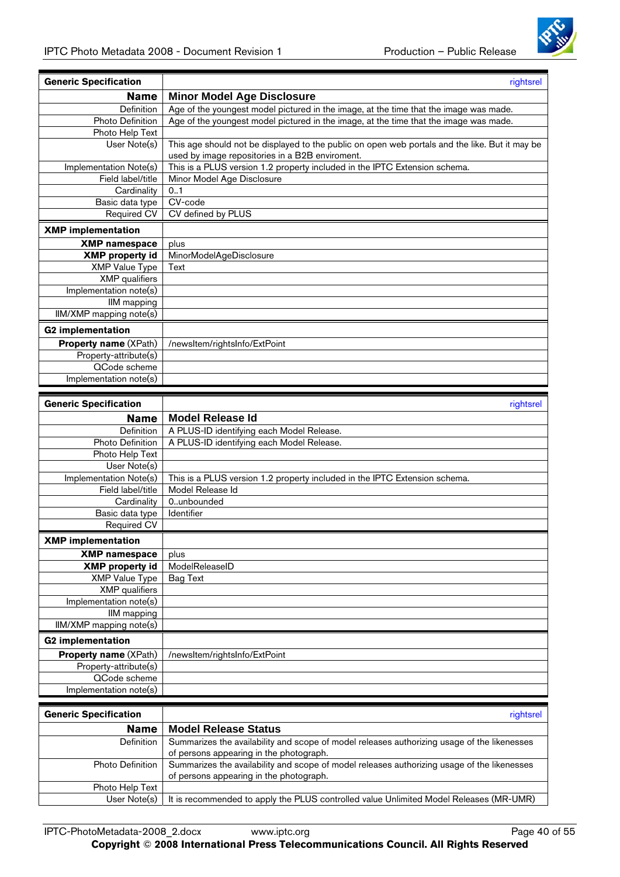| **Generic Specification** | rightsrel |
|---|---|
| **Name** | **Minor Model Age Disclosure** |
| Definition | Age of the youngest model pictured in the image, at the time that the image was made. |
| Photo Definition | Age of the youngest model pictured in the image, at the time that the image was made. |
| Photo Help Text | |
| User Note(s) | This age should not be displayed to the public on open web portals and the like. But it may be used by image repositories in a B2B enviroment. |
| Implementation Note(s) | This is a PLUS version 1.2 property included in the IPTC Extension schema. |
| Field label/title | Minor Model Age Disclosure |
| Cardinality | 0..1 |
| Basic data type | CV-code |
| Required CV | CV defined by PLUS |
| **XMP implementation** | |
| **XMP namespace** | plus |
| **XMP property id** | MinorModelAgeDisclosure |
| XMP Value Type | Text |
| XMP qualifiers | |
| Implementation note(s) | |
| IIM mapping | |
| IIM/XMP mapping note(s) | |
| **G2 implementation** | |
| **Property name** (XPath) | /newsItem/rightsInfo/ExtPoint |
| Property-attribute(s) | |
| QCode scheme | |
| Implementation note(s) | |

| **Generic Specification** | rightsrel |
|---|---|
| **Name** | **Model Release Id** |
| Definition | A PLUS-ID identifying each Model Release. |
| Photo Definition | A PLUS-ID identifying each Model Release. |
| Photo Help Text | |
| User Note(s) | |
| Implementation Note(s) | This is a PLUS version 1.2 property included in the IPTC Extension schema. |
| Field label/title | Model Release Id |
| Cardinality | 0..unbounded |
| Basic data type | Identifier |
| Required CV | |
| **XMP implementation** | |
| **XMP namespace** | plus |
| **XMP property id** | ModelReleaseID |
| XMP Value Type | Bag Text |
| XMP qualifiers | |
| Implementation note(s) | |
| IIM mapping | |
| IIM/XMP mapping note(s) | |
| **G2 implementation** | |
| **Property name** (XPath) | /newsItem/rightsInfo/ExtPoint |
| Property-attribute(s) | |
| QCode scheme | |
| Implementation note(s) | |

| **Generic Specification** | rightsrel |
|---|---|
| **Name** | **Model Release Status** |
| Definition | Summarizes the availability and scope of model releases authorizing usage of the likenesses of persons appearing in the photograph. |
| Photo Definition | Summarizes the availability and scope of model releases authorizing usage of the likenesses of persons appearing in the photograph. |
| Photo Help Text | |
| User Note(s) | It is recommended to apply the PLUS controlled value Unlimited Model Releases (MR-UMR) |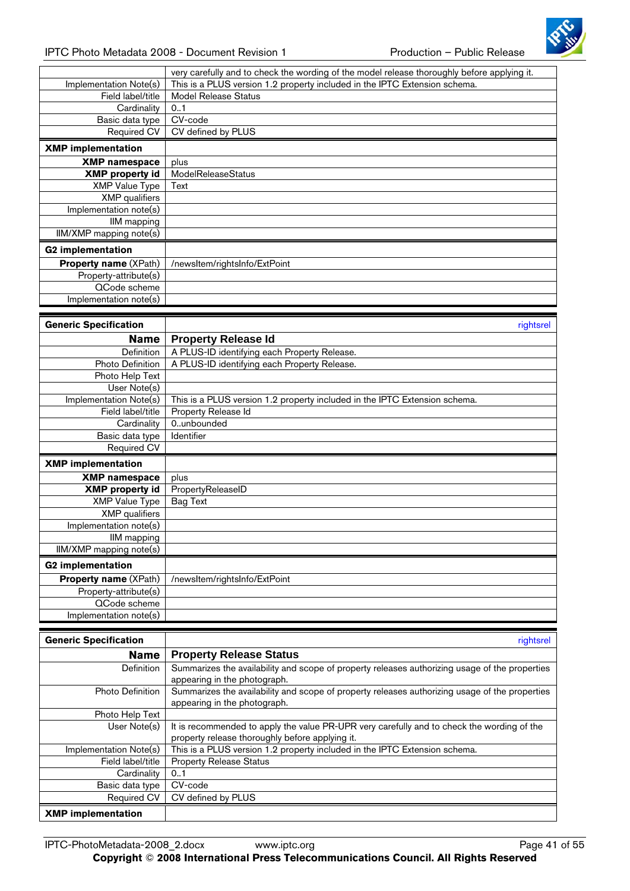| | |
|---|---|
| | very carefully and to check the wording of the model release thoroughly before applying it. |
| Implementation Note(s) | This is a PLUS version 1.2 property included in the IPTC Extension schema. |
| Field label/title | Model Release Status |
| Cardinality | 0..1 |
| Basic data type | CV-code |
| Required CV | CV defined by PLUS |
| **XMP implementation** | |
| **XMP namespace** | plus |
| **XMP property id** | ModelReleaseStatus |
| XMP Value Type | Text |
| XMP qualifiers | |
| Implementation note(s) | |
| IIM mapping | |
| IIM/XMP mapping note(s) | |
| **G2 implementation** | |
| **Property name** (XPath) | /newsItem/rightsInfo/ExtPoint |
| Property-attribute(s) | |
| QCode scheme | |
| Implementation note(s) | |

| **Generic Specification** | rightsrel |
|---|---|
| **Name** | **Property Release Id** |
| Definition | A PLUS-ID identifying each Property Release. |
| Photo Definition | A PLUS-ID identifying each Property Release. |
| Photo Help Text | |
| User Note(s) | |
| Implementation Note(s) | This is a PLUS version 1.2 property included in the IPTC Extension schema. |
| Field label/title | Property Release Id |
| Cardinality | 0..unbounded |
| Basic data type | Identifier |
| Required CV | |
| **XMP implementation** | |
| **XMP namespace** | plus |
| **XMP property id** | PropertyReleaseID |
| XMP Value Type | Bag Text |
| XMP qualifiers | |
| Implementation note(s) | |
| IIM mapping | |
| IIM/XMP mapping note(s) | |
| **G2 implementation** | |
| **Property name** (XPath) | /newsItem/rightsInfo/ExtPoint |
| Property-attribute(s) | |
| QCode scheme | |
| Implementation note(s) | |

| **Generic Specification** | rightsrel |
|---|---|
| **Name** | **Property Release Status** |
| Definition | Summarizes the availability and scope of property releases authorizing usage of the properties appearing in the photograph. |
| Photo Definition | Summarizes the availability and scope of property releases authorizing usage of the properties appearing in the photograph. |
| Photo Help Text | |
| User Note(s) | It is recommended to apply the value PR-UPR very carefully and to check the wording of the property release thoroughly before applying it. |
| Implementation Note(s) | This is a PLUS version 1.2 property included in the IPTC Extension schema. |
| Field label/title | Property Release Status |
| Cardinality | 0..1 |
| Basic data type | CV-code |
| Required CV | CV defined by PLUS |
| **XMP implementation** | |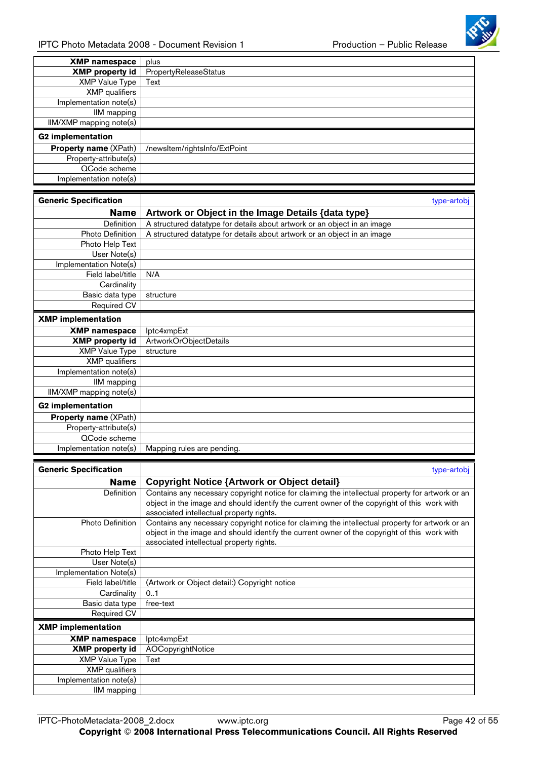| | |
|---|---|
| **XMP namespace** | plus |
| **XMP property id** | PropertyReleaseStatus |
| XMP Value Type | Text |
| XMP qualifiers | |
| Implementation note(s) | |
| IIM mapping | |
| IIM/XMP mapping note(s) | |
| **G2 implementation** | |
| **Property name** (XPath) | /newsItem/rightsInfo/ExtPoint |
| Property-attribute(s) | |
| QCode scheme | |
| Implementation note(s) | |

| **Generic Specification** | type-artobj |
|---|---|
| **Name** | **Artwork or Object in the Image Details {data type}** |
| Definition | A structured datatype for details about artwork or an object in an image |
| Photo Definition | A structured datatype for details about artwork or an object in an image |
| Photo Help Text | |
| User Note(s) | |
| Implementation Note(s) | |
| Field label/title | N/A |
| Cardinality | |
| Basic data type | structure |
| Required CV | |
| **XMP implementation** | |
| **XMP namespace** | Iptc4xmpExt |
| **XMP property id** | ArtworkOrObjectDetails |
| XMP Value Type | structure |
| XMP qualifiers | |
| Implementation note(s) | |
| IIM mapping | |
| IIM/XMP mapping note(s) | |
| **G2 implementation** | |
| **Property name** (XPath) | |
| Property-attribute(s) | |
| QCode scheme | |
| Implementation note(s) | Mapping rules are pending. |

| **Generic Specification** | type-artobj |
|---|---|
| **Name** | **Copyright Notice {Artwork or Object detail}** |
| Definition | Contains any necessary copyright notice for claiming the intellectual property for artwork or an object in the image and should identify the current owner of the copyright of this work with associated intellectual property rights. |
| Photo Definition | Contains any necessary copyright notice for claiming the intellectual property for artwork or an object in the image and should identify the current owner of the copyright of this work with associated intellectual property rights. |
| Photo Help Text | |
| User Note(s) | |
| Implementation Note(s) | |
| Field label/title | (Artwork or Object detail:) Copyright notice |
| Cardinality | 0..1 |
| Basic data type | free-text |
| Required CV | |
| **XMP implementation** | |
| **XMP namespace** | Iptc4xmpExt |
| **XMP property id** | AOCopyrightNotice |
| XMP Value Type | Text |
| XMP qualifiers | |
| Implementation note(s) | |
| IIM mapping | |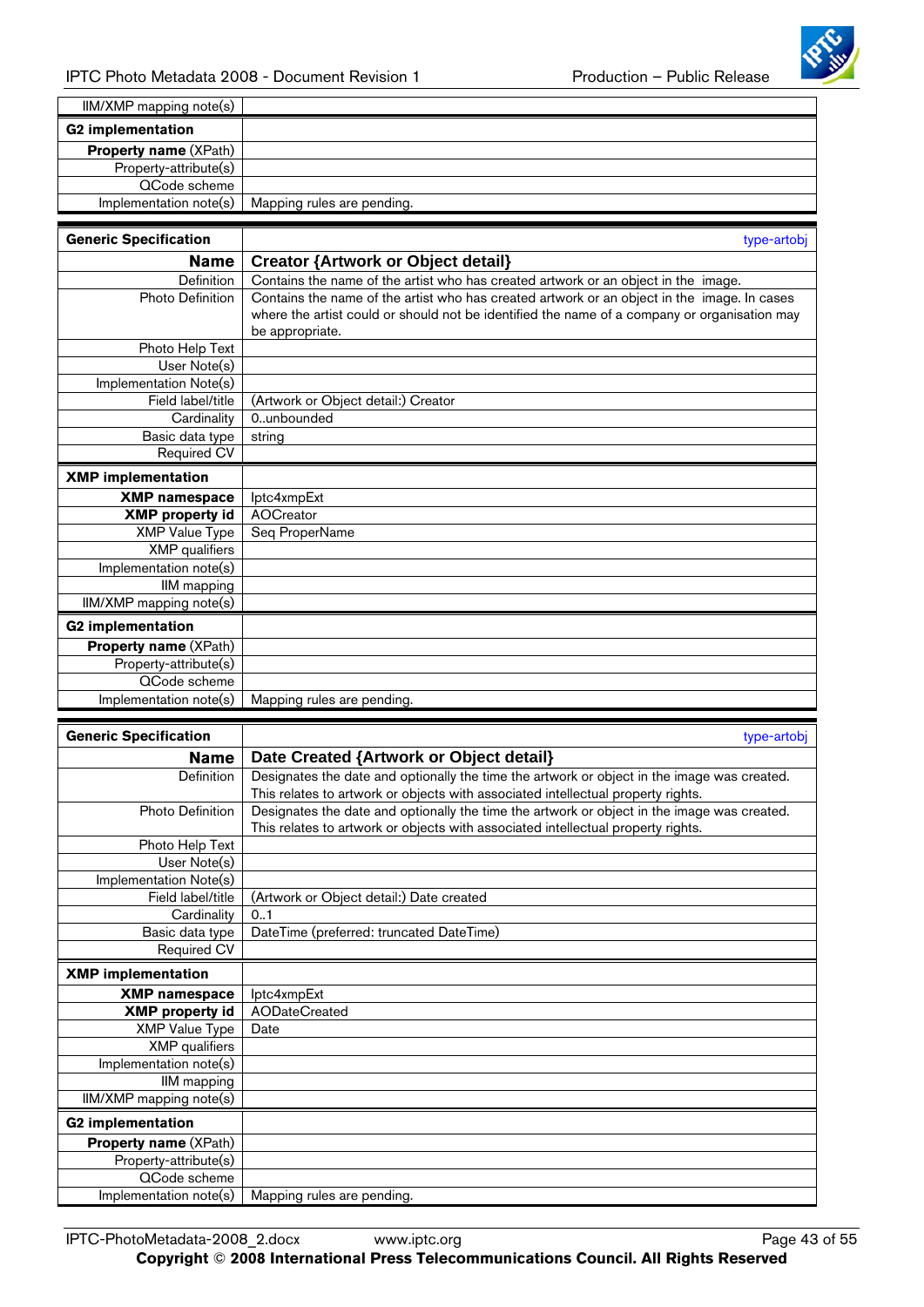| | |
|---|---|
| IIM/XMP mapping note(s) | |
| **G2 implementation** | |
| **Property name** (XPath) | |
| Property-attribute(s) | |
| QCode scheme | |
| Implementation note(s) | Mapping rules are pending. |

| **Generic Specification** | type-artobj |
|---|---|
| **Name** | **Creator {Artwork or Object detail}** |
| Definition | Contains the name of the artist who has created artwork or an object in the image. |
| Photo Definition | Contains the name of the artist who has created artwork or an object in the image. In cases where the artist could or should not be identified the name of a company or organisation may be appropriate. |
| Photo Help Text | |
| User Note(s) | |
| Implementation Note(s) | |
| Field label/title | (Artwork or Object detail:) Creator |
| Cardinality | 0..unbounded |
| Basic data type | string |
| Required CV | |
| **XMP implementation** | |
| **XMP namespace** | Iptc4xmpExt |
| **XMP property id** | AOCreator |
| XMP Value Type | Seq ProperName |
| XMP qualifiers | |
| Implementation note(s) | |
| IIM mapping | |
| IIM/XMP mapping note(s) | |
| **G2 implementation** | |
| **Property name** (XPath) | |
| Property-attribute(s) | |
| QCode scheme | |
| Implementation note(s) | Mapping rules are pending. |

| **Generic Specification** | type-artobj |
|---|---|
| **Name** | **Date Created {Artwork or Object detail}** |
| Definition | Designates the date and optionally the time the artwork or object in the image was created. This relates to artwork or objects with associated intellectual property rights. |
| Photo Definition | Designates the date and optionally the time the artwork or object in the image was created. This relates to artwork or objects with associated intellectual property rights. |
| Photo Help Text | |
| User Note(s) | |
| Implementation Note(s) | |
| Field label/title | (Artwork or Object detail:) Date created |
| Cardinality | 0..1 |
| Basic data type | DateTime (preferred: truncated DateTime) |
| Required CV | |
| **XMP implementation** | |
| **XMP namespace** | Iptc4xmpExt |
| **XMP property id** | AODateCreated |
| XMP Value Type | Date |
| XMP qualifiers | |
| Implementation note(s) | |
| IIM mapping | |
| IIM/XMP mapping note(s) | |
| **G2 implementation** | |
| **Property name** (XPath) | |
| Property-attribute(s) | |
| QCode scheme | |
| Implementation note(s) | Mapping rules are pending. |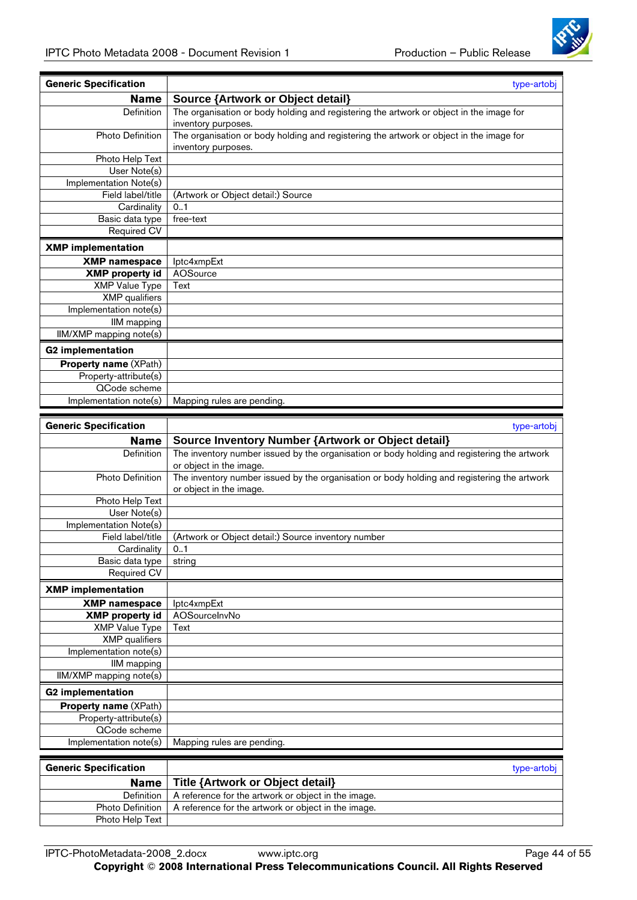| Generic Specification | type-artobj |
|---|---|
| **Name** | **Source {Artwork or Object detail}** |
| Definition | The organisation or body holding and registering the artwork or object in the image for inventory purposes. |
| Photo Definition | The organisation or body holding and registering the artwork or object in the image for inventory purposes. |
| Photo Help Text | |
| User Note(s) | |
| Implementation Note(s) | |
| Field label/title | (Artwork or Object detail:) Source |
| Cardinality | 0..1 |
| Basic data type | free-text |
| Required CV | |
| **XMP implementation** | |
| **XMP namespace** | Iptc4xmpExt |
| **XMP property id** | AOSource |
| XMP Value Type | Text |
| XMP qualifiers | |
| Implementation note(s) | |
| IIM mapping | |
| IIM/XMP mapping note(s) | |
| **G2 implementation** | |
| **Property name** (XPath) | |
| Property-attribute(s) | |
| QCode scheme | |
| Implementation note(s) | Mapping rules are pending. |

| Generic Specification | type-artobj |
|---|---|
| **Name** | **Source Inventory Number {Artwork or Object detail}** |
| Definition | The inventory number issued by the organisation or body holding and registering the artwork or object in the image. |
| Photo Definition | The inventory number issued by the organisation or body holding and registering the artwork or object in the image. |
| Photo Help Text | |
| User Note(s) | |
| Implementation Note(s) | |
| Field label/title | (Artwork or Object detail:) Source inventory number |
| Cardinality | 0..1 |
| Basic data type | string |
| Required CV | |
| **XMP implementation** | |
| **XMP namespace** | Iptc4xmpExt |
| **XMP property id** | AOSourceInvNo |
| XMP Value Type | Text |
| XMP qualifiers | |
| Implementation note(s) | |
| IIM mapping | |
| IIM/XMP mapping note(s) | |
| **G2 implementation** | |
| **Property name** (XPath) | |
| Property-attribute(s) | |
| QCode scheme | |
| Implementation note(s) | Mapping rules are pending. |

| Generic Specification | type-artobj |
|---|---|
| **Name** | **Title {Artwork or Object detail}** |
| Definition | A reference for the artwork or object in the image. |
| Photo Definition | A reference for the artwork or object in the image. |
| Photo Help Text | |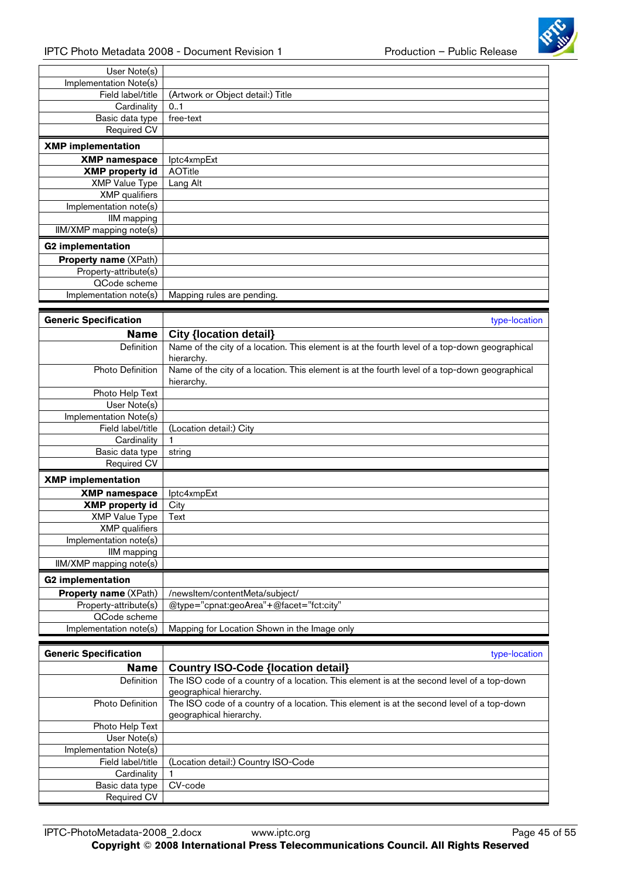| | |
|---|---|
| User Note(s) | |
| Implementation Note(s) | |
| Field label/title | (Artwork or Object detail:) Title |
| Cardinality | 0..1 |
| Basic data type | free-text |
| Required CV | |
| **XMP implementation** | |
| **XMP namespace** | Iptc4xmpExt |
| **XMP property id** | AOTitle |
| XMP Value Type | Lang Alt |
| XMP qualifiers | |
| Implementation note(s) | |
| IIM mapping | |
| IIM/XMP mapping note(s) | |
| **G2 implementation** | |
| **Property name** (XPath) | |
| Property-attribute(s) | |
| QCode scheme | |
| Implementation note(s) | Mapping rules are pending. |

| **Generic Specification** | type-location |
|---|---|
| **Name** | **City {location detail}** |
| Definition | Name of the city of a location. This element is at the fourth level of a top-down geographical hierarchy. |
| Photo Definition | Name of the city of a location. This element is at the fourth level of a top-down geographical hierarchy. |
| Photo Help Text | |
| User Note(s) | |
| Implementation Note(s) | |
| Field label/title | (Location detail:) City |
| Cardinality | 1 |
| Basic data type | string |
| Required CV | |
| **XMP implementation** | |
| **XMP namespace** | Iptc4xmpExt |
| **XMP property id** | City |
| XMP Value Type | Text |
| XMP qualifiers | |
| Implementation note(s) | |
| IIM mapping | |
| IIM/XMP mapping note(s) | |
| **G2 implementation** | |
| **Property name** (XPath) | /newsItem/contentMeta/subject/ |
| Property-attribute(s) | @type="cpnat:geoArea"+@facet="fct:city" |
| QCode scheme | |
| Implementation note(s) | Mapping for Location Shown in the Image only |

| **Generic Specification** | type-location |
|---|---|
| **Name** | **Country ISO-Code {location detail}** |
| Definition | The ISO code of a country of a location. This element is at the second level of a top-down geographical hierarchy. |
| Photo Definition | The ISO code of a country of a location. This element is at the second level of a top-down geographical hierarchy. |
| Photo Help Text | |
| User Note(s) | |
| Implementation Note(s) | |
| Field label/title | (Location detail:) Country ISO-Code |
| Cardinality | 1 |
| Basic data type | CV-code |
| Required CV | |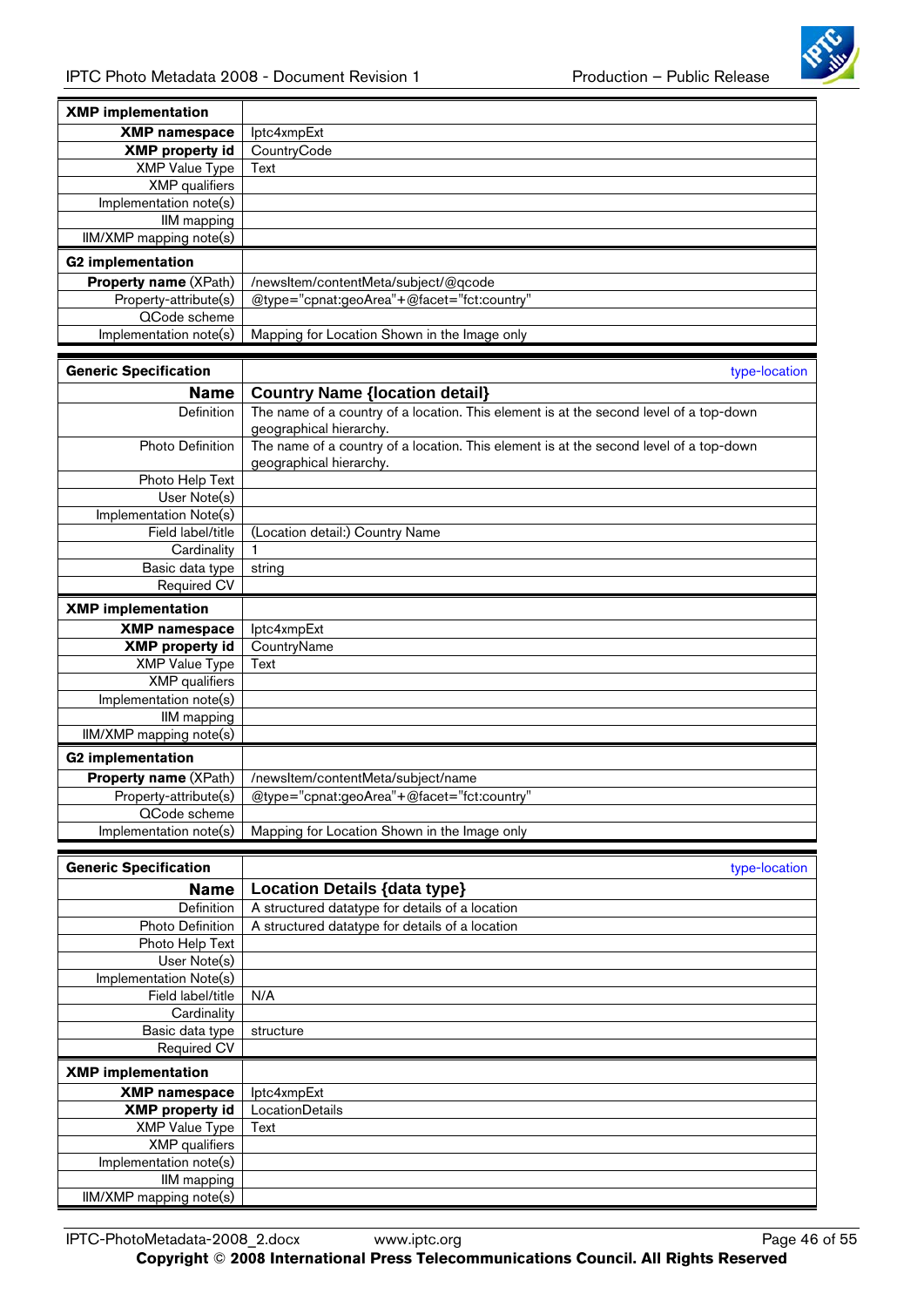| **XMP implementation** | |
|---|---|
| **XMP namespace** | Iptc4xmpExt |
| **XMP property id** | CountryCode |
| XMP Value Type | Text |
| XMP qualifiers | |
| Implementation note(s) | |
| IIM mapping | |
| IIM/XMP mapping note(s) | |
| **G2 implementation** | |
| **Property name** (XPath) | /newsItem/contentMeta/subject/@qcode |
| Property-attribute(s) | @type="cpnat:geoArea"+@facet="fct:country" |
| QCode scheme | |
| Implementation note(s) | Mapping for Location Shown in the Image only |

| **Generic Specification** | type-location |
|---|---|
| **Name** | **Country Name {location detail}** |
| Definition | The name of a country of a location. This element is at the second level of a top-down geographical hierarchy. |
| Photo Definition | The name of a country of a location. This element is at the second level of a top-down geographical hierarchy. |
| Photo Help Text | |
| User Note(s) | |
| Implementation Note(s) | |
| Field label/title | (Location detail:) Country Name |
| Cardinality | 1 |
| Basic data type | string |
| Required CV | |
| **XMP implementation** | |
| **XMP namespace** | Iptc4xmpExt |
| **XMP property id** | CountryName |
| XMP Value Type | Text |
| XMP qualifiers | |
| Implementation note(s) | |
| IIM mapping | |
| IIM/XMP mapping note(s) | |
| **G2 implementation** | |
| **Property name** (XPath) | /newsItem/contentMeta/subject/name |
| Property-attribute(s) | @type="cpnat:geoArea"+@facet="fct:country" |
| QCode scheme | |
| Implementation note(s) | Mapping for Location Shown in the Image only |

| **Generic Specification** | type-location |
|---|---|
| **Name** | **Location Details {data type}** |
| Definition | A structured datatype for details of a location |
| Photo Definition | A structured datatype for details of a location |
| Photo Help Text | |
| User Note(s) | |
| Implementation Note(s) | |
| Field label/title | N/A |
| Cardinality | |
| Basic data type | structure |
| Required CV | |
| **XMP implementation** | |
| **XMP namespace** | Iptc4xmpExt |
| **XMP property id** | LocationDetails |
| XMP Value Type | Text |
| XMP qualifiers | |
| Implementation note(s) | |
| IIM mapping | |
| IIM/XMP mapping note(s) | |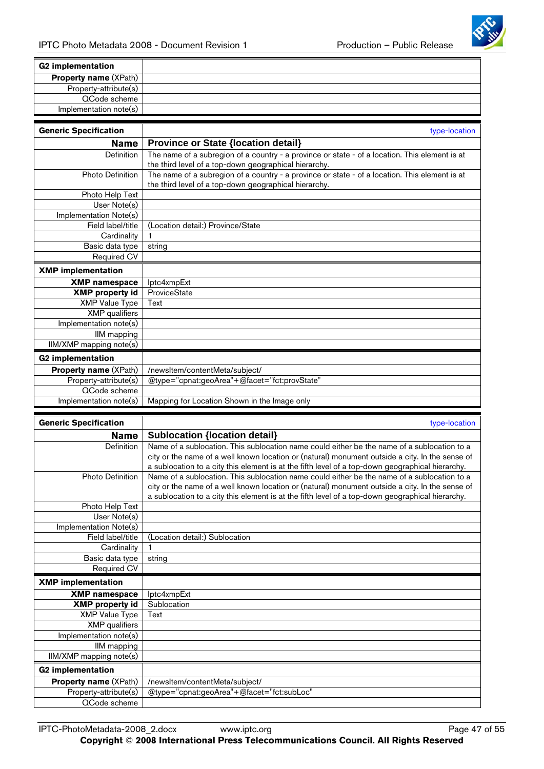| G2 implementation | |
|---|---|
| **Property name** (XPath) | |
| Property-attribute(s) | |
| QCode scheme | |
| Implementation note(s) | |

| Generic Specification | type-location |
|---|---|
| **Name** | **Province or State {location detail}** |
| Definition | The name of a subregion of a country - a province or state - of a location. This element is at the third level of a top-down geographical hierarchy. |
| Photo Definition | The name of a subregion of a country - a province or state - of a location. This element is at the third level of a top-down geographical hierarchy. |
| Photo Help Text | |
| User Note(s) | |
| Implementation Note(s) | |
| Field label/title | (Location detail:) Province/State |
| Cardinality | 1 |
| Basic data type | string |
| Required CV | |
| **XMP implementation** | |
| **XMP namespace** | Iptc4xmpExt |
| **XMP property id** | ProviceState |
| XMP Value Type | Text |
| XMP qualifiers | |
| Implementation note(s) | |
| IIM mapping | |
| IIM/XMP mapping note(s) | |
| **G2 implementation** | |
| **Property name** (XPath) | /newsItem/contentMeta/subject/ |
| Property-attribute(s) | @type="cpnat:geoArea"+@facet="fct:provState" |
| QCode scheme | |
| Implementation note(s) | Mapping for Location Shown in the Image only |

| Generic Specification | type-location |
|---|---|
| **Name** | **Sublocation {location detail}** |
| Definition | Name of a sublocation. This sublocation name could either be the name of a sublocation to a city or the name of a well known location or (natural) monument outside a city. In the sense of a sublocation to a city this element is at the fifth level of a top-down geographical hierarchy. |
| Photo Definition | Name of a sublocation. This sublocation name could either be the name of a sublocation to a city or the name of a well known location or (natural) monument outside a city. In the sense of a sublocation to a city this element is at the fifth level of a top-down geographical hierarchy. |
| Photo Help Text | |
| User Note(s) | |
| Implementation Note(s) | |
| Field label/title | (Location detail:) Sublocation |
| Cardinality | 1 |
| Basic data type | string |
| Required CV | |
| **XMP implementation** | |
| **XMP namespace** | Iptc4xmpExt |
| **XMP property id** | Sublocation |
| XMP Value Type | Text |
| XMP qualifiers | |
| Implementation note(s) | |
| IIM mapping | |
| IIM/XMP mapping note(s) | |
| **G2 implementation** | |
| **Property name** (XPath) | /newsItem/contentMeta/subject/ |
| Property-attribute(s) | @type="cpnat:geoArea"+@facet="fct:subLoc" |
| QCode scheme | |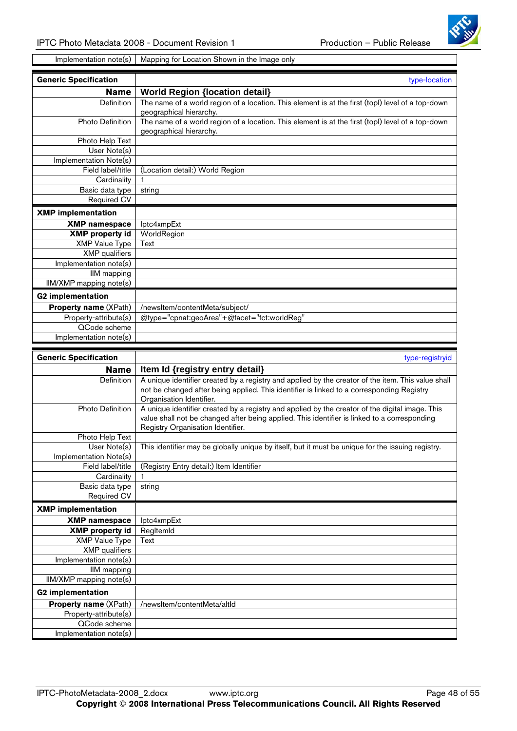| Implementation note(s) | Mapping for Location Shown in the Image only |
|---|---|

| **Generic Specification** | type-location |
|---|---|
| **Name** | **World Region {location detail}** |
| Definition | The name of a world region of a location. This element is at the first (topl) level of a top-down geographical hierarchy. |
| Photo Definition | The name of a world region of a location. This element is at the first (topl) level of a top-down geographical hierarchy. |
| Photo Help Text | |
| User Note(s) | |
| Implementation Note(s) | |
| Field label/title | (Location detail:) World Region |
| Cardinality | 1 |
| Basic data type | string |
| Required CV | |
| **XMP implementation** | |
| **XMP namespace** | Iptc4xmpExt |
| **XMP property id** | WorldRegion |
| XMP Value Type | Text |
| XMP qualifiers | |
| Implementation note(s) | |
| IIM mapping | |
| IIM/XMP mapping note(s) | |
| **G2 implementation** | |
| **Property name** (XPath) | /newsItem/contentMeta/subject/ |
| Property-attribute(s) | @type="cpnat:geoArea"+@facet="fct:worldReg" |
| QCode scheme | |
| Implementation note(s) | |

| **Generic Specification** | type-registryid |
|---|---|
| **Name** | **Item Id {registry entry detail}** |
| Definition | A unique identifier created by a registry and applied by the creator of the item. This value shall not be changed after being applied. This identifier is linked to a corresponding Registry Organisation Identifier. |
| Photo Definition | A unique identifier created by a registry and applied by the creator of the digital image. This value shall not be changed after being applied. This identifier is linked to a corresponding Registry Organisation Identifier. |
| Photo Help Text | |
| User Note(s) | This identifier may be globally unique by itself, but it must be unique for the issuing registry. |
| Implementation Note(s) | |
| Field label/title | (Registry Entry detail:) Item Identifier |
| Cardinality | 1 |
| Basic data type | string |
| Required CV | |
| **XMP implementation** | |
| **XMP namespace** | Iptc4xmpExt |
| **XMP property id** | RegItemId |
| XMP Value Type | Text |
| XMP qualifiers | |
| Implementation note(s) | |
| IIM mapping | |
| IIM/XMP mapping note(s) | |
| **G2 implementation** | |
| **Property name** (XPath) | /newsItem/contentMeta/altId |
| Property-attribute(s) | |
| QCode scheme | |
| Implementation note(s) | |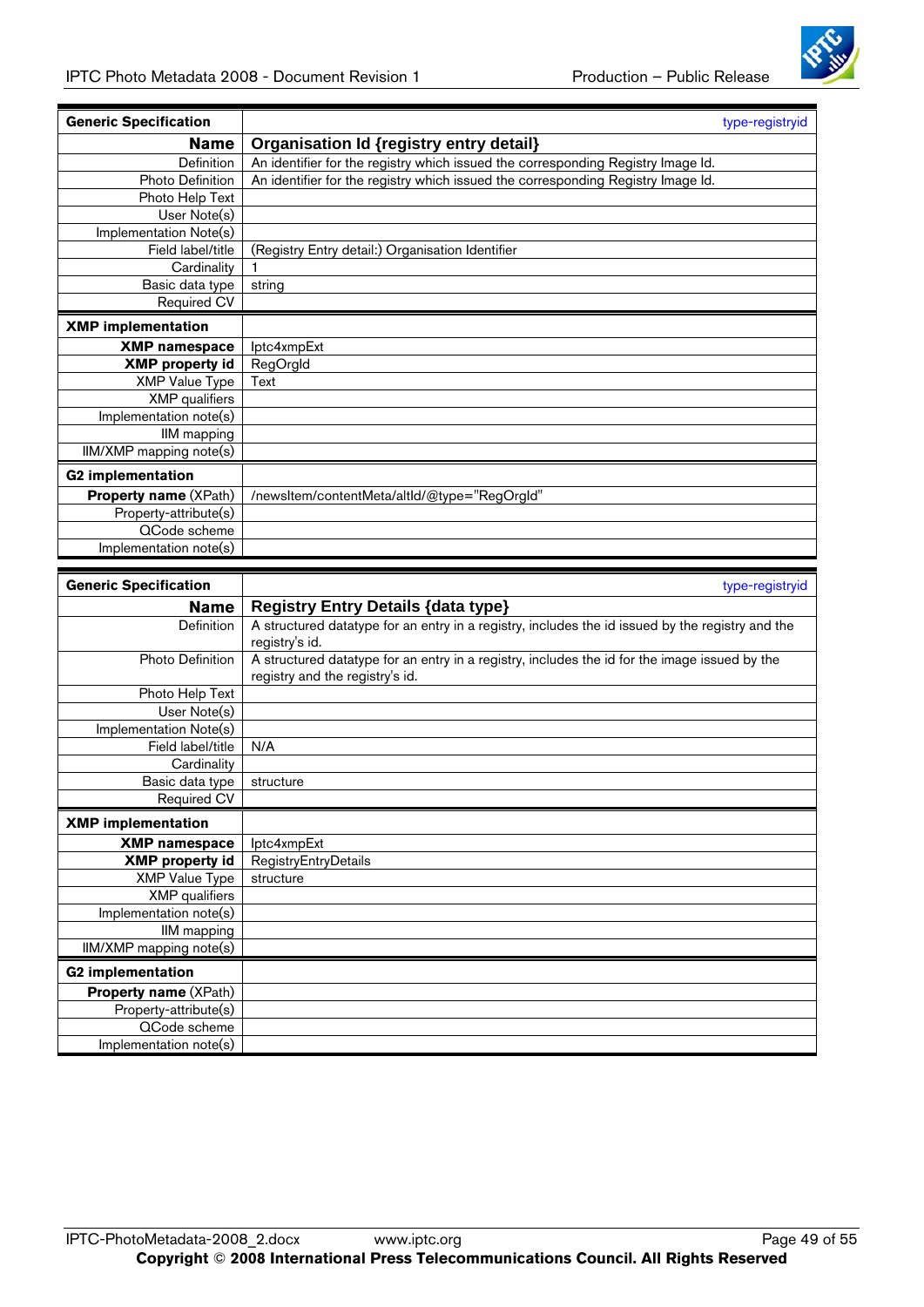| Generic Specification | type-registryid |
|---:|---|
| **Name** | **Organisation Id {registry entry detail}** |
| Definition | An identifier for the registry which issued the corresponding Registry Image Id. |
| Photo Definition | An identifier for the registry which issued the corresponding Registry Image Id. |
| Photo Help Text | |
| User Note(s) | |
| Implementation Note(s) | |
| Field label/title | (Registry Entry detail:) Organisation Identifier |
| Cardinality | 1 |
| Basic data type | string |
| Required CV | |
| **XMP implementation** | |
| **XMP namespace** | Iptc4xmpExt |
| **XMP property id** | RegOrgId |
| XMP Value Type | Text |
| XMP qualifiers | |
| Implementation note(s) | |
| IIM mapping | |
| IIM/XMP mapping note(s) | |
| **G2 implementation** | |
| **Property name** (XPath) | /newsItem/contentMeta/altId/@type="RegOrgId" |
| Property-attribute(s) | |
| QCode scheme | |
| Implementation note(s) | |

| Generic Specification | type-registryid |
|---:|---|
| **Name** | **Registry Entry Details {data type}** |
| Definition | A structured datatype for an entry in a registry, includes the id issued by the registry and the registry's id. |
| Photo Definition | A structured datatype for an entry in a registry, includes the id for the image issued by the registry and the registry's id. |
| Photo Help Text | |
| User Note(s) | |
| Implementation Note(s) | |
| Field label/title | N/A |
| Cardinality | |
| Basic data type | structure |
| Required CV | |
| **XMP implementation** | |
| **XMP namespace** | Iptc4xmpExt |
| **XMP property id** | RegistryEntryDetails |
| XMP Value Type | structure |
| XMP qualifiers | |
| Implementation note(s) | |
| IIM mapping | |
| IIM/XMP mapping note(s) | |
| **G2 implementation** | |
| **Property name** (XPath) | |
| Property-attribute(s) | |
| QCode scheme | |
| Implementation note(s) | |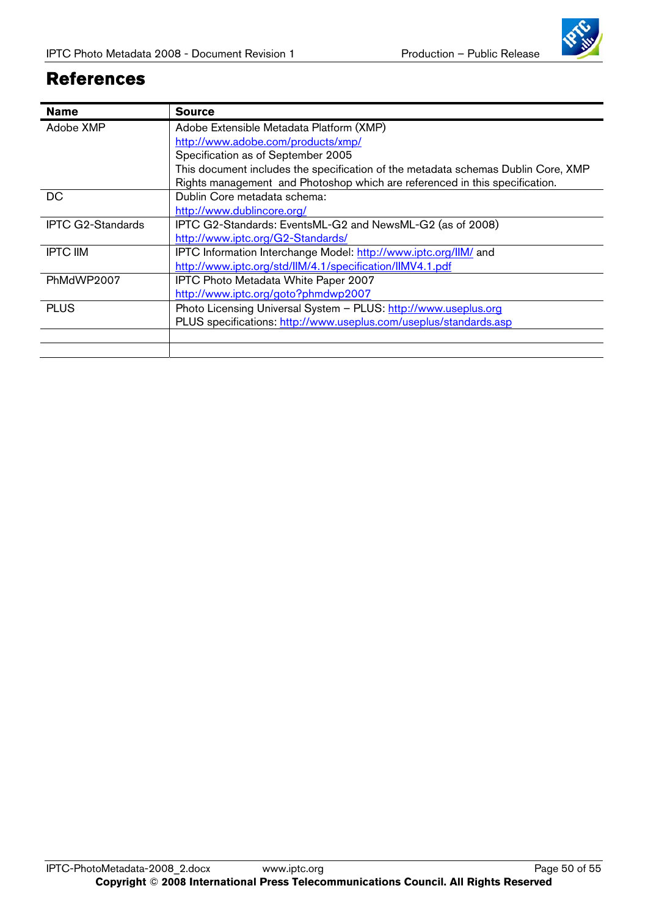# References

| Name | Source |
| --- | --- |
| Adobe XMP | Adobe Extensible Metadata Platform (XMP)<br>http://www.adobe.com/products/xmp/<br>Specification as of September 2005<br>This document includes the specification of the metadata schemas Dublin Core, XMP Rights management and Photoshop which are referenced in this specification. |
| DC | Dublin Core metadata schema:<br>http://www.dublincore.org/ |
| IPTC G2-Standards | IPTC G2-Standards: EventsML-G2 and NewsML-G2 (as of 2008)<br>http://www.iptc.org/G2-Standards/ |
| IPTC IIM | IPTC Information Interchange Model: http://www.iptc.org/IIM/ and<br>http://www.iptc.org/std/IIM/4.1/specification/IIMV4.1.pdf |
| PhMdWP2007 | IPTC Photo Metadata White Paper 2007<br>http://www.iptc.org/goto?phmdwp2007 |
| PLUS | Photo Licensing Universal System – PLUS: http://www.useplus.org<br>PLUS specifications: http://www.useplus.com/useplus/standards.asp |
| | |
| | |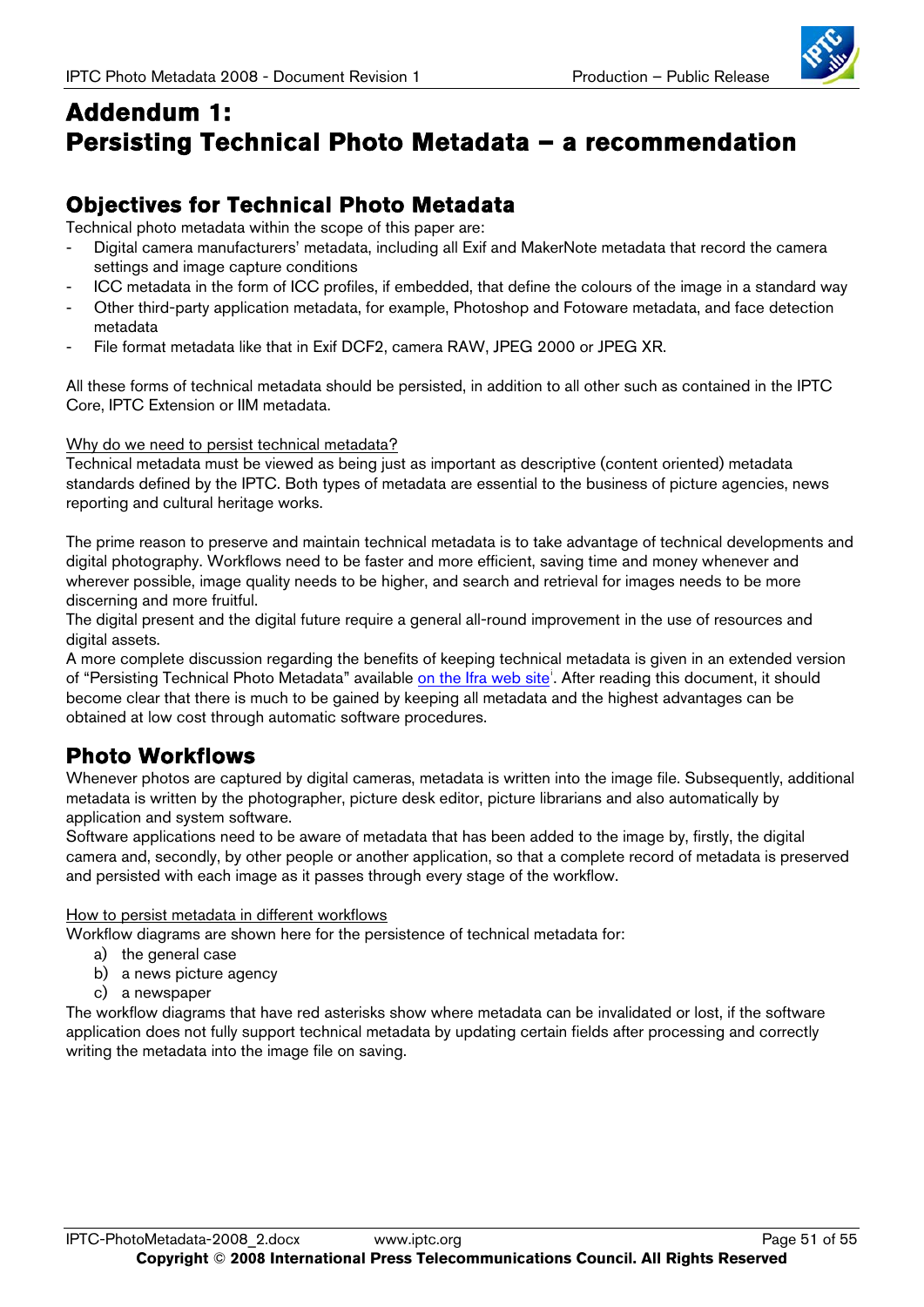# Addendum 1: Persisting Technical Photo Metadata – a recommendation

## Objectives for Technical Photo Metadata

Technical photo metadata within the scope of this paper are:

- Digital camera manufacturers' metadata, including all Exif and MakerNote metadata that record the camera settings and image capture conditions
- ICC metadata in the form of ICC profiles, if embedded, that define the colours of the image in a standard way
- Other third-party application metadata, for example, Photoshop and Fotoware metadata, and face detection metadata
- File format metadata like that in Exif DCF2, camera RAW, JPEG 2000 or JPEG XR.

All these forms of technical metadata should be persisted, in addition to all other such as contained in the IPTC Core, IPTC Extension or IIM metadata.

Why do we need to persist technical metadata?

Technical metadata must be viewed as being just as important as descriptive (content oriented) metadata standards defined by the IPTC. Both types of metadata are essential to the business of picture agencies, news reporting and cultural heritage works.

The prime reason to preserve and maintain technical metadata is to take advantage of technical developments and digital photography. Workflows need to be faster and more efficient, saving time and money whenever and wherever possible, image quality needs to be higher, and search and retrieval for images needs to be more discerning and more fruitful.

The digital present and the digital future require a general all-round improvement in the use of resources and digital assets.

A more complete discussion regarding the benefits of keeping technical metadata is given in an extended version of "Persisting Technical Photo Metadata" available on the Ifra web site[i]. After reading this document, it should become clear that there is much to be gained by keeping all metadata and the highest advantages can be obtained at low cost through automatic software procedures.

## Photo Workflows

Whenever photos are captured by digital cameras, metadata is written into the image file. Subsequently, additional metadata is written by the photographer, picture desk editor, picture librarians and also automatically by application and system software.

Software applications need to be aware of metadata that has been added to the image by, firstly, the digital camera and, secondly, by other people or another application, so that a complete record of metadata is preserved and persisted with each image as it passes through every stage of the workflow.

How to persist metadata in different workflows

Workflow diagrams are shown here for the persistence of technical metadata for:

a) the general case
b) a news picture agency
c) a newspaper

The workflow diagrams that have red asterisks show where metadata can be invalidated or lost, if the software application does not fully support technical metadata by updating certain fields after processing and correctly writing the metadata into the image file on saving.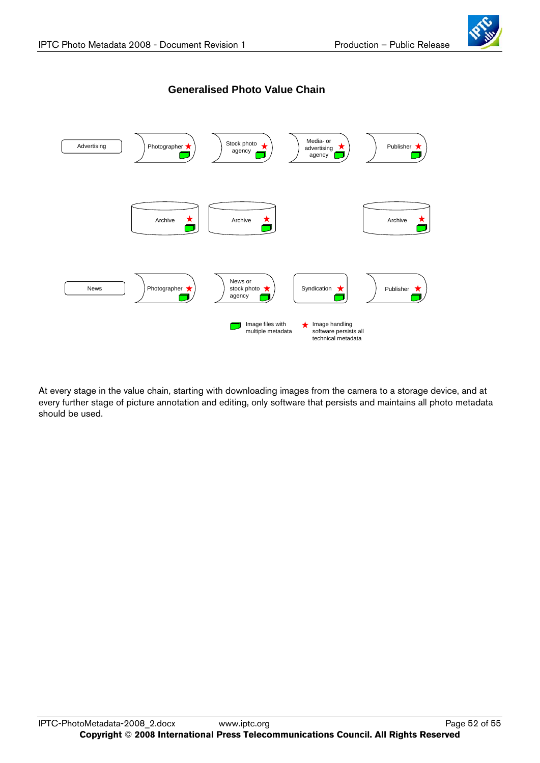## Generalised Photo Value Chain

Advertising → Photographer → Stock photo agency → Media- or advertising agency → Publisher

Archive | Archive | Archive

News → Photographer → News or stock photo agency → Syndication → Publisher

Image files with multiple metadata

★ Image handling software persists all technical metadata

At every stage in the value chain, starting with downloading images from the camera to a storage device, and at every further stage of picture annotation and editing, only software that persists and maintains all photo metadata should be used.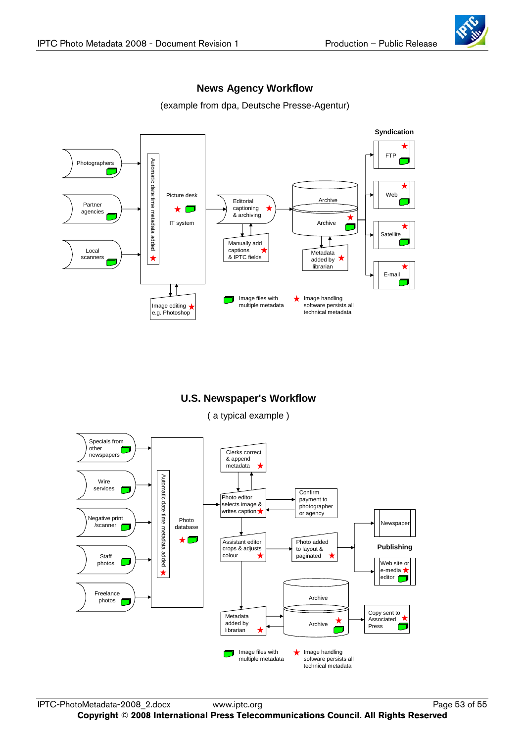## News Agency Workflow

(example from dpa, Deutsche Presse-Agentur)

Photographers

Partner agencies

Local scanners

Automatic date:time metadata added

Picture desk

IT system

Image editing e.g. Photoshop

Editorial captioning & archiving

Manually add captions & IPTC fields

Archive

Archive

Metadata added by librarian

Syndication

FTP

Web

Satellite

E-mail

Image files with multiple metadata

Image handling software persists all technical metadata

## U.S. Newspaper's Workflow

( a typical example )

Specials from other newspapers

Wire services

Negative print /scanner

Staff photos

Freelance photos

Automatic date:time metadata added

Photo database

Clerks correct & append metadata

Photo editor selects image & writes caption

Confirm payment to photographer or agency

Assistant editor crops & adjusts colour

Photo added to layout & paginated

Newspaper

Publishing

Web site or e-media editor

Archive

Archive

Metadata added by librarian

Copy sent to Associated Press

Image files with multiple metadata

Image handling software persists all technical metadata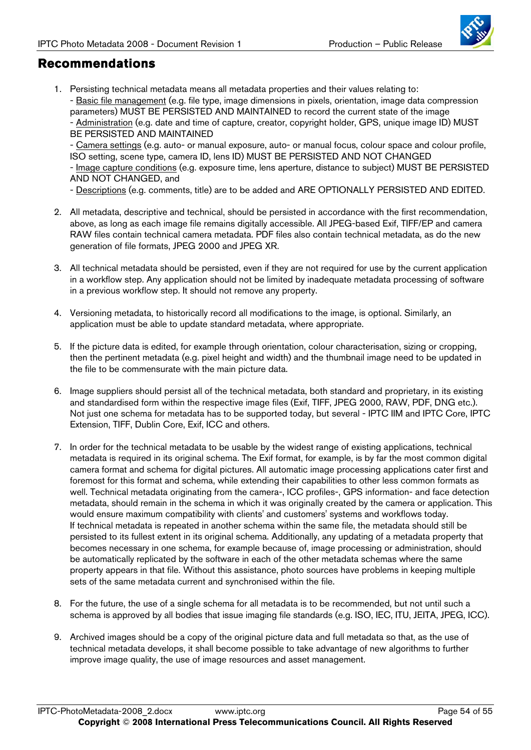## Recommendations

1. Persisting technical metadata means all metadata properties and their values relating to:
   - Basic file management (e.g. file type, image dimensions in pixels, orientation, image data compression parameters) MUST BE PERSISTED AND MAINTAINED to record the current state of the image
   - Administration (e.g. date and time of capture, creator, copyright holder, GPS, unique image ID) MUST BE PERSISTED AND MAINTAINED
   - Camera settings (e.g. auto- or manual exposure, auto- or manual focus, colour space and colour profile, ISO setting, scene type, camera ID, lens ID) MUST BE PERSISTED AND NOT CHANGED
   - Image capture conditions (e.g. exposure time, lens aperture, distance to subject) MUST BE PERSISTED AND NOT CHANGED, and
   - Descriptions (e.g. comments, title) are to be added and ARE OPTIONALLY PERSISTED AND EDITED.

2. All metadata, descriptive and technical, should be persisted in accordance with the first recommendation, above, as long as each image file remains digitally accessible. All JPEG-based Exif, TIFF/EP and camera RAW files contain technical camera metadata. PDF files also contain technical metadata, as do the new generation of file formats, JPEG 2000 and JPEG XR.

3. All technical metadata should be persisted, even if they are not required for use by the current application in a workflow step. Any application should not be limited by inadequate metadata processing of software in a previous workflow step. It should not remove any property.

4. Versioning metadata, to historically record all modifications to the image, is optional. Similarly, an application must be able to update standard metadata, where appropriate.

5. If the picture data is edited, for example through orientation, colour characterisation, sizing or cropping, then the pertinent metadata (e.g. pixel height and width) and the thumbnail image need to be updated in the file to be commensurate with the main picture data.

6. Image suppliers should persist all of the technical metadata, both standard and proprietary, in its existing and standardised form within the respective image files (Exif, TIFF, JPEG 2000, RAW, PDF, DNG etc.). Not just one schema for metadata has to be supported today, but several - IPTC IIM and IPTC Core, IPTC Extension, TIFF, Dublin Core, Exif, ICC and others.

7. In order for the technical metadata to be usable by the widest range of existing applications, technical metadata is required in its original schema. The Exif format, for example, is by far the most common digital camera format and schema for digital pictures. All automatic image processing applications cater first and foremost for this format and schema, while extending their capabilities to other less common formats as well. Technical metadata originating from the camera-, ICC profiles-, GPS information- and face detection metadata, should remain in the schema in which it was originally created by the camera or application. This would ensure maximum compatibility with clients' and customers' systems and workflows today.
   If technical metadata is repeated in another schema within the same file, the metadata should still be persisted to its fullest extent in its original schema. Additionally, any updating of a metadata property that becomes necessary in one schema, for example because of, image processing or administration, should be automatically replicated by the software in each of the other metadata schemas where the same property appears in that file. Without this assistance, photo sources have problems in keeping multiple sets of the same metadata current and synchronised within the file.

8. For the future, the use of a single schema for all metadata is to be recommended, but not until such a schema is approved by all bodies that issue imaging file standards (e.g. ISO, IEC, ITU, JEITA, JPEG, ICC).

9. Archived images should be a copy of the original picture data and full metadata so that, as the use of technical metadata develops, it shall become possible to take advantage of new algorithms to further improve image quality, the use of image resources and asset management.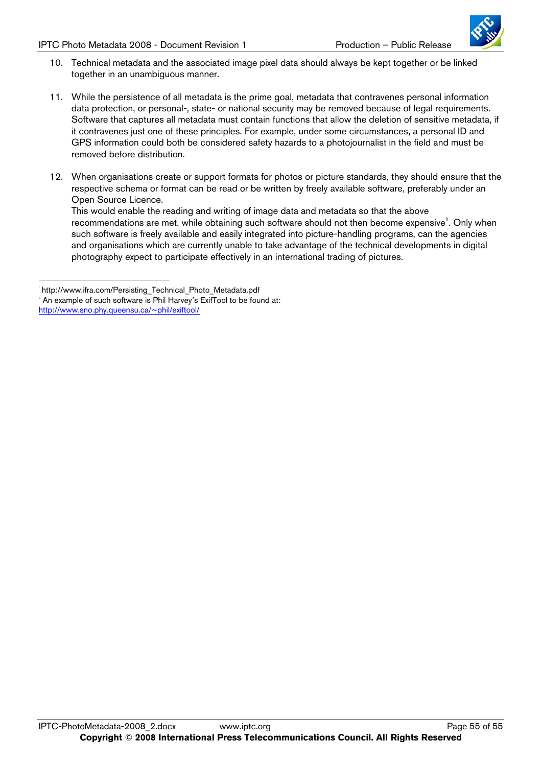10. Technical metadata and the associated image pixel data should always be kept together or be linked together in an unambiguous manner.

11. While the persistence of all metadata is the prime goal, metadata that contravenes personal information data protection, or personal-, state- or national security may be removed because of legal requirements. Software that captures all metadata must contain functions that allow the deletion of sensitive metadata, if it contravenes just one of these principles. For example, under some circumstances, a personal ID and GPS information could both be considered safety hazards to a photojournalist in the field and must be removed before distribution.

12. When organisations create or support formats for photos or picture standards, they should ensure that the respective schema or format can be read or be written by freely available software, preferably under an Open Source Licence.
    This would enable the reading and writing of image data and metadata so that the above recommendations are met, while obtaining such software should not then become expensive[ii]. Only when such software is freely available and easily integrated into picture-handling programs, can the agencies and organisations which are currently unable to take advantage of the technical developments in digital photography expect to participate effectively in an international trading of pictures.

---

[i] http://www.ifra.com/Persisting_Technical_Photo_Metadata.pdf

[ii] An example of such software is Phil Harvey's ExifTool to be found at: http://www.sno.phy.queensu.ca/~phil/exiftool/